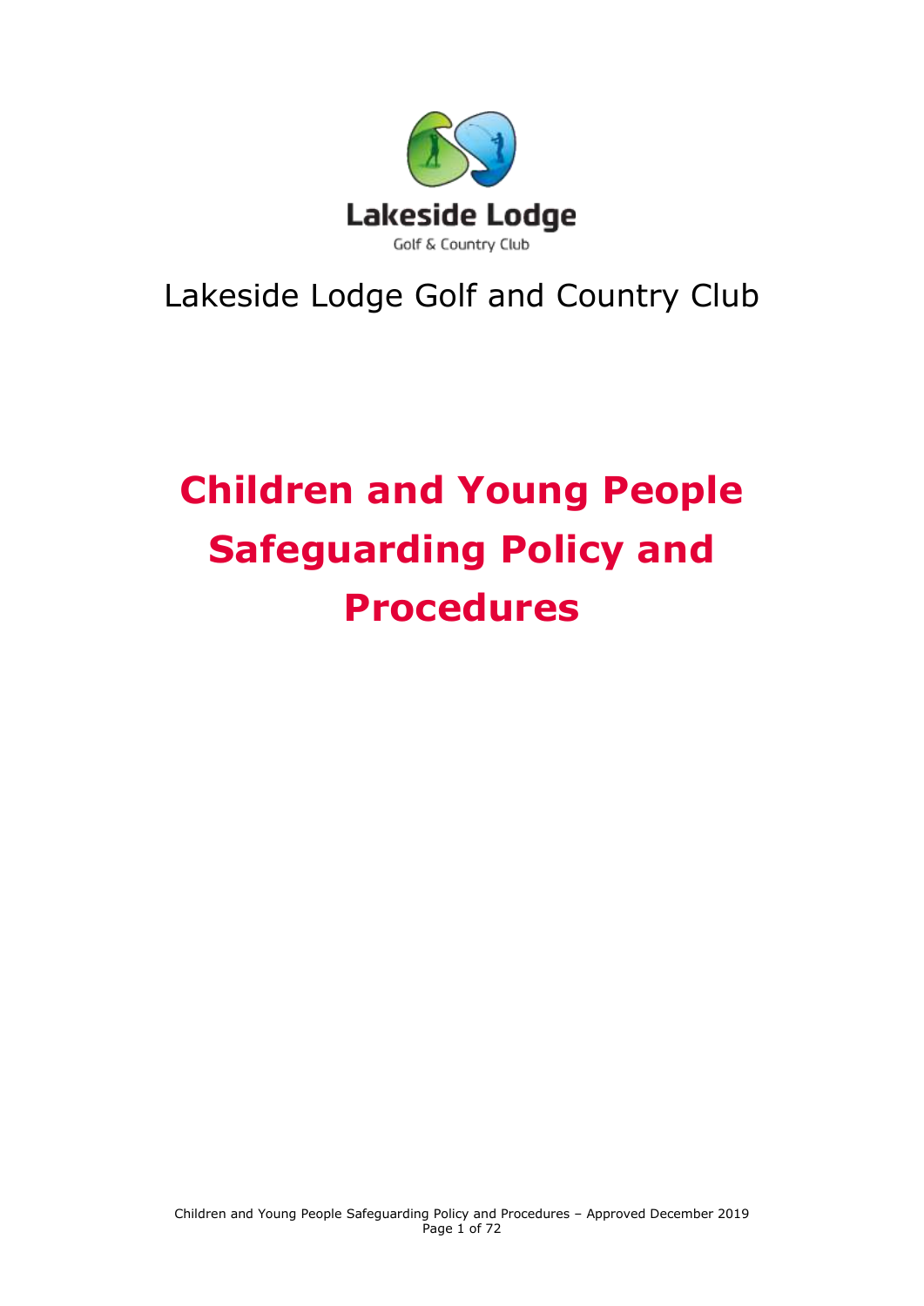Lakeside Lodge Golf and Country Club

# Children and Young People Safeguarding Policy and Procedures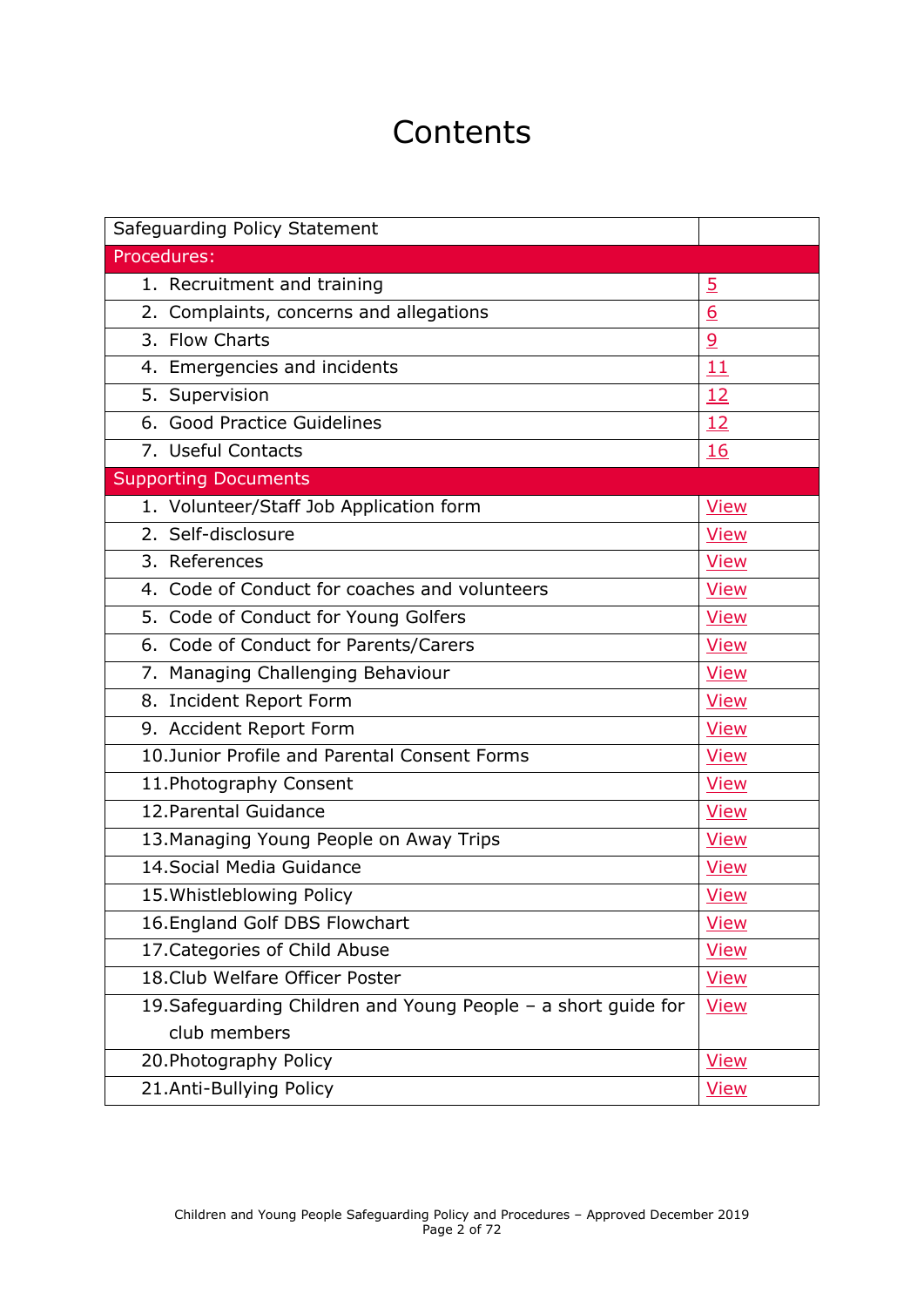# Contents

| Safeguarding Policy Statement | |
|---|---|
| **Procedures:** | |
| 1. Recruitment and training | 5 |
| 2. Complaints, concerns and allegations | 6 |
| 3. Flow Charts | 9 |
| 4. Emergencies and incidents | 11 |
| 5. Supervision | 12 |
| 6. Good Practice Guidelines | 12 |
| 7. Useful Contacts | 16 |
| **Supporting Documents** | |
| 1. Volunteer/Staff Job Application form | View |
| 2. Self-disclosure | View |
| 3. References | View |
| 4. Code of Conduct for coaches and volunteers | View |
| 5. Code of Conduct for Young Golfers | View |
| 6. Code of Conduct for Parents/Carers | View |
| 7. Managing Challenging Behaviour | View |
| 8. Incident Report Form | View |
| 9. Accident Report Form | View |
| 10. Junior Profile and Parental Consent Forms | View |
| 11. Photography Consent | View |
| 12. Parental Guidance | View |
| 13. Managing Young People on Away Trips | View |
| 14. Social Media Guidance | View |
| 15. Whistleblowing Policy | View |
| 16. England Golf DBS Flowchart | View |
| 17. Categories of Child Abuse | View |
| 18. Club Welfare Officer Poster | View |
| 19. Safeguarding Children and Young People – a short guide for club members | View |
| 20. Photography Policy | View |
| 21. Anti-Bullying Policy | View |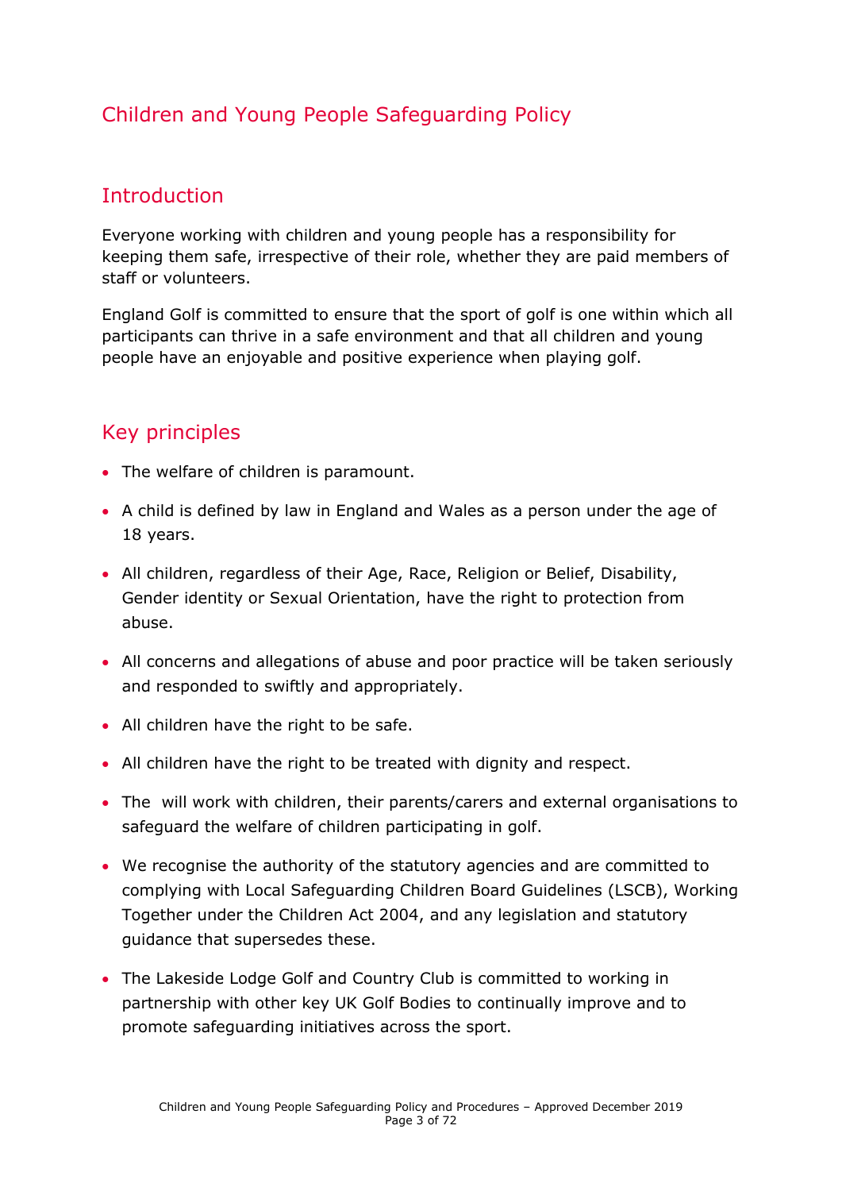## Children and Young People Safeguarding Policy

### Introduction

Everyone working with children and young people has a responsibility for keeping them safe, irrespective of their role, whether they are paid members of staff or volunteers.

England Golf is committed to ensure that the sport of golf is one within which all participants can thrive in a safe environment and that all children and young people have an enjoyable and positive experience when playing golf.

### Key principles

- The welfare of children is paramount.
- A child is defined by law in England and Wales as a person under the age of 18 years.
- All children, regardless of their Age, Race, Religion or Belief, Disability, Gender identity or Sexual Orientation, have the right to protection from abuse.
- All concerns and allegations of abuse and poor practice will be taken seriously and responded to swiftly and appropriately.
- All children have the right to be safe.
- All children have the right to be treated with dignity and respect.
- The  will work with children, their parents/carers and external organisations to safeguard the welfare of children participating in golf.
- We recognise the authority of the statutory agencies and are committed to complying with Local Safeguarding Children Board Guidelines (LSCB), Working Together under the Children Act 2004, and any legislation and statutory guidance that supersedes these.
- The Lakeside Lodge Golf and Country Club is committed to working in partnership with other key UK Golf Bodies to continually improve and to promote safeguarding initiatives across the sport.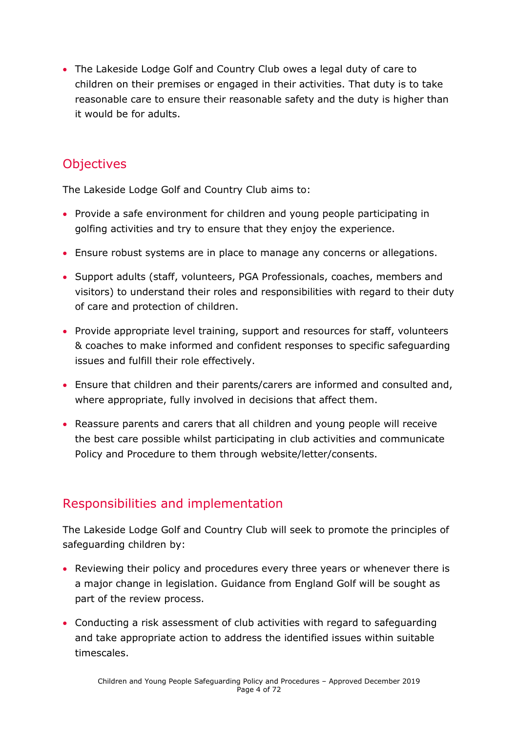- The Lakeside Lodge Golf and Country Club owes a legal duty of care to children on their premises or engaged in their activities. That duty is to take reasonable care to ensure their reasonable safety and the duty is higher than it would be for adults.

## Objectives

The Lakeside Lodge Golf and Country Club aims to:

- Provide a safe environment for children and young people participating in golfing activities and try to ensure that they enjoy the experience.
- Ensure robust systems are in place to manage any concerns or allegations.
- Support adults (staff, volunteers, PGA Professionals, coaches, members and visitors) to understand their roles and responsibilities with regard to their duty of care and protection of children.
- Provide appropriate level training, support and resources for staff, volunteers & coaches to make informed and confident responses to specific safeguarding issues and fulfill their role effectively.
- Ensure that children and their parents/carers are informed and consulted and, where appropriate, fully involved in decisions that affect them.
- Reassure parents and carers that all children and young people will receive the best care possible whilst participating in club activities and communicate Policy and Procedure to them through website/letter/consents.

## Responsibilities and implementation

The Lakeside Lodge Golf and Country Club will seek to promote the principles of safeguarding children by:

- Reviewing their policy and procedures every three years or whenever there is a major change in legislation. Guidance from England Golf will be sought as part of the review process.
- Conducting a risk assessment of club activities with regard to safeguarding and take appropriate action to address the identified issues within suitable timescales.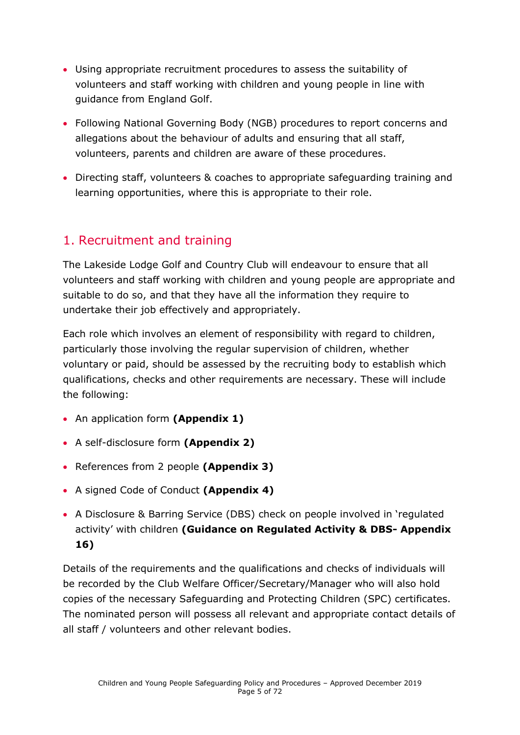- Using appropriate recruitment procedures to assess the suitability of volunteers and staff working with children and young people in line with guidance from England Golf.
- Following National Governing Body (NGB) procedures to report concerns and allegations about the behaviour of adults and ensuring that all staff, volunteers, parents and children are aware of these procedures.
- Directing staff, volunteers & coaches to appropriate safeguarding training and learning opportunities, where this is appropriate to their role.

## 1. Recruitment and training

The Lakeside Lodge Golf and Country Club will endeavour to ensure that all volunteers and staff working with children and young people are appropriate and suitable to do so, and that they have all the information they require to undertake their job effectively and appropriately.

Each role which involves an element of responsibility with regard to children, particularly those involving the regular supervision of children, whether voluntary or paid, should be assessed by the recruiting body to establish which qualifications, checks and other requirements are necessary. These will include the following:

- An application form **(Appendix 1)**
- A self-disclosure form **(Appendix 2)**
- References from 2 people **(Appendix 3)**
- A signed Code of Conduct **(Appendix 4)**
- A Disclosure & Barring Service (DBS) check on people involved in 'regulated activity' with children **(Guidance on Regulated Activity & DBS- Appendix 16)**

Details of the requirements and the qualifications and checks of individuals will be recorded by the Club Welfare Officer/Secretary/Manager who will also hold copies of the necessary Safeguarding and Protecting Children (SPC) certificates. The nominated person will possess all relevant and appropriate contact details of all staff / volunteers and other relevant bodies.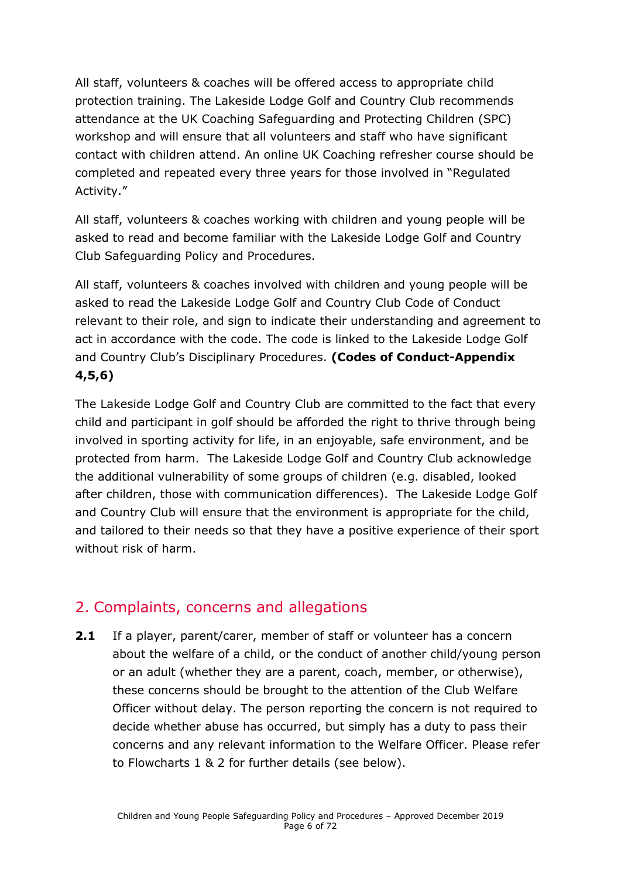All staff, volunteers & coaches will be offered access to appropriate child protection training. The Lakeside Lodge Golf and Country Club recommends attendance at the UK Coaching Safeguarding and Protecting Children (SPC) workshop and will ensure that all volunteers and staff who have significant contact with children attend. An online UK Coaching refresher course should be completed and repeated every three years for those involved in "Regulated Activity."

All staff, volunteers & coaches working with children and young people will be asked to read and become familiar with the Lakeside Lodge Golf and Country Club Safeguarding Policy and Procedures.

All staff, volunteers & coaches involved with children and young people will be asked to read the Lakeside Lodge Golf and Country Club Code of Conduct relevant to their role, and sign to indicate their understanding and agreement to act in accordance with the code. The code is linked to the Lakeside Lodge Golf and Country Club's Disciplinary Procedures. **(Codes of Conduct-Appendix 4,5,6)**

The Lakeside Lodge Golf and Country Club are committed to the fact that every child and participant in golf should be afforded the right to thrive through being involved in sporting activity for life, in an enjoyable, safe environment, and be protected from harm. The Lakeside Lodge Golf and Country Club acknowledge the additional vulnerability of some groups of children (e.g. disabled, looked after children, those with communication differences). The Lakeside Lodge Golf and Country Club will ensure that the environment is appropriate for the child, and tailored to their needs so that they have a positive experience of their sport without risk of harm.

## 2. Complaints, concerns and allegations

**2.1** If a player, parent/carer, member of staff or volunteer has a concern about the welfare of a child, or the conduct of another child/young person or an adult (whether they are a parent, coach, member, or otherwise), these concerns should be brought to the attention of the Club Welfare Officer without delay. The person reporting the concern is not required to decide whether abuse has occurred, but simply has a duty to pass their concerns and any relevant information to the Welfare Officer. Please refer to Flowcharts 1 & 2 for further details (see below).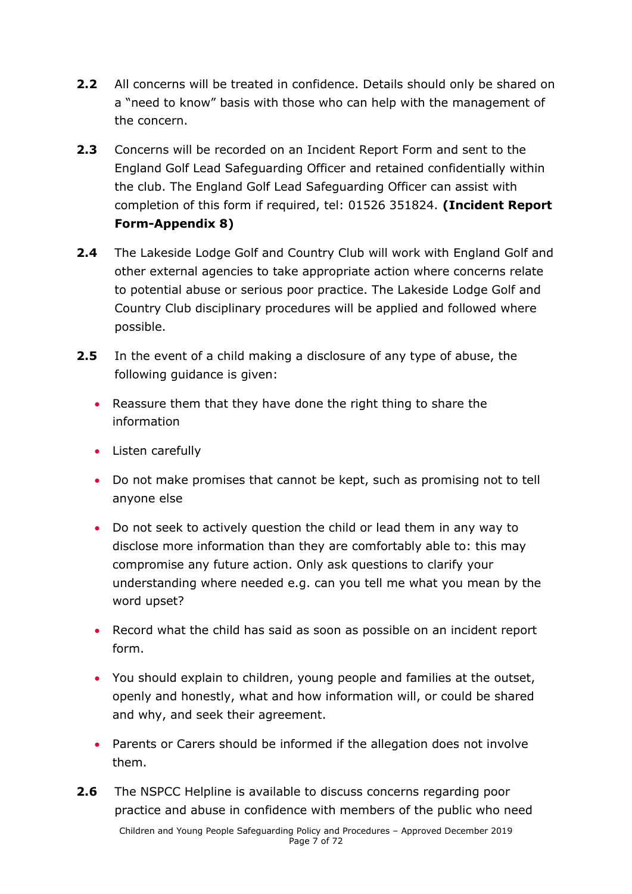**2.2** All concerns will be treated in confidence. Details should only be shared on a "need to know" basis with those who can help with the management of the concern.

**2.3** Concerns will be recorded on an Incident Report Form and sent to the England Golf Lead Safeguarding Officer and retained confidentially within the club. The England Golf Lead Safeguarding Officer can assist with completion of this form if required, tel: 01526 351824. **(Incident Report Form-Appendix 8)**

**2.4** The Lakeside Lodge Golf and Country Club will work with England Golf and other external agencies to take appropriate action where concerns relate to potential abuse or serious poor practice. The Lakeside Lodge Golf and Country Club disciplinary procedures will be applied and followed where possible.

**2.5** In the event of a child making a disclosure of any type of abuse, the following guidance is given:

- Reassure them that they have done the right thing to share the information
- Listen carefully
- Do not make promises that cannot be kept, such as promising not to tell anyone else
- Do not seek to actively question the child or lead them in any way to disclose more information than they are comfortably able to: this may compromise any future action. Only ask questions to clarify your understanding where needed e.g. can you tell me what you mean by the word upset?
- Record what the child has said as soon as possible on an incident report form.
- You should explain to children, young people and families at the outset, openly and honestly, what and how information will, or could be shared and why, and seek their agreement.
- Parents or Carers should be informed if the allegation does not involve them.

**2.6** The NSPCC Helpline is available to discuss concerns regarding poor practice and abuse in confidence with members of the public who need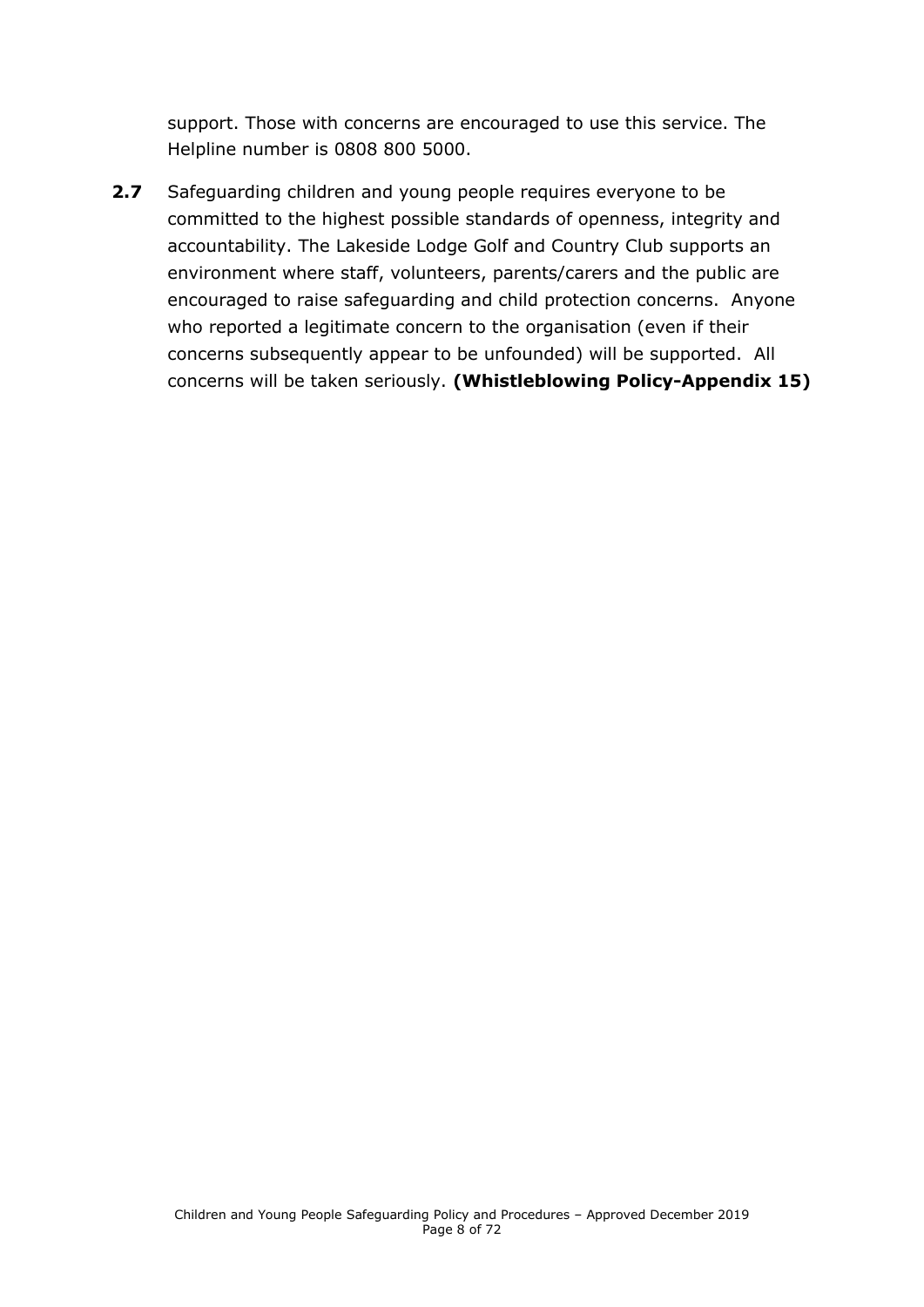support. Those with concerns are encouraged to use this service. The Helpline number is 0808 800 5000.

**2.7** Safeguarding children and young people requires everyone to be committed to the highest possible standards of openness, integrity and accountability. The Lakeside Lodge Golf and Country Club supports an environment where staff, volunteers, parents/carers and the public are encouraged to raise safeguarding and child protection concerns. Anyone who reported a legitimate concern to the organisation (even if their concerns subsequently appear to be unfounded) will be supported. All concerns will be taken seriously. **(Whistleblowing Policy-Appendix 15)**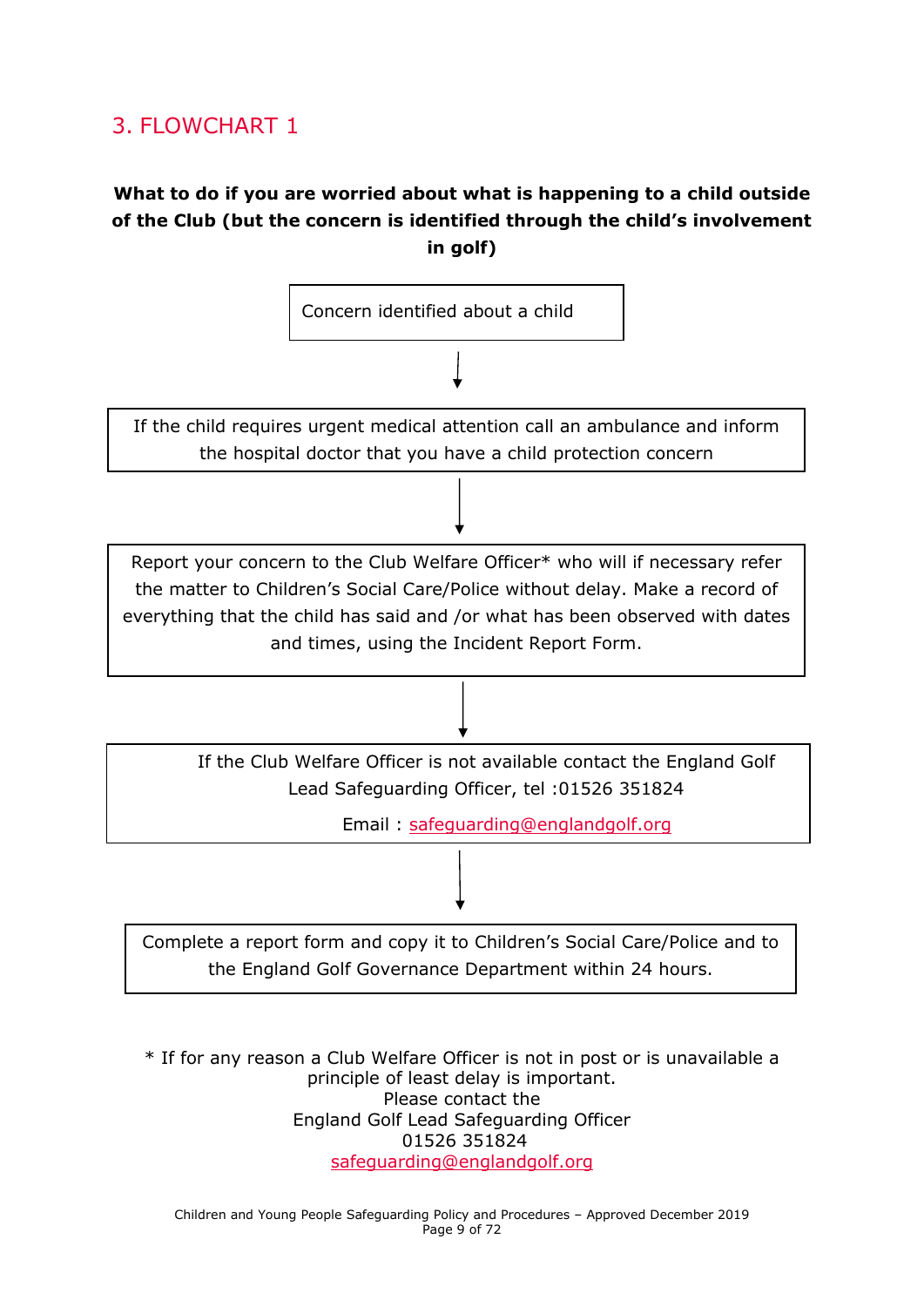## 3. FLOWCHART 1

**What to do if you are worried about what is happening to a child outside of the Club (but the concern is identified through the child's involvement in golf)**

Concern identified about a child

↓

If the child requires urgent medical attention call an ambulance and inform the hospital doctor that you have a child protection concern

↓

Report your concern to the Club Welfare Officer* who will if necessary refer the matter to Children's Social Care/Police without delay. Make a record of everything that the child has said and /or what has been observed with dates and times, using the Incident Report Form.

↓

If the Club Welfare Officer is not available contact the England Golf Lead Safeguarding Officer, tel :01526 351824

Email : safeguarding@englandgolf.org

↓

Complete a report form and copy it to Children's Social Care/Police and to the England Golf Governance Department within 24 hours.

* If for any reason a Club Welfare Officer is not in post or is unavailable a principle of least delay is important.
Please contact the
England Golf Lead Safeguarding Officer
01526 351824
safeguarding@englandgolf.org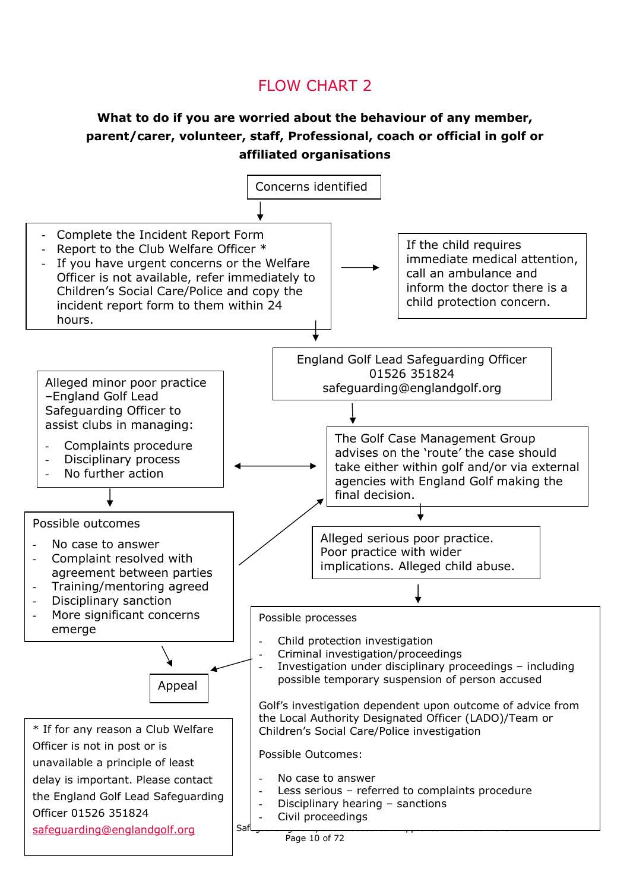# FLOW CHART 2

**What to do if you are worried about the behaviour of any member, parent/carer, volunteer, staff, Professional, coach or official in golf or affiliated organisations**

Concerns identified

- Complete the Incident Report Form
- Report to the Club Welfare Officer *
- If you have urgent concerns or the Welfare Officer is not available, refer immediately to Children's Social Care/Police and copy the incident report form to them within 24 hours.

If the child requires immediate medical attention, call an ambulance and inform the doctor there is a child protection concern.

England Golf Lead Safeguarding Officer
01526 351824
safeguarding@englandgolf.org

The Golf Case Management Group advises on the 'route' the case should take either within golf and/or via external agencies with England Golf making the final decision.

Alleged minor poor practice –England Golf Lead Safeguarding Officer to assist clubs in managing:

- Complaints procedure
- Disciplinary process
- No further action

Possible outcomes

- No case to answer
- Complaint resolved with agreement between parties
- Training/mentoring agreed
- Disciplinary sanction
- More significant concerns emerge

Alleged serious poor practice. Poor practice with wider implications. Alleged child abuse.

Possible processes

- Child protection investigation
- Criminal investigation/proceedings
- Investigation under disciplinary proceedings – including possible temporary suspension of person accused

Golf's investigation dependent upon outcome of advice from the Local Authority Designated Officer (LADO)/Team or Children's Social Care/Police investigation

Possible Outcomes:

- No case to answer
- Less serious – referred to complaints procedure
- Disciplinary hearing – sanctions
- Civil proceedings

Appeal

* If for any reason a Club Welfare Officer is not in post or is unavailable a principle of least delay is important. Please contact the England Golf Lead Safeguarding Officer 01526 351824 safeguarding@englandgolf.org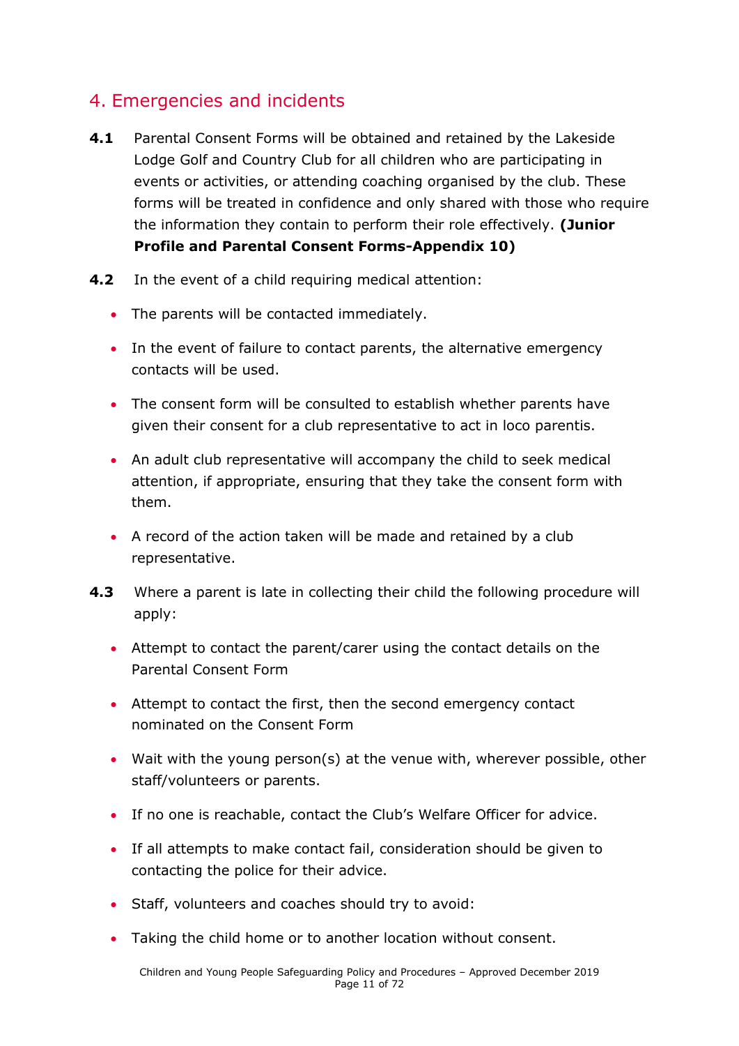## 4. Emergencies and incidents

**4.1** Parental Consent Forms will be obtained and retained by the Lakeside Lodge Golf and Country Club for all children who are participating in events or activities, or attending coaching organised by the club. These forms will be treated in confidence and only shared with those who require the information they contain to perform their role effectively. **(Junior Profile and Parental Consent Forms-Appendix 10)**

**4.2** In the event of a child requiring medical attention:

- The parents will be contacted immediately.
- In the event of failure to contact parents, the alternative emergency contacts will be used.
- The consent form will be consulted to establish whether parents have given their consent for a club representative to act in loco parentis.
- An adult club representative will accompany the child to seek medical attention, if appropriate, ensuring that they take the consent form with them.
- A record of the action taken will be made and retained by a club representative.

**4.3** Where a parent is late in collecting their child the following procedure will apply:

- Attempt to contact the parent/carer using the contact details on the Parental Consent Form
- Attempt to contact the first, then the second emergency contact nominated on the Consent Form
- Wait with the young person(s) at the venue with, wherever possible, other staff/volunteers or parents.
- If no one is reachable, contact the Club's Welfare Officer for advice.
- If all attempts to make contact fail, consideration should be given to contacting the police for their advice.
- Staff, volunteers and coaches should try to avoid:
- Taking the child home or to another location without consent.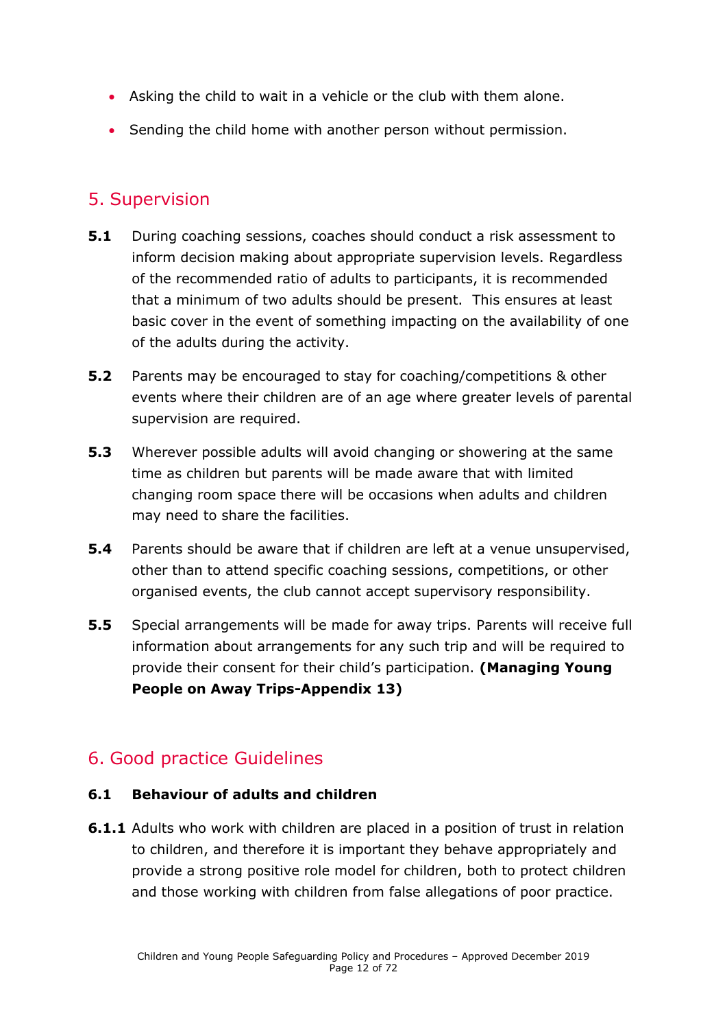- Asking the child to wait in a vehicle or the club with them alone.
- Sending the child home with another person without permission.

## 5. Supervision

**5.1** During coaching sessions, coaches should conduct a risk assessment to inform decision making about appropriate supervision levels. Regardless of the recommended ratio of adults to participants, it is recommended that a minimum of two adults should be present. This ensures at least basic cover in the event of something impacting on the availability of one of the adults during the activity.

**5.2** Parents may be encouraged to stay for coaching/competitions & other events where their children are of an age where greater levels of parental supervision are required.

**5.3** Wherever possible adults will avoid changing or showering at the same time as children but parents will be made aware that with limited changing room space there will be occasions when adults and children may need to share the facilities.

**5.4** Parents should be aware that if children are left at a venue unsupervised, other than to attend specific coaching sessions, competitions, or other organised events, the club cannot accept supervisory responsibility.

**5.5** Special arrangements will be made for away trips. Parents will receive full information about arrangements for any such trip and will be required to provide their consent for their child's participation. **(Managing Young People on Away Trips-Appendix 13)**

## 6. Good practice Guidelines

### 6.1 Behaviour of adults and children

**6.1.1** Adults who work with children are placed in a position of trust in relation to children, and therefore it is important they behave appropriately and provide a strong positive role model for children, both to protect children and those working with children from false allegations of poor practice.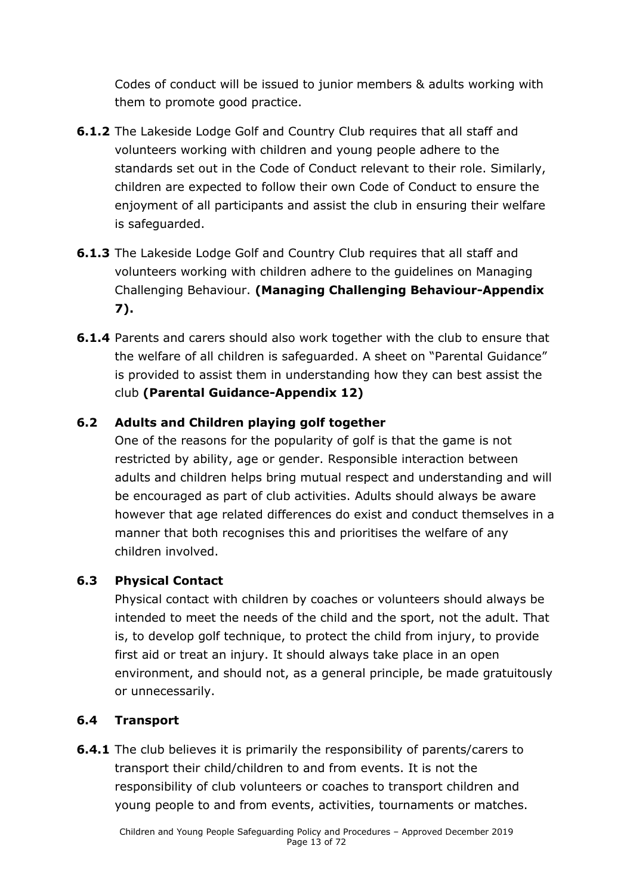Codes of conduct will be issued to junior members & adults working with them to promote good practice.

**6.1.2** The Lakeside Lodge Golf and Country Club requires that all staff and volunteers working with children and young people adhere to the standards set out in the Code of Conduct relevant to their role. Similarly, children are expected to follow their own Code of Conduct to ensure the enjoyment of all participants and assist the club in ensuring their welfare is safeguarded.

**6.1.3** The Lakeside Lodge Golf and Country Club requires that all staff and volunteers working with children adhere to the guidelines on Managing Challenging Behaviour. **(Managing Challenging Behaviour-Appendix 7).**

**6.1.4** Parents and carers should also work together with the club to ensure that the welfare of all children is safeguarded. A sheet on "Parental Guidance" is provided to assist them in understanding how they can best assist the club **(Parental Guidance-Appendix 12)**

### 6.2 Adults and Children playing golf together

One of the reasons for the popularity of golf is that the game is not restricted by ability, age or gender. Responsible interaction between adults and children helps bring mutual respect and understanding and will be encouraged as part of club activities. Adults should always be aware however that age related differences do exist and conduct themselves in a manner that both recognises this and prioritises the welfare of any children involved.

### 6.3 Physical Contact

Physical contact with children by coaches or volunteers should always be intended to meet the needs of the child and the sport, not the adult. That is, to develop golf technique, to protect the child from injury, to provide first aid or treat an injury. It should always take place in an open environment, and should not, as a general principle, be made gratuitously or unnecessarily.

### 6.4 Transport

**6.4.1** The club believes it is primarily the responsibility of parents/carers to transport their child/children to and from events. It is not the responsibility of club volunteers or coaches to transport children and young people to and from events, activities, tournaments or matches.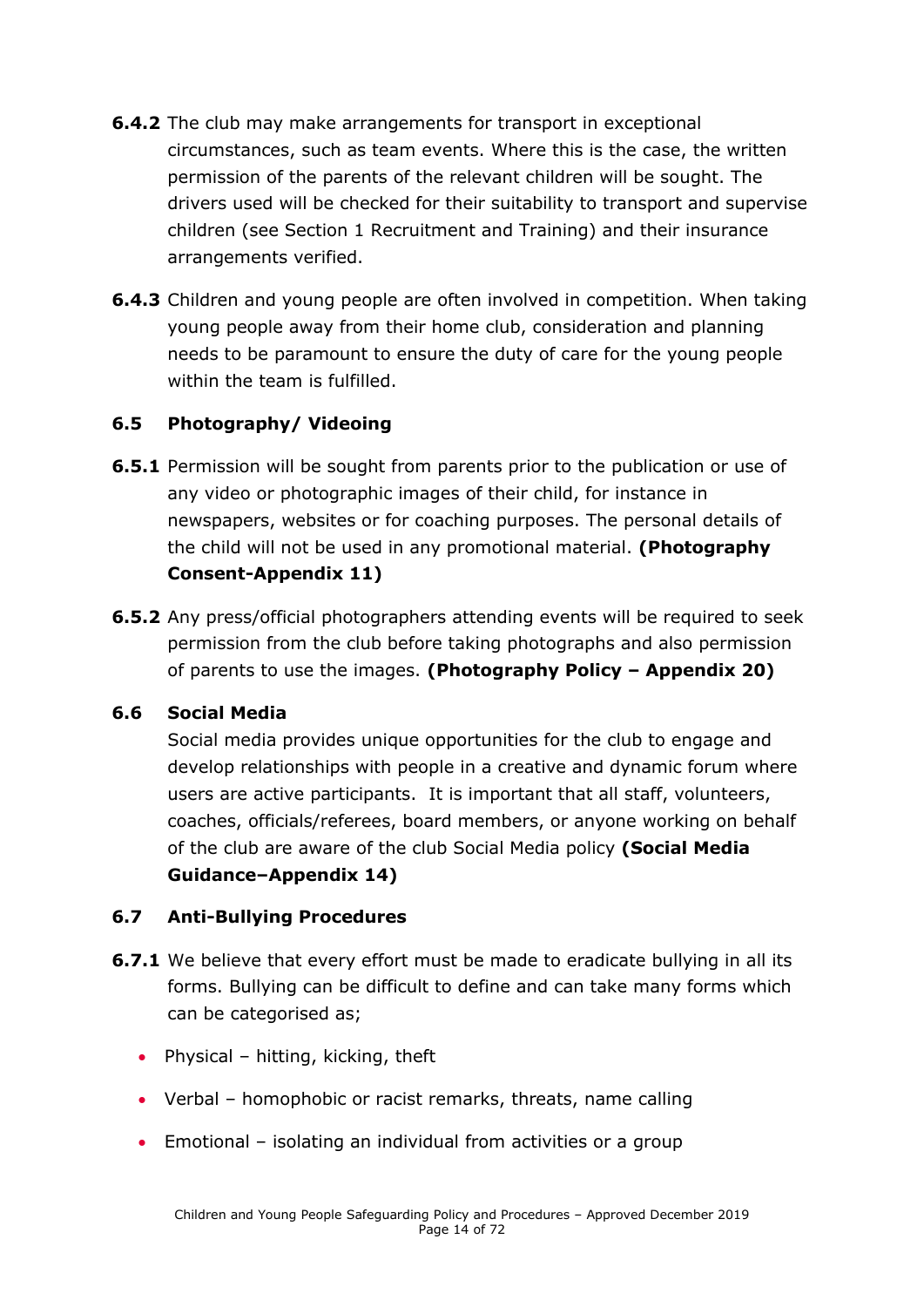**6.4.2** The club may make arrangements for transport in exceptional circumstances, such as team events. Where this is the case, the written permission of the parents of the relevant children will be sought. The drivers used will be checked for their suitability to transport and supervise children (see Section 1 Recruitment and Training) and their insurance arrangements verified.

**6.4.3** Children and young people are often involved in competition. When taking young people away from their home club, consideration and planning needs to be paramount to ensure the duty of care for the young people within the team is fulfilled.

### 6.5 Photography/ Videoing

**6.5.1** Permission will be sought from parents prior to the publication or use of any video or photographic images of their child, for instance in newspapers, websites or for coaching purposes. The personal details of the child will not be used in any promotional material. **(Photography Consent-Appendix 11)**

**6.5.2** Any press/official photographers attending events will be required to seek permission from the club before taking photographs and also permission of parents to use the images. **(Photography Policy – Appendix 20)**

### 6.6 Social Media

Social media provides unique opportunities for the club to engage and develop relationships with people in a creative and dynamic forum where users are active participants. It is important that all staff, volunteers, coaches, officials/referees, board members, or anyone working on behalf of the club are aware of the club Social Media policy **(Social Media Guidance–Appendix 14)**

### 6.7 Anti-Bullying Procedures

**6.7.1** We believe that every effort must be made to eradicate bullying in all its forms. Bullying can be difficult to define and can take many forms which can be categorised as;

- Physical – hitting, kicking, theft
- Verbal – homophobic or racist remarks, threats, name calling
- Emotional – isolating an individual from activities or a group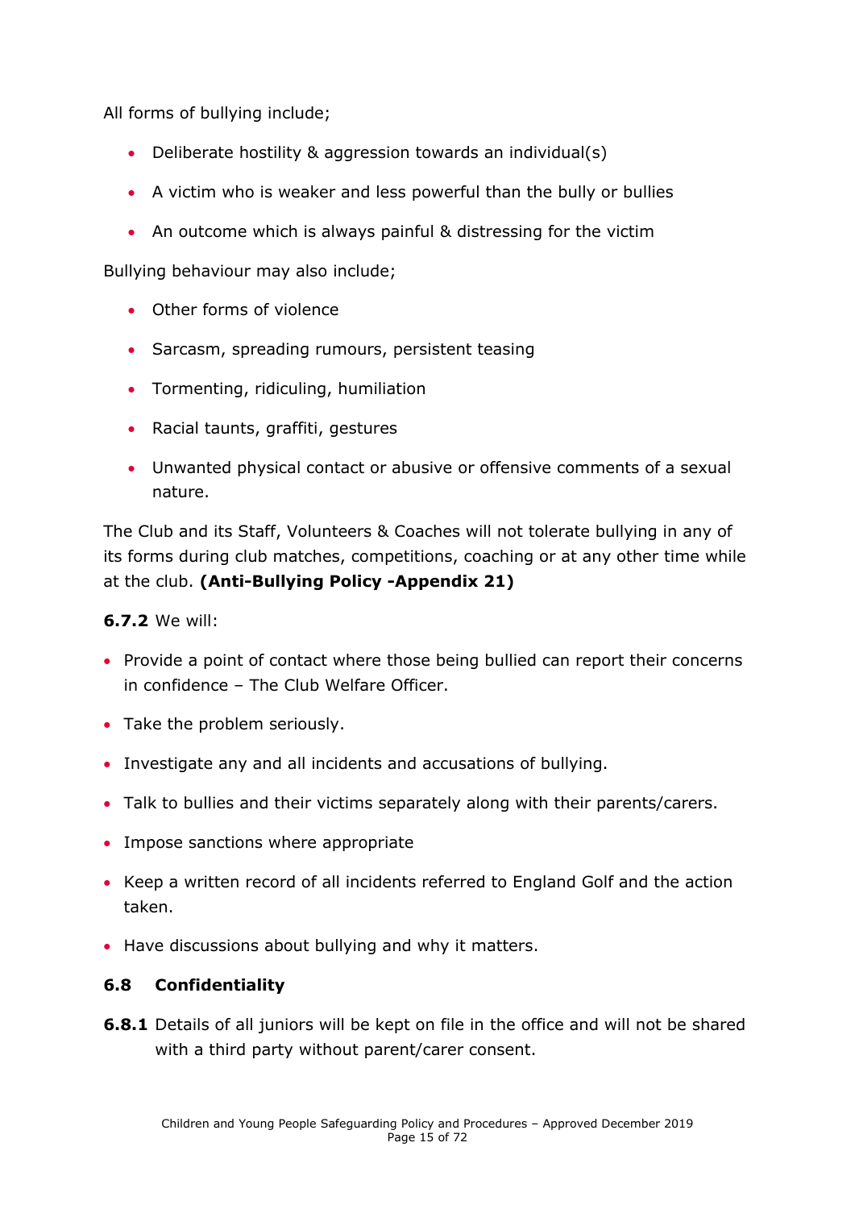All forms of bullying include;

- Deliberate hostility & aggression towards an individual(s)
- A victim who is weaker and less powerful than the bully or bullies
- An outcome which is always painful & distressing for the victim

Bullying behaviour may also include;

- Other forms of violence
- Sarcasm, spreading rumours, persistent teasing
- Tormenting, ridiculing, humiliation
- Racial taunts, graffiti, gestures
- Unwanted physical contact or abusive or offensive comments of a sexual nature.

The Club and its Staff, Volunteers & Coaches will not tolerate bullying in any of its forms during club matches, competitions, coaching or at any other time while at the club. **(Anti-Bullying Policy -Appendix 21)**

**6.7.2** We will:

- Provide a point of contact where those being bullied can report their concerns in confidence – The Club Welfare Officer.
- Take the problem seriously.
- Investigate any and all incidents and accusations of bullying.
- Talk to bullies and their victims separately along with their parents/carers.
- Impose sanctions where appropriate
- Keep a written record of all incidents referred to England Golf and the action taken.
- Have discussions about bullying and why it matters.

### 6.8 Confidentiality

**6.8.1** Details of all juniors will be kept on file in the office and will not be shared with a third party without parent/carer consent.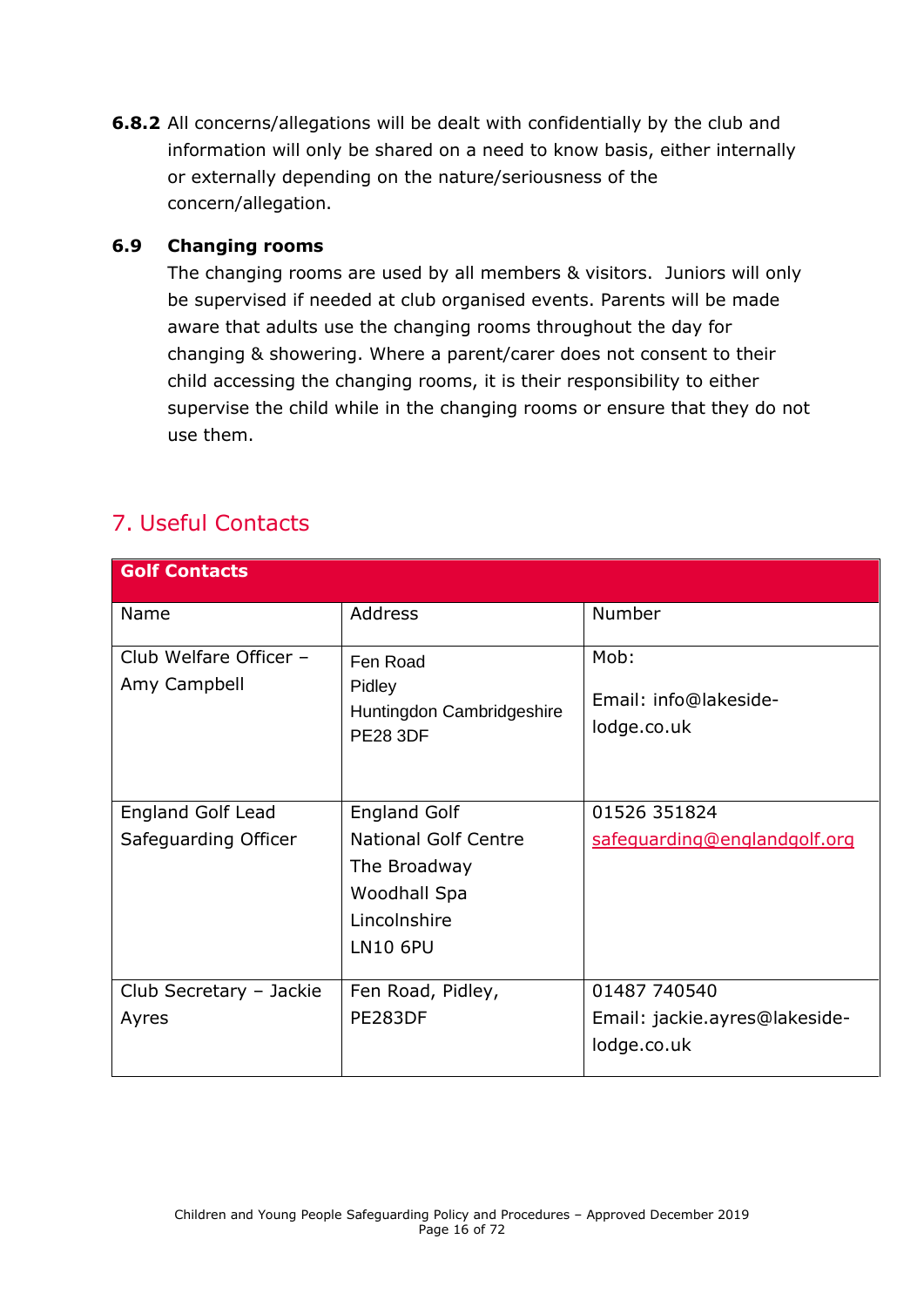**6.8.2** All concerns/allegations will be dealt with confidentially by the club and information will only be shared on a need to know basis, either internally or externally depending on the nature/seriousness of the concern/allegation.

### 6.9 Changing rooms

The changing rooms are used by all members & visitors. Juniors will only be supervised if needed at club organised events. Parents will be made aware that adults use the changing rooms throughout the day for changing & showering. Where a parent/carer does not consent to their child accessing the changing rooms, it is their responsibility to either supervise the child while in the changing rooms or ensure that they do not use them.

## 7. Useful Contacts

| Golf Contacts | | |
|---|---|---|
| Name | Address | Number |
| Club Welfare Officer – Amy Campbell | Fen Road<br>Pidley<br>Huntingdon Cambridgeshire<br>PE28 3DF | Mob:<br><br>Email: info@lakeside-lodge.co.uk |
| England Golf Lead Safeguarding Officer | England Golf<br>National Golf Centre<br>The Broadway<br>Woodhall Spa<br>Lincolnshire<br>LN10 6PU | 01526 351824<br>safeguarding@englandgolf.org |
| Club Secretary – Jackie Ayres | Fen Road, Pidley, PE283DF | 01487 740540<br>Email: jackie.ayres@lakeside-lodge.co.uk |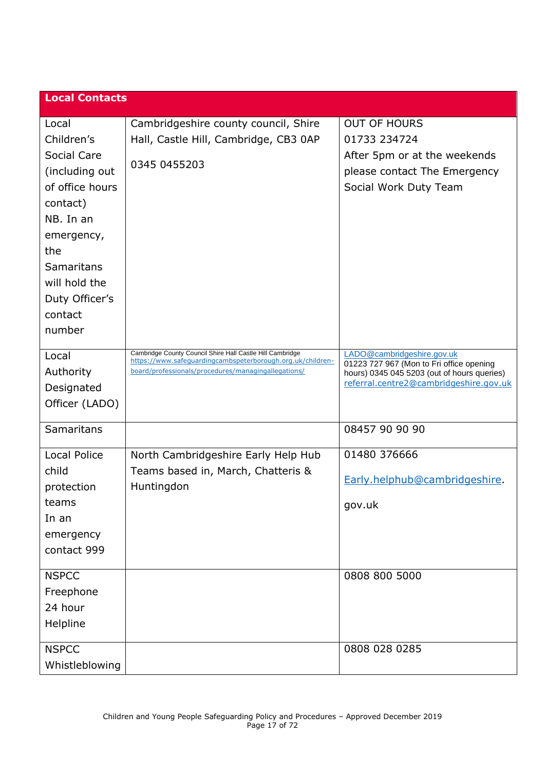| Local Contacts | | |
|---|---|---|
| Local Children's Social Care (including out of office hours contact) NB. In an emergency, the Samaritans will hold the Duty Officer's contact number | Cambridgeshire county council, Shire Hall, Castle Hill, Cambridge, CB3 0AP<br><br>0345 0455203 | OUT OF HOURS<br>01733 234724<br>After 5pm or at the weekends please contact The Emergency Social Work Duty Team |
| Local Authority Designated Officer (LADO) | Cambridge County Council Shire Hall Castle Hill Cambridge<br>https://www.safeguardingcambspeterborough.org.uk/children-board/professionals/procedures/managingallegations/ | LADO@cambridgeshire.gov.uk<br>01223 727 967 (Mon to Fri office opening hours) 0345 045 5203 (out of hours queries)<br>referral.centre2@cambridgeshire.gov.uk |
| Samaritans | | 08457 90 90 90 |
| Local Police child protection teams<br>In an emergency contact 999 | North Cambridgeshire Early Help Hub Teams based in, March, Chatteris & Huntingdon | 01480 376666<br><br>Early.helphub@cambridgeshire.gov.uk |
| NSPCC Freephone 24 hour Helpline | | 0808 800 5000 |
| NSPCC Whistleblowing | | 0808 028 0285 |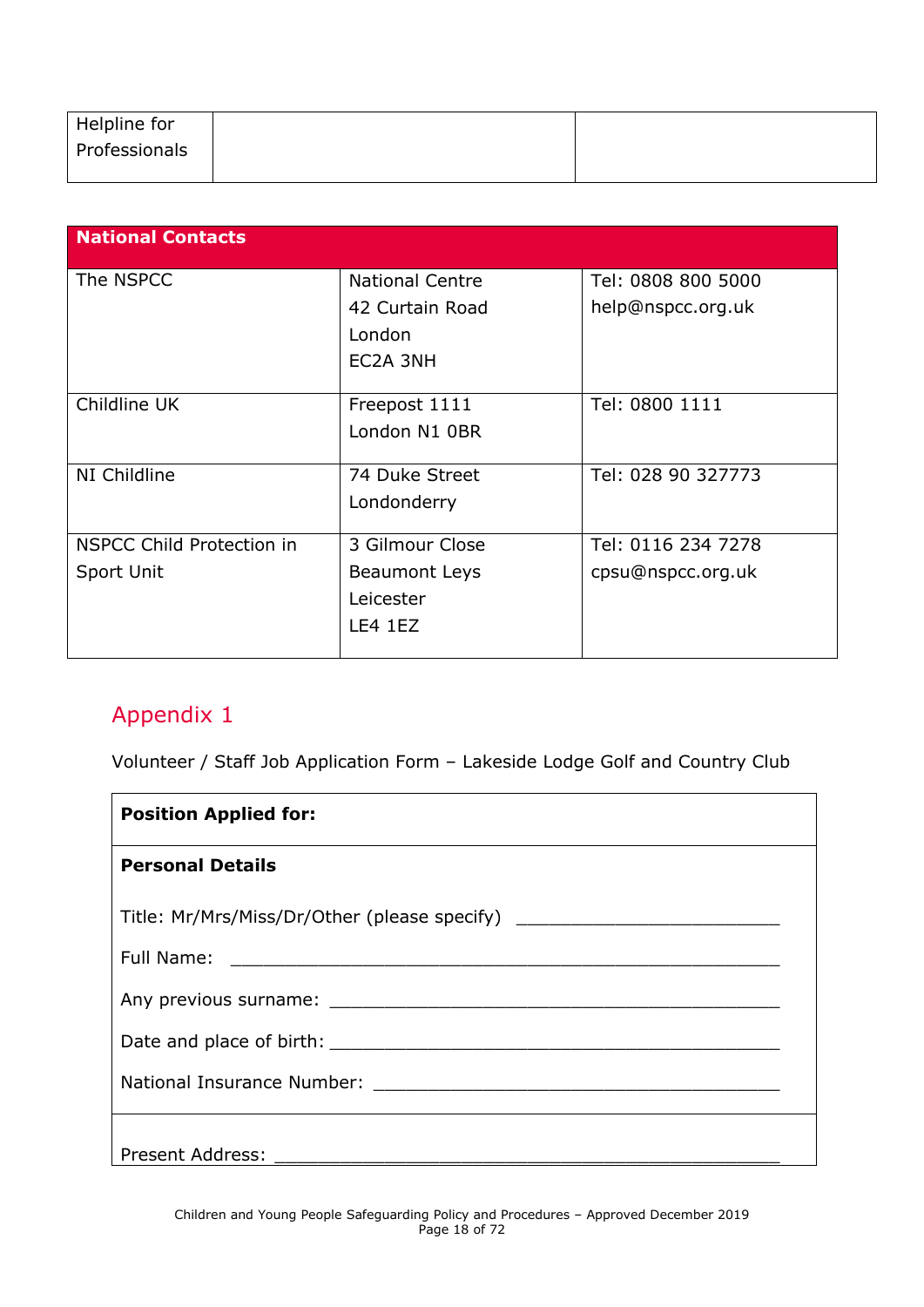| Helpline for Professionals | | |
|---|---|---|

| National Contacts | | |
|---|---|---|
| The NSPCC | National Centre<br>42 Curtain Road<br>London<br>EC2A 3NH | Tel: 0808 800 5000<br>help@nspcc.org.uk |
| Childline UK | Freepost 1111<br>London N1 0BR | Tel: 0800 1111 |
| NI Childline | 74 Duke Street<br>Londonderry | Tel: 028 90 327773 |
| NSPCC Child Protection in Sport Unit | 3 Gilmour Close<br>Beaumont Leys<br>Leicester<br>LE4 1EZ | Tel: 0116 234 7278<br>cpsu@nspcc.org.uk |

## Appendix 1

Volunteer / Staff Job Application Form – Lakeside Lodge Golf and Country Club

**Position Applied for:**

**Personal Details**

Title: Mr/Mrs/Miss/Dr/Other (please specify) ___________________________

Full Name: ________________________________________________________

Any previous surname: _____________________________________________

Date and place of birth: ____________________________________________

National Insurance Number: ________________________________________

Present Address: ___________________________________________________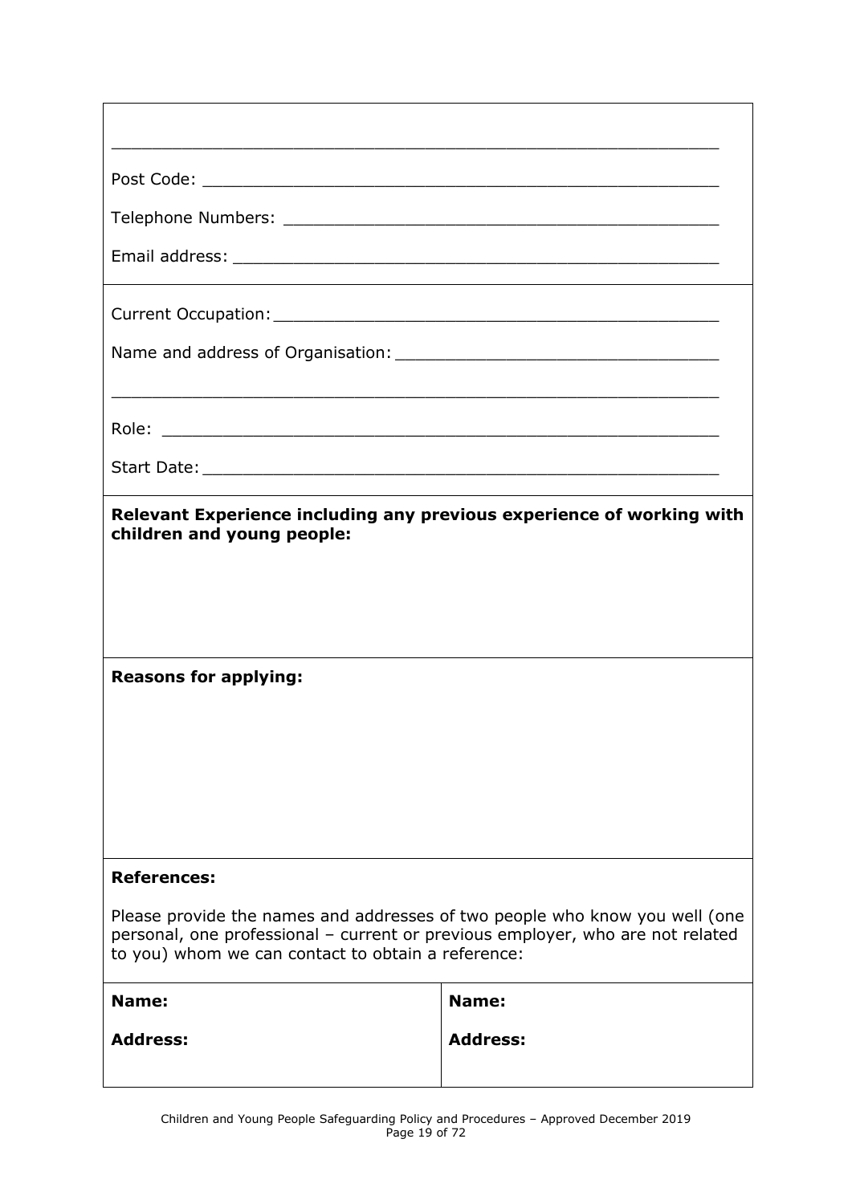\_\_\_\_\_\_\_\_\_\_\_\_\_\_\_\_\_\_\_\_\_\_\_\_\_\_\_\_\_\_\_\_\_\_\_\_\_\_\_\_\_\_\_\_\_\_\_\_\_\_\_\_\_\_\_\_\_\_

Post Code: \_\_\_\_\_\_\_\_\_\_\_\_\_\_\_\_\_\_\_\_\_\_\_\_\_\_\_\_\_\_\_\_\_\_\_\_\_\_\_\_\_\_\_\_\_\_\_\_

Telephone Numbers: \_\_\_\_\_\_\_\_\_\_\_\_\_\_\_\_\_\_\_\_\_\_\_\_\_\_\_\_\_\_\_\_\_\_\_\_\_\_\_\_\_

Email address: \_\_\_\_\_\_\_\_\_\_\_\_\_\_\_\_\_\_\_\_\_\_\_\_\_\_\_\_\_\_\_\_\_\_\_\_\_\_\_\_\_\_\_\_\_

Current Occupation: \_\_\_\_\_\_\_\_\_\_\_\_\_\_\_\_\_\_\_\_\_\_\_\_\_\_\_\_\_\_\_\_\_\_\_\_\_\_\_\_\_

Name and address of Organisation: \_\_\_\_\_\_\_\_\_\_\_\_\_\_\_\_\_\_\_\_\_\_\_\_\_\_\_\_\_\_

\_\_\_\_\_\_\_\_\_\_\_\_\_\_\_\_\_\_\_\_\_\_\_\_\_\_\_\_\_\_\_\_\_\_\_\_\_\_\_\_\_\_\_\_\_\_\_\_\_\_\_\_\_\_\_\_\_\_

Role: \_\_\_\_\_\_\_\_\_\_\_\_\_\_\_\_\_\_\_\_\_\_\_\_\_\_\_\_\_\_\_\_\_\_\_\_\_\_\_\_\_\_\_\_\_\_\_\_\_\_\_

Start Date: \_\_\_\_\_\_\_\_\_\_\_\_\_\_\_\_\_\_\_\_\_\_\_\_\_\_\_\_\_\_\_\_\_\_\_\_\_\_\_\_\_\_\_\_\_\_\_\_

**Relevant Experience including any previous experience of working with children and young people:**

**Reasons for applying:**

**References:**

Please provide the names and addresses of two people who know you well (one personal, one professional – current or previous employer, who are not related to you) whom we can contact to obtain a reference:

| **Name:** | **Name:** |
|---|---|
| **Address:** | **Address:** |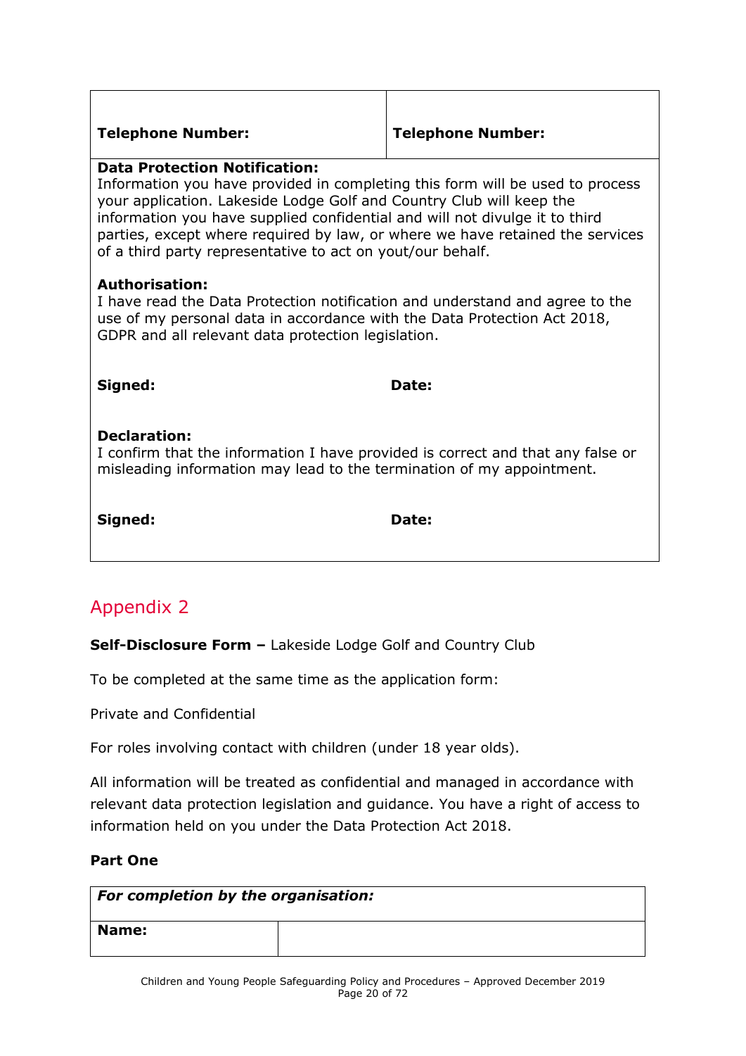| **Telephone Number:** | **Telephone Number:** |
|---|---|

**Data Protection Notification:**
Information you have provided in completing this form will be used to process your application. Lakeside Lodge Golf and Country Club will keep the information you have supplied confidential and will not divulge it to third parties, except where required by law, or where we have retained the services of a third party representative to act on yout/our behalf.

**Authorisation:**
I have read the Data Protection notification and understand and agree to the use of my personal data in accordance with the Data Protection Act 2018, GDPR and all relevant data protection legislation.

**Signed:** **Date:**

**Declaration:**
I confirm that the information I have provided is correct and that any false or misleading information may lead to the termination of my appointment.

**Signed:** **Date:**

## Appendix 2

**Self-Disclosure Form –** Lakeside Lodge Golf and Country Club

To be completed at the same time as the application form:

Private and Confidential

For roles involving contact with children (under 18 year olds).

All information will be treated as confidential and managed in accordance with relevant data protection legislation and guidance. You have a right of access to information held on you under the Data Protection Act 2018.

**Part One**

| ***For completion by the organisation:*** | |
|---|---|
| **Name:** | |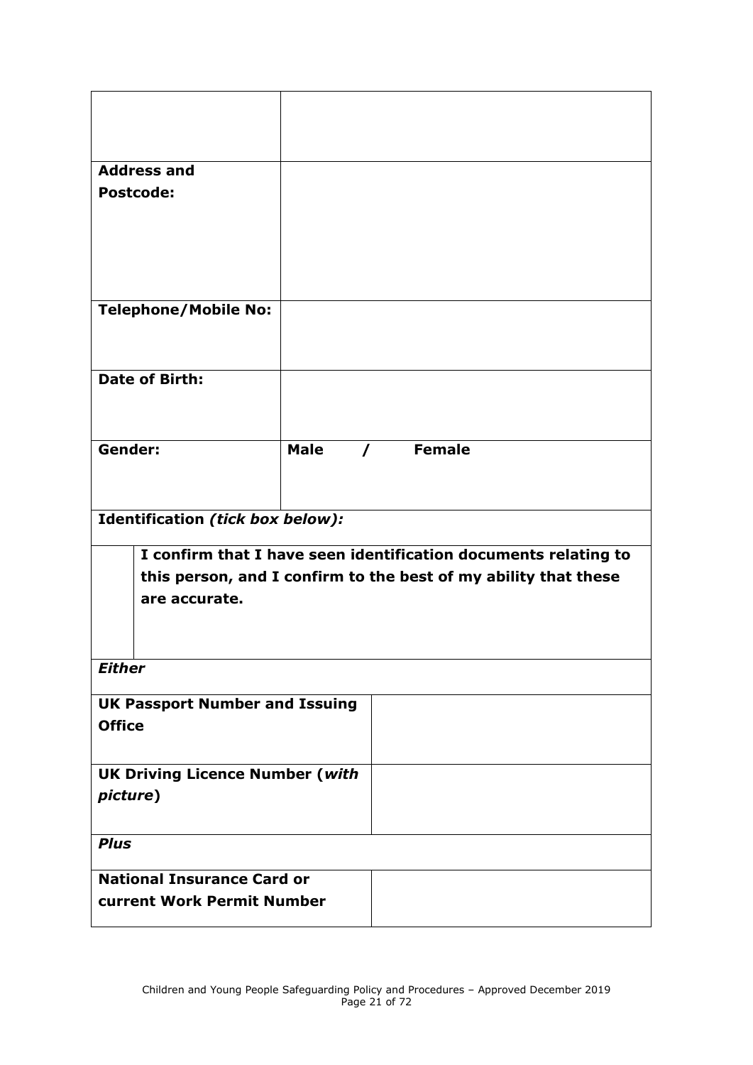| | |
|---|---|
| | |
| **Address and Postcode:** | |
| **Telephone/Mobile No:** | |
| **Date of Birth:** | |
| **Gender:** | **Male / Female** |

**Identification *(tick box below):***

| | |
|---|---|
| ☐ | **I confirm that I have seen identification documents relating to this person, and I confirm to the best of my ability that these are accurate.** |

***Either***

| | |
|---|---|
| **UK Passport Number and Issuing Office** | |
| **UK Driving Licence Number (*with picture*)** | |

***Plus***

| | |
|---|---|
| **National Insurance Card or current Work Permit Number** | |

Children and Young People Safeguarding Policy and Procedures – Approved December 2019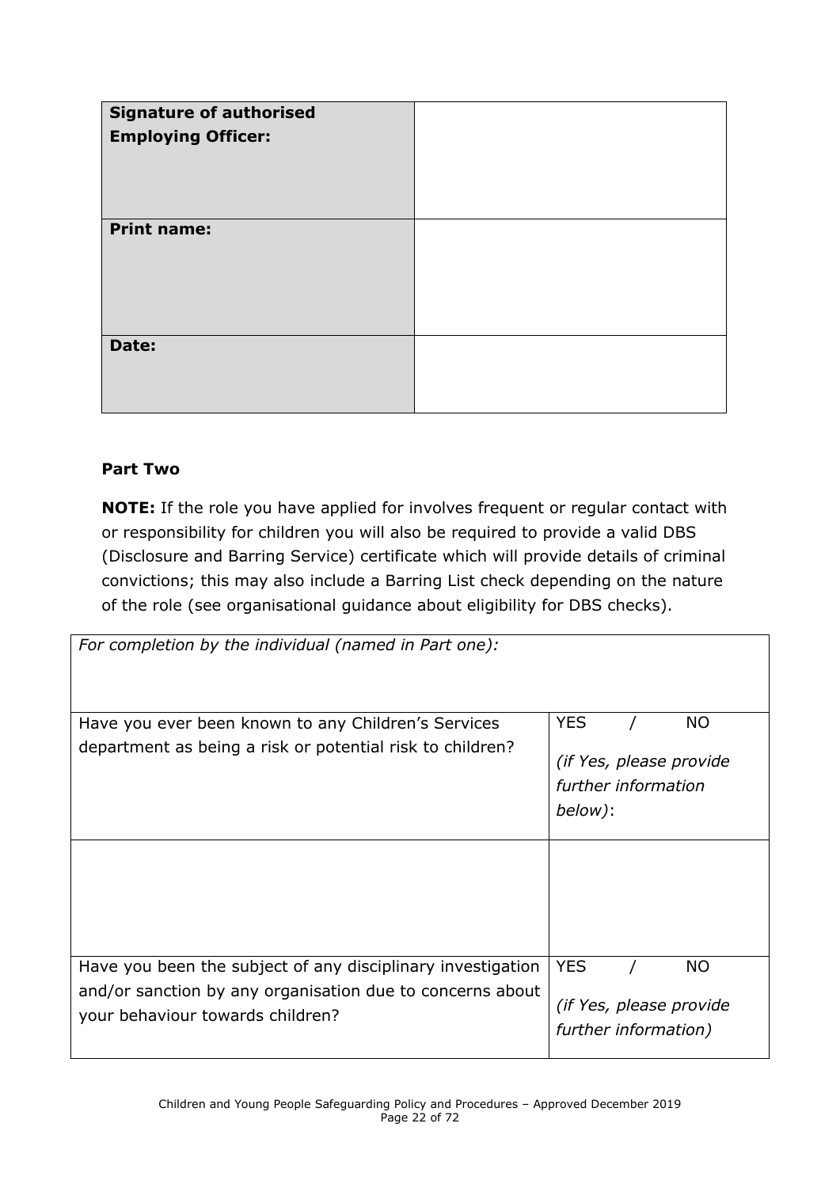| **Signature of authorised Employing Officer:** | |
|---|---|
| **Print name:** | |
| **Date:** | |

**Part Two**

**NOTE:** If the role you have applied for involves frequent or regular contact with or responsibility for children you will also be required to provide a valid DBS (Disclosure and Barring Service) certificate which will provide details of criminal convictions; this may also include a Barring List check depending on the nature of the role (see organisational guidance about eligibility for DBS checks).

| *For completion by the individual (named in Part one):* | |
|---|---|
| Have you ever been known to any Children's Services department as being a risk or potential risk to children? | YES / NO<br>*(if Yes, please provide further information below)*: |
| | |
| Have you been the subject of any disciplinary investigation and/or sanction by any organisation due to concerns about your behaviour towards children? | YES / NO<br>*(if Yes, please provide further information)* |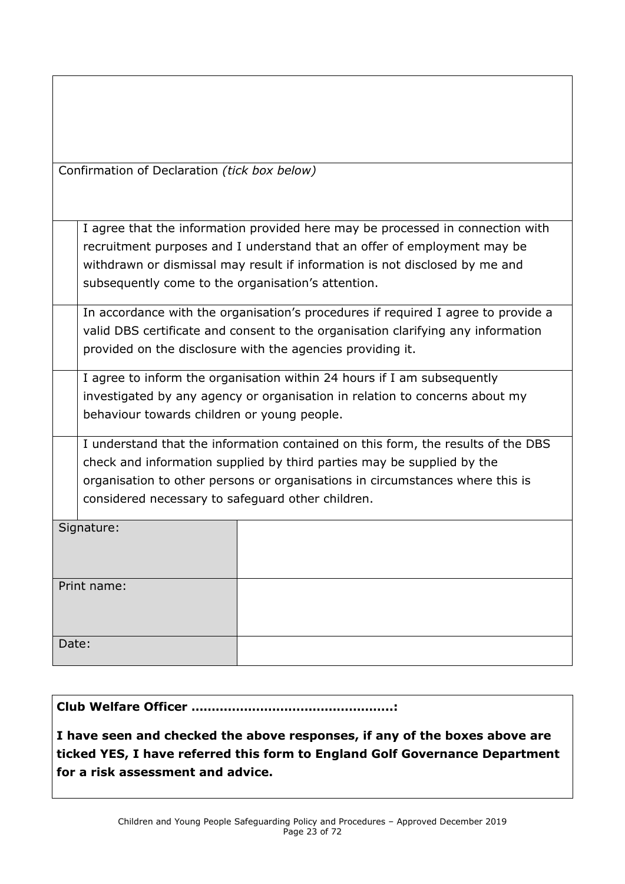Confirmation of Declaration *(tick box below)*

| | |
|---|---|
| | I agree that the information provided here may be processed in connection with recruitment purposes and I understand that an offer of employment may be withdrawn or dismissal may result if information is not disclosed by me and subsequently come to the organisation's attention. |
| | In accordance with the organisation's procedures if required I agree to provide a valid DBS certificate and consent to the organisation clarifying any information provided on the disclosure with the agencies providing it. |
| | I agree to inform the organisation within 24 hours if I am subsequently investigated by any agency or organisation in relation to concerns about my behaviour towards children or young people. |
| | I understand that the information contained on this form, the results of the DBS check and information supplied by third parties may be supplied by the organisation to other persons or organisations in circumstances where this is considered necessary to safeguard other children. |

| | |
|---|---|
| Signature: | |
| Print name: | |
| Date: | |

**Club Welfare Officer ……………………………………………:**

**I have seen and checked the above responses, if any of the boxes above are ticked YES, I have referred this form to England Golf Governance Department for a risk assessment and advice.**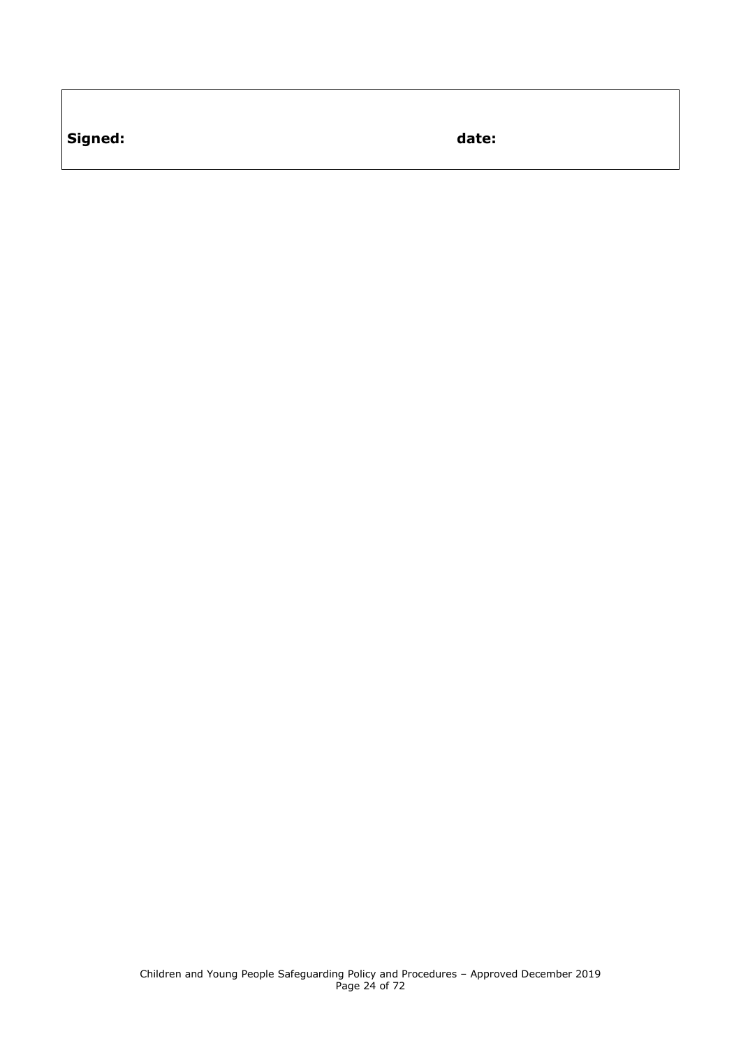| **Signed:** | **date:** |
| --- | --- |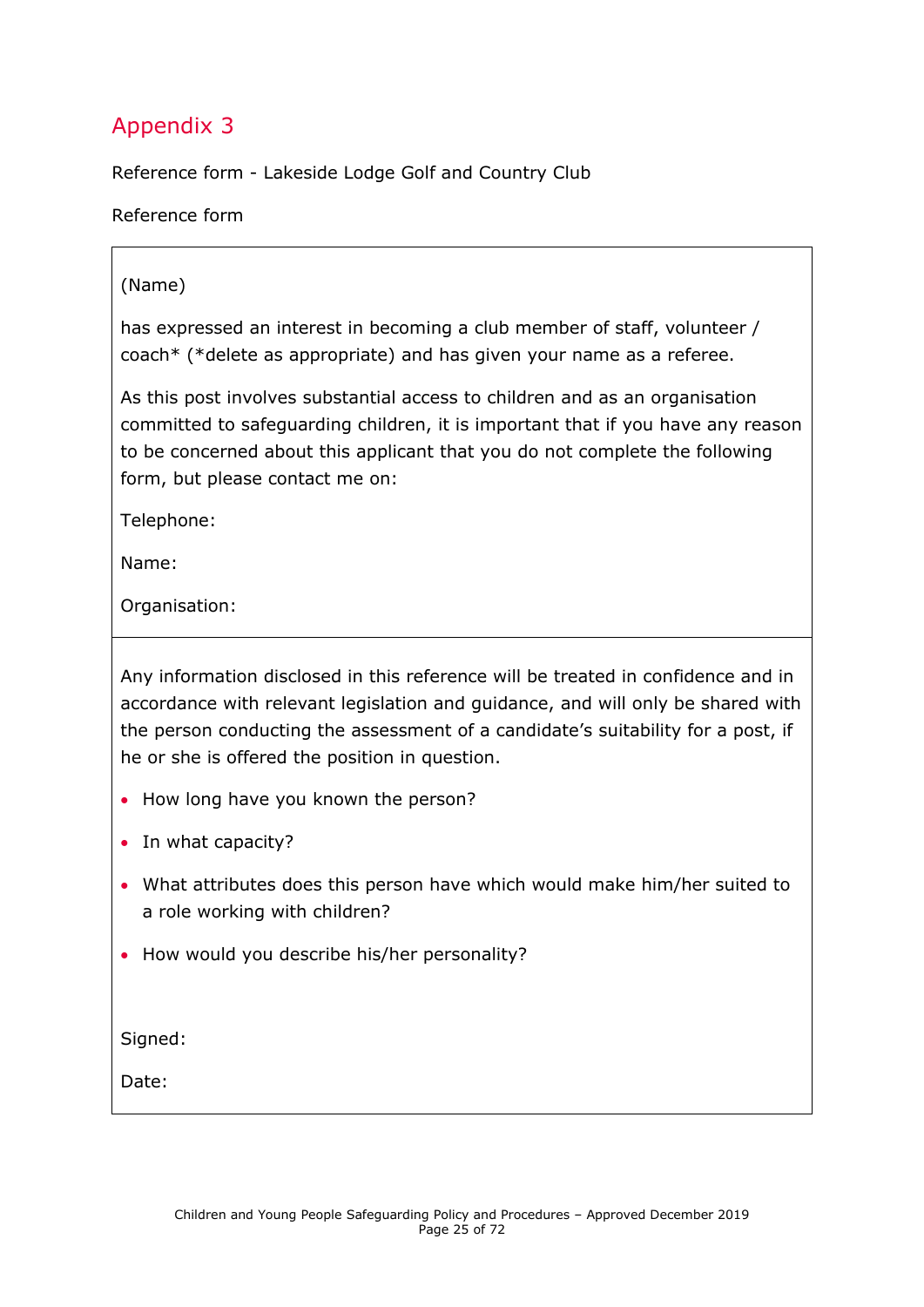# Appendix 3

Reference form - Lakeside Lodge Golf and Country Club

Reference form

(Name)

has expressed an interest in becoming a club member of staff, volunteer / coach* (*delete as appropriate) and has given your name as a referee.

As this post involves substantial access to children and as an organisation committed to safeguarding children, it is important that if you have any reason to be concerned about this applicant that you do not complete the following form, but please contact me on:

Telephone:

Name:

Organisation:

---

Any information disclosed in this reference will be treated in confidence and in accordance with relevant legislation and guidance, and will only be shared with the person conducting the assessment of a candidate's suitability for a post, if he or she is offered the position in question.

- How long have you known the person?
- In what capacity?
- What attributes does this person have which would make him/her suited to a role working with children?
- How would you describe his/her personality?

Signed:

Date: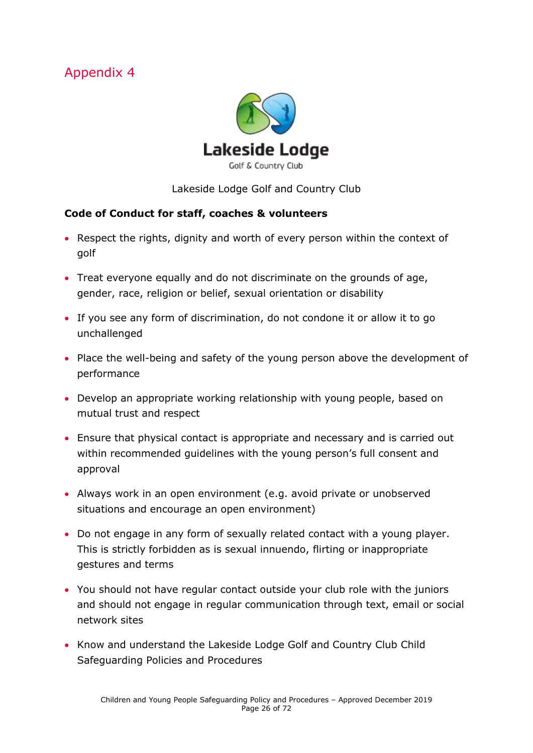# Appendix 4

Lakeside Lodge
Golf & Country Club

Lakeside Lodge Golf and Country Club

**Code of Conduct for staff, coaches & volunteers**

- Respect the rights, dignity and worth of every person within the context of golf
- Treat everyone equally and do not discriminate on the grounds of age, gender, race, religion or belief, sexual orientation or disability
- If you see any form of discrimination, do not condone it or allow it to go unchallenged
- Place the well-being and safety of the young person above the development of performance
- Develop an appropriate working relationship with young people, based on mutual trust and respect
- Ensure that physical contact is appropriate and necessary and is carried out within recommended guidelines with the young person's full consent and approval
- Always work in an open environment (e.g. avoid private or unobserved situations and encourage an open environment)
- Do not engage in any form of sexually related contact with a young player. This is strictly forbidden as is sexual innuendo, flirting or inappropriate gestures and terms
- You should not have regular contact outside your club role with the juniors and should not engage in regular communication through text, email or social network sites
- Know and understand the Lakeside Lodge Golf and Country Club Child Safeguarding Policies and Procedures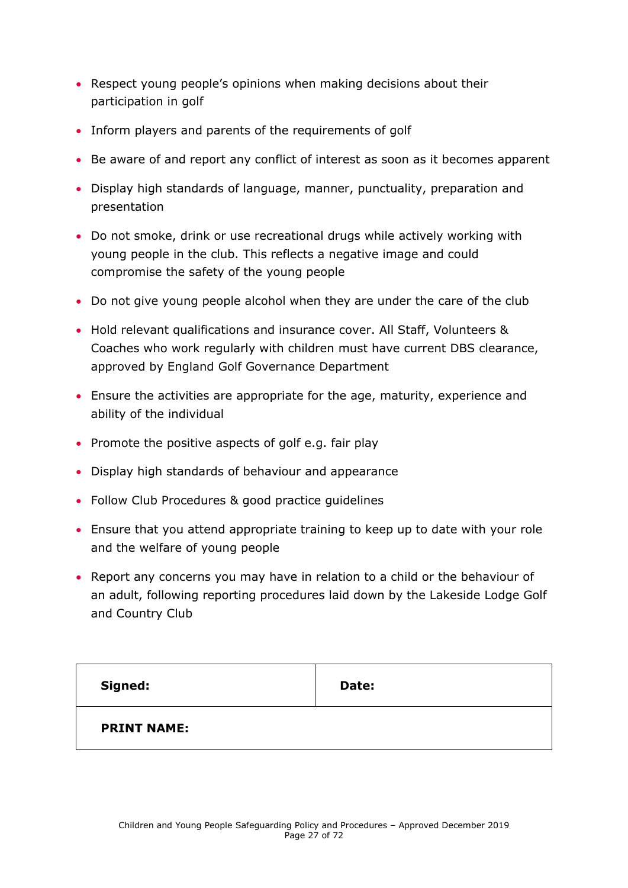- Respect young people's opinions when making decisions about their participation in golf
- Inform players and parents of the requirements of golf
- Be aware of and report any conflict of interest as soon as it becomes apparent
- Display high standards of language, manner, punctuality, preparation and presentation
- Do not smoke, drink or use recreational drugs while actively working with young people in the club. This reflects a negative image and could compromise the safety of the young people
- Do not give young people alcohol when they are under the care of the club
- Hold relevant qualifications and insurance cover. All Staff, Volunteers & Coaches who work regularly with children must have current DBS clearance, approved by England Golf Governance Department
- Ensure the activities are appropriate for the age, maturity, experience and ability of the individual
- Promote the positive aspects of golf e.g. fair play
- Display high standards of behaviour and appearance
- Follow Club Procedures & good practice guidelines
- Ensure that you attend appropriate training to keep up to date with your role and the welfare of young people
- Report any concerns you may have in relation to a child or the behaviour of an adult, following reporting procedures laid down by the Lakeside Lodge Golf and Country Club

| **Signed:** | **Date:** |
|---|---|
| **PRINT NAME:** | |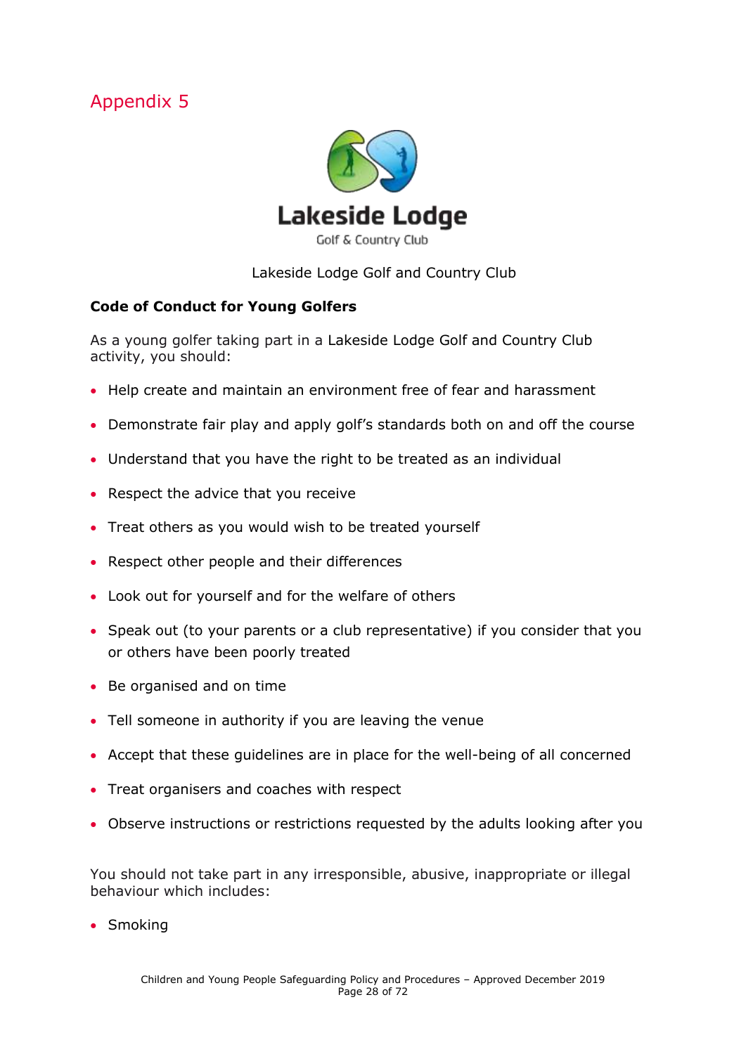## Appendix 5

Lakeside Lodge Golf and Country Club

**Code of Conduct for Young Golfers**

As a young golfer taking part in a Lakeside Lodge Golf and Country Club activity, you should:

- Help create and maintain an environment free of fear and harassment
- Demonstrate fair play and apply golf's standards both on and off the course
- Understand that you have the right to be treated as an individual
- Respect the advice that you receive
- Treat others as you would wish to be treated yourself
- Respect other people and their differences
- Look out for yourself and for the welfare of others
- Speak out (to your parents or a club representative) if you consider that you or others have been poorly treated
- Be organised and on time
- Tell someone in authority if you are leaving the venue
- Accept that these guidelines are in place for the well-being of all concerned
- Treat organisers and coaches with respect
- Observe instructions or restrictions requested by the adults looking after you

You should not take part in any irresponsible, abusive, inappropriate or illegal behaviour which includes:

- Smoking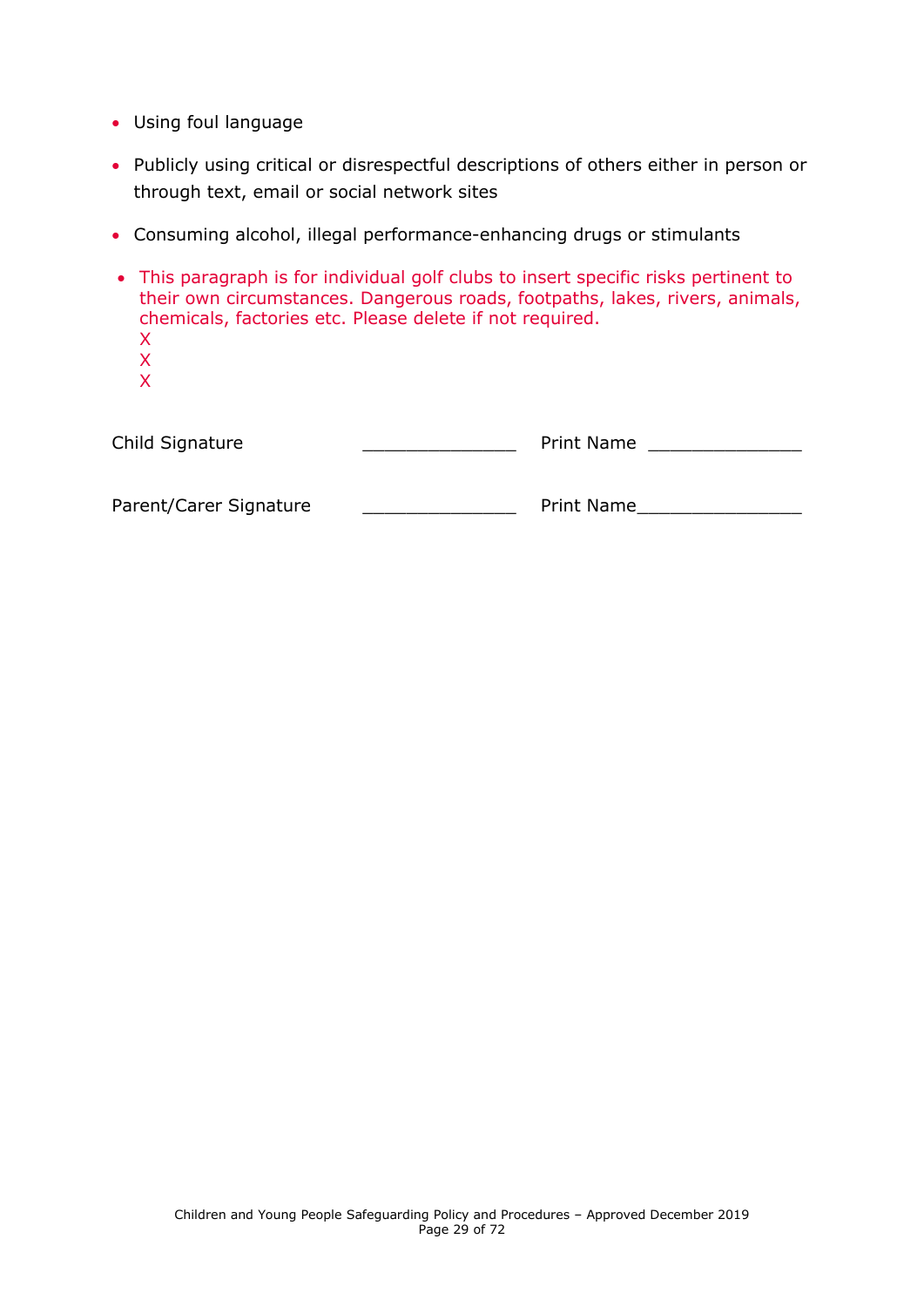- Using foul language
- Publicly using critical or disrespectful descriptions of others either in person or through text, email or social network sites
- Consuming alcohol, illegal performance-enhancing drugs or stimulants
- This paragraph is for individual golf clubs to insert specific risks pertinent to their own circumstances. Dangerous roads, footpaths, lakes, rivers, animals, chemicals, factories etc. Please delete if not required.
  X
  X
  X

Child Signature _______________ Print Name _______________

Parent/Carer Signature _______________ Print Name________________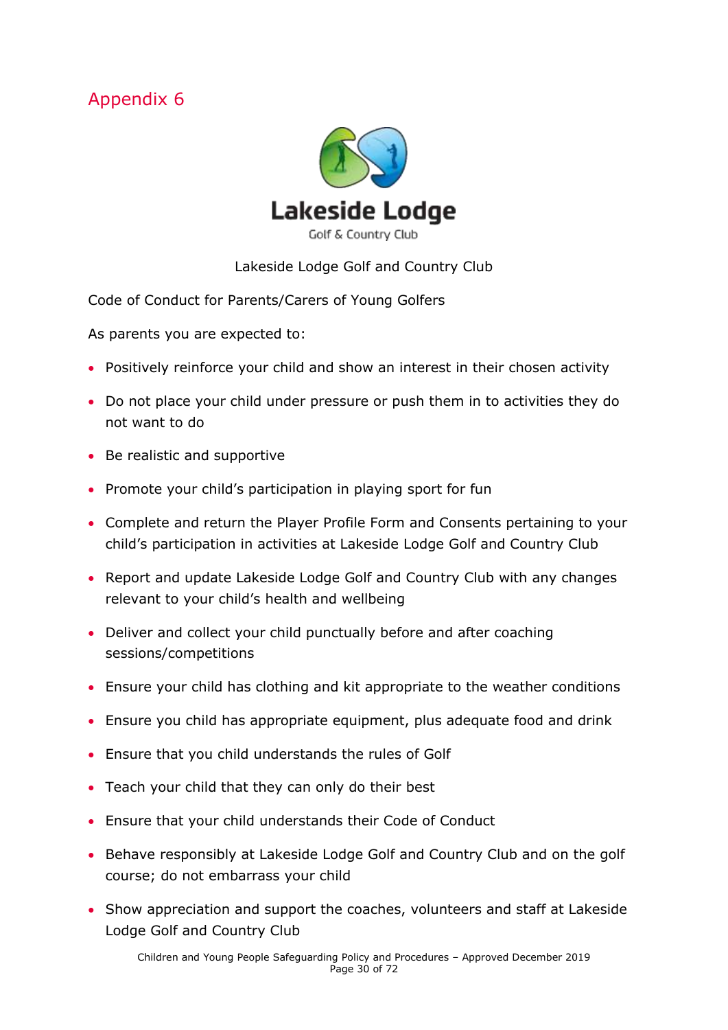# Appendix 6

Lakeside Lodge Golf and Country Club

Code of Conduct for Parents/Carers of Young Golfers

As parents you are expected to:

- Positively reinforce your child and show an interest in their chosen activity
- Do not place your child under pressure or push them in to activities they do not want to do
- Be realistic and supportive
- Promote your child's participation in playing sport for fun
- Complete and return the Player Profile Form and Consents pertaining to your child's participation in activities at Lakeside Lodge Golf and Country Club
- Report and update Lakeside Lodge Golf and Country Club with any changes relevant to your child's health and wellbeing
- Deliver and collect your child punctually before and after coaching sessions/competitions
- Ensure your child has clothing and kit appropriate to the weather conditions
- Ensure you child has appropriate equipment, plus adequate food and drink
- Ensure that you child understands the rules of Golf
- Teach your child that they can only do their best
- Ensure that your child understands their Code of Conduct
- Behave responsibly at Lakeside Lodge Golf and Country Club and on the golf course; do not embarrass your child
- Show appreciation and support the coaches, volunteers and staff at Lakeside Lodge Golf and Country Club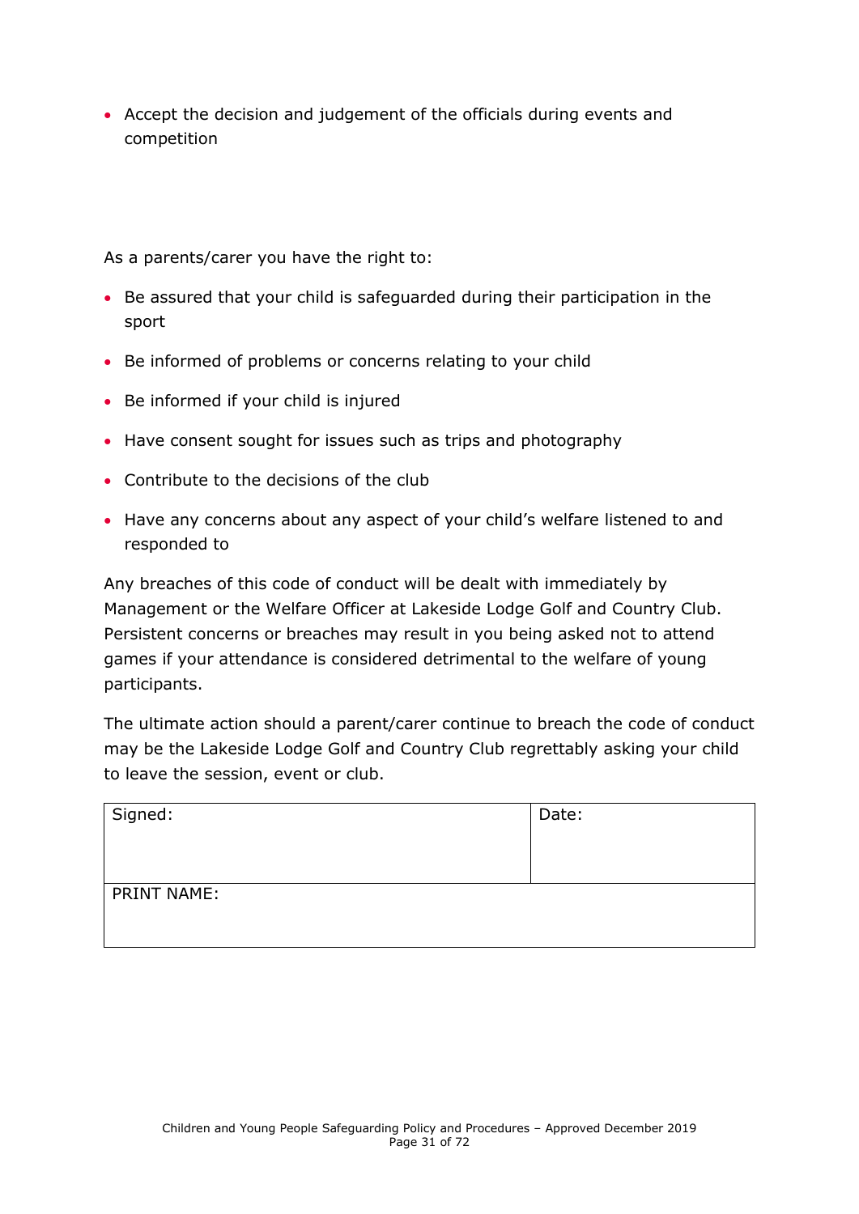- Accept the decision and judgement of the officials during events and competition

As a parents/carer you have the right to:

- Be assured that your child is safeguarded during their participation in the sport
- Be informed of problems or concerns relating to your child
- Be informed if your child is injured
- Have consent sought for issues such as trips and photography
- Contribute to the decisions of the club
- Have any concerns about any aspect of your child's welfare listened to and responded to

Any breaches of this code of conduct will be dealt with immediately by Management or the Welfare Officer at Lakeside Lodge Golf and Country Club. Persistent concerns or breaches may result in you being asked not to attend games if your attendance is considered detrimental to the welfare of young participants.

The ultimate action should a parent/carer continue to breach the code of conduct may be the Lakeside Lodge Golf and Country Club regrettably asking your child to leave the session, event or club.

| Signed: | Date: |
|---|---|
| PRINT NAME: | |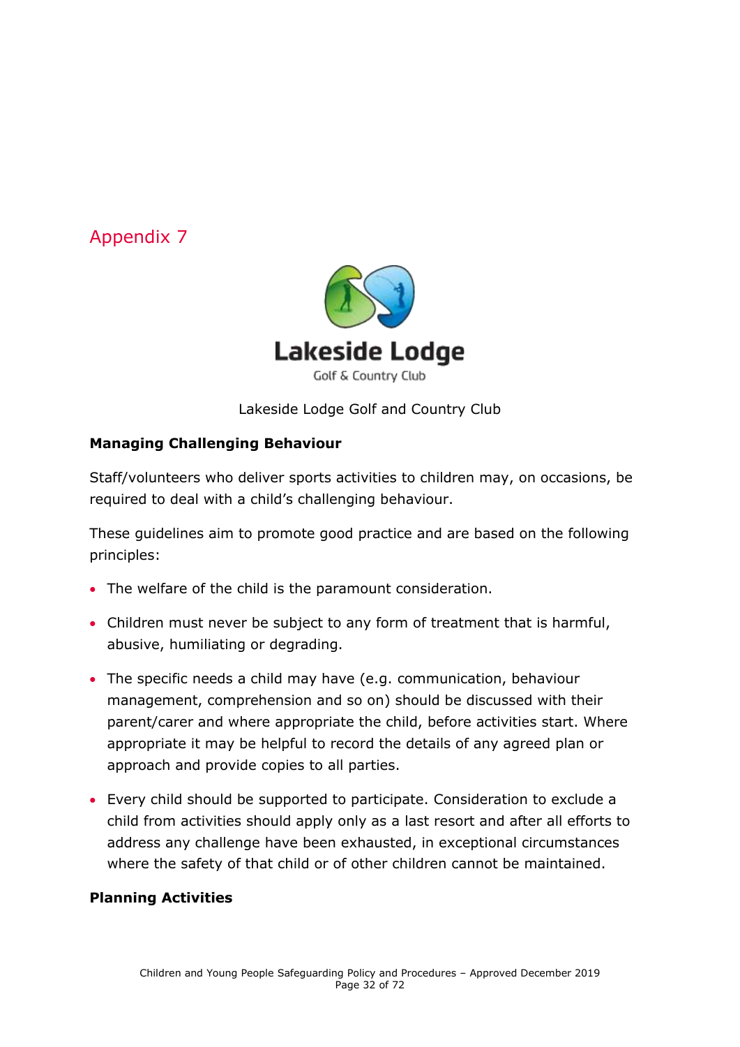## Appendix 7

Lakeside Lodge Golf and Country Club

**Managing Challenging Behaviour**

Staff/volunteers who deliver sports activities to children may, on occasions, be required to deal with a child's challenging behaviour.

These guidelines aim to promote good practice and are based on the following principles:

- The welfare of the child is the paramount consideration.
- Children must never be subject to any form of treatment that is harmful, abusive, humiliating or degrading.
- The specific needs a child may have (e.g. communication, behaviour management, comprehension and so on) should be discussed with their parent/carer and where appropriate the child, before activities start. Where appropriate it may be helpful to record the details of any agreed plan or approach and provide copies to all parties.
- Every child should be supported to participate. Consideration to exclude a child from activities should apply only as a last resort and after all efforts to address any challenge have been exhausted, in exceptional circumstances where the safety of that child or of other children cannot be maintained.

**Planning Activities**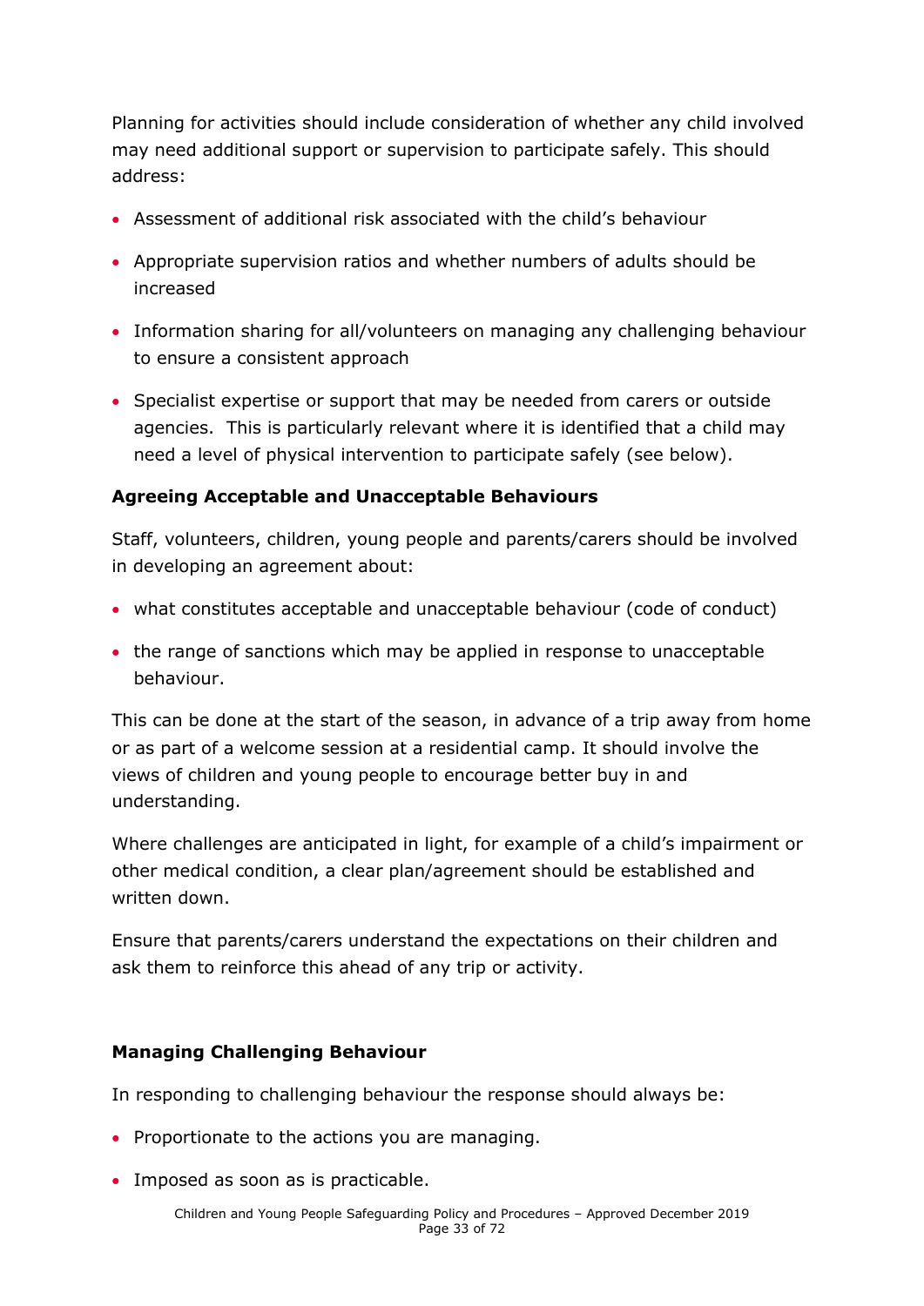Planning for activities should include consideration of whether any child involved may need additional support or supervision to participate safely. This should address:

- Assessment of additional risk associated with the child's behaviour
- Appropriate supervision ratios and whether numbers of adults should be increased
- Information sharing for all/volunteers on managing any challenging behaviour to ensure a consistent approach
- Specialist expertise or support that may be needed from carers or outside agencies. This is particularly relevant where it is identified that a child may need a level of physical intervention to participate safely (see below).

### Agreeing Acceptable and Unacceptable Behaviours

Staff, volunteers, children, young people and parents/carers should be involved in developing an agreement about:

- what constitutes acceptable and unacceptable behaviour (code of conduct)
- the range of sanctions which may be applied in response to unacceptable behaviour.

This can be done at the start of the season, in advance of a trip away from home or as part of a welcome session at a residential camp. It should involve the views of children and young people to encourage better buy in and understanding.

Where challenges are anticipated in light, for example of a child's impairment or other medical condition, a clear plan/agreement should be established and written down.

Ensure that parents/carers understand the expectations on their children and ask them to reinforce this ahead of any trip or activity.

### Managing Challenging Behaviour

In responding to challenging behaviour the response should always be:

- Proportionate to the actions you are managing.
- Imposed as soon as is practicable.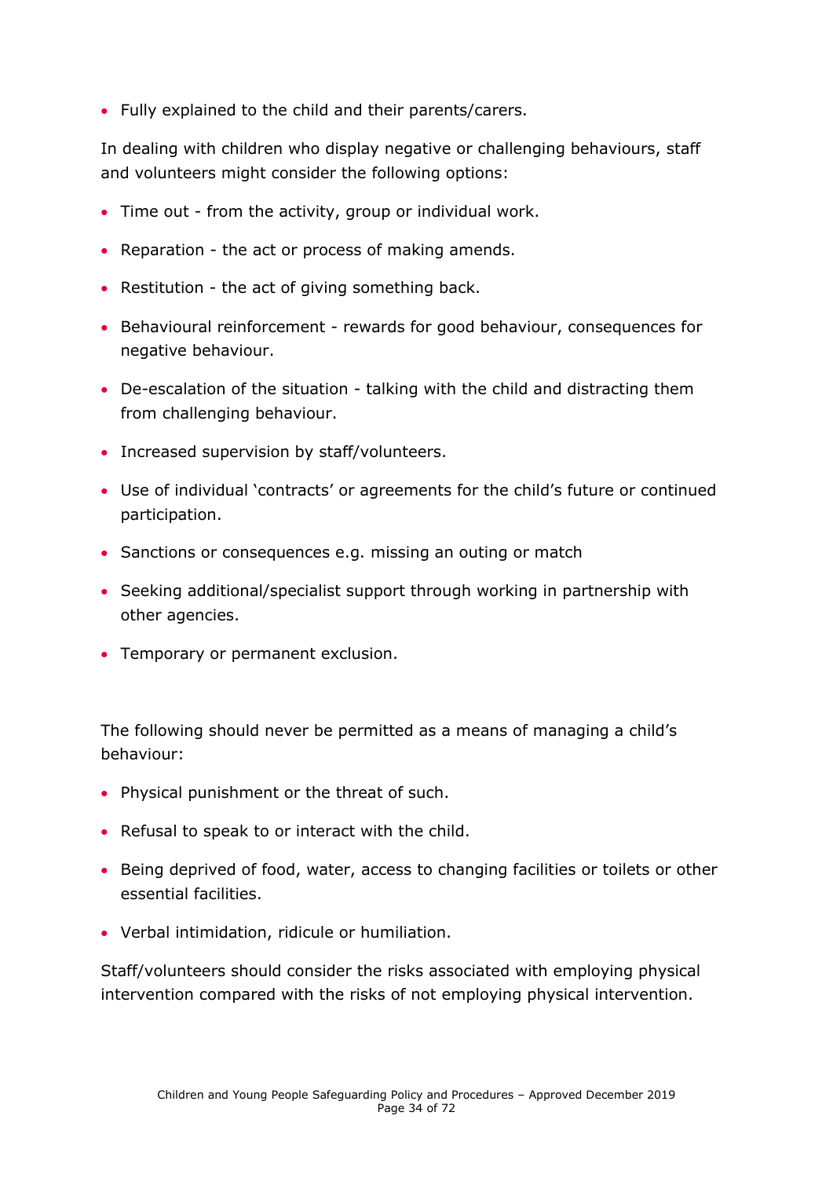- Fully explained to the child and their parents/carers.

In dealing with children who display negative or challenging behaviours, staff and volunteers might consider the following options:

- Time out - from the activity, group or individual work.
- Reparation - the act or process of making amends.
- Restitution - the act of giving something back.
- Behavioural reinforcement - rewards for good behaviour, consequences for negative behaviour.
- De-escalation of the situation - talking with the child and distracting them from challenging behaviour.
- Increased supervision by staff/volunteers.
- Use of individual 'contracts' or agreements for the child's future or continued participation.
- Sanctions or consequences e.g. missing an outing or match
- Seeking additional/specialist support through working in partnership with other agencies.
- Temporary or permanent exclusion.

The following should never be permitted as a means of managing a child's behaviour:

- Physical punishment or the threat of such.
- Refusal to speak to or interact with the child.
- Being deprived of food, water, access to changing facilities or toilets or other essential facilities.
- Verbal intimidation, ridicule or humiliation.

Staff/volunteers should consider the risks associated with employing physical intervention compared with the risks of not employing physical intervention.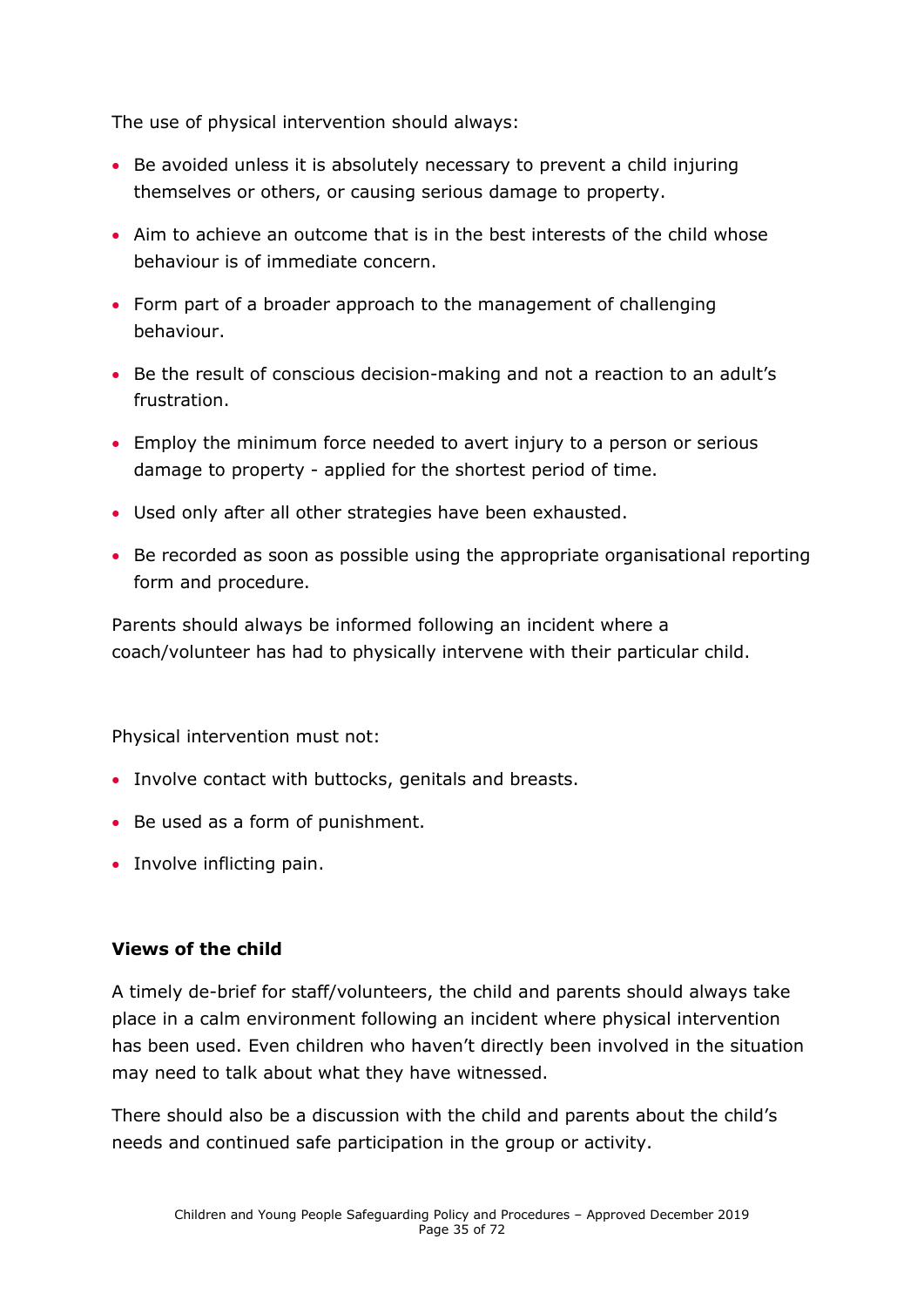The use of physical intervention should always:

- Be avoided unless it is absolutely necessary to prevent a child injuring themselves or others, or causing serious damage to property.
- Aim to achieve an outcome that is in the best interests of the child whose behaviour is of immediate concern.
- Form part of a broader approach to the management of challenging behaviour.
- Be the result of conscious decision-making and not a reaction to an adult's frustration.
- Employ the minimum force needed to avert injury to a person or serious damage to property - applied for the shortest period of time.
- Used only after all other strategies have been exhausted.
- Be recorded as soon as possible using the appropriate organisational reporting form and procedure.

Parents should always be informed following an incident where a coach/volunteer has had to physically intervene with their particular child.

Physical intervention must not:

- Involve contact with buttocks, genitals and breasts.
- Be used as a form of punishment.
- Involve inflicting pain.

**Views of the child**

A timely de-brief for staff/volunteers, the child and parents should always take place in a calm environment following an incident where physical intervention has been used. Even children who haven't directly been involved in the situation may need to talk about what they have witnessed.

There should also be a discussion with the child and parents about the child's needs and continued safe participation in the group or activity.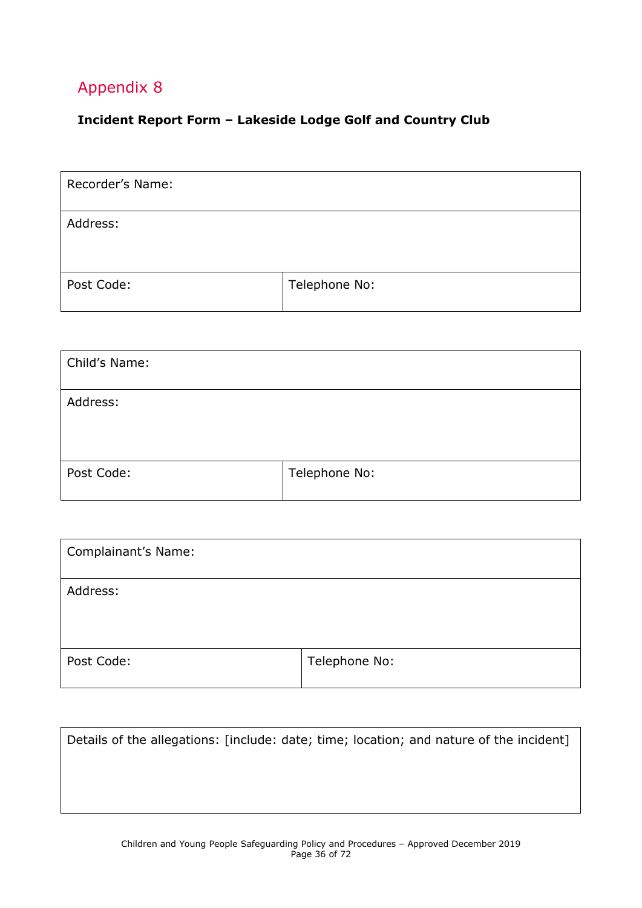## Appendix 8

**Incident Report Form – Lakeside Lodge Golf and Country Club**

| Recorder's Name: | |
|---|---|
| Address: | |
| Post Code: | Telephone No: |

| Child's Name: | |
|---|---|
| Address: | |
| Post Code: | Telephone No: |

| Complainant's Name: | |
|---|---|
| Address: | |
| Post Code: | Telephone No: |

| Details of the allegations: [include: date; time; location; and nature of the incident] |
|---|
| |

Children and Young People Safeguarding Policy and Procedures – Approved December 2019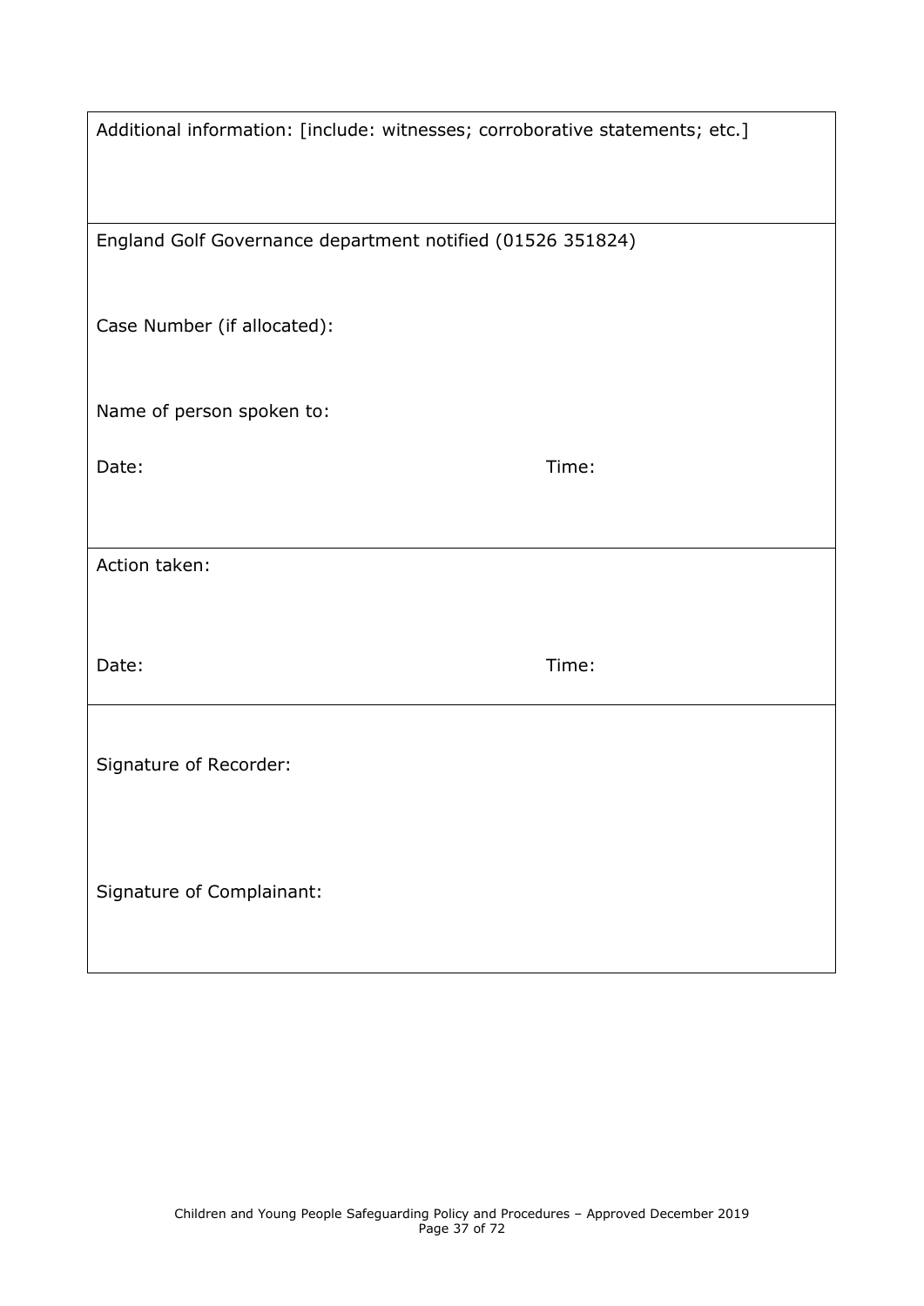| Additional information: [include: witnesses; corroborative statements; etc.] | |
|---|---|
| England Golf Governance department notified (01526 351824)<br><br>Case Number (if allocated):<br><br>Name of person spoken to:<br><br>Date: | Time: |
| Action taken:<br><br>Date: | Time: |
| Signature of Recorder:<br><br>Signature of Complainant: | |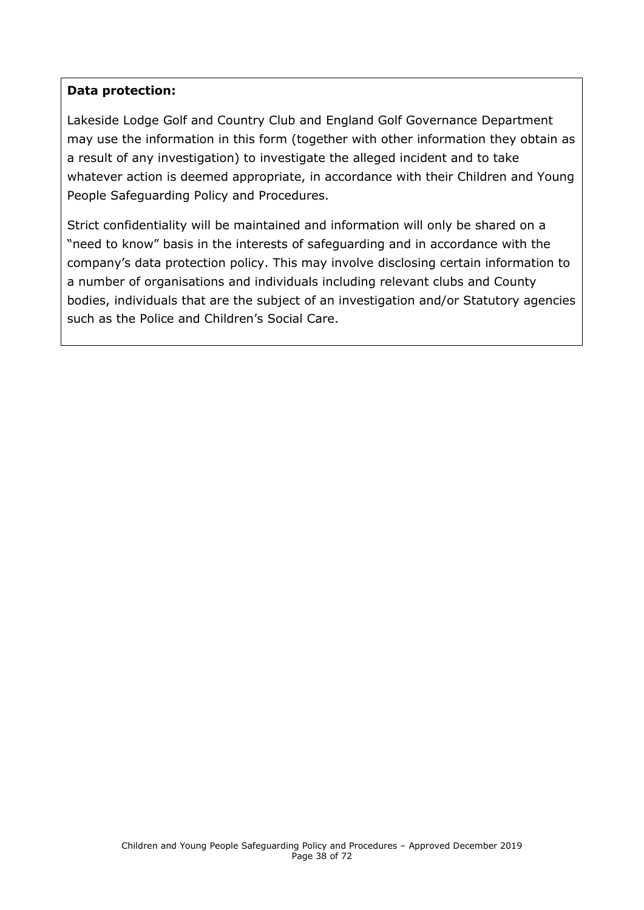**Data protection:**

Lakeside Lodge Golf and Country Club and England Golf Governance Department may use the information in this form (together with other information they obtain as a result of any investigation) to investigate the alleged incident and to take whatever action is deemed appropriate, in accordance with their Children and Young People Safeguarding Policy and Procedures.

Strict confidentiality will be maintained and information will only be shared on a "need to know" basis in the interests of safeguarding and in accordance with the company's data protection policy. This may involve disclosing certain information to a number of organisations and individuals including relevant clubs and County bodies, individuals that are the subject of an investigation and/or Statutory agencies such as the Police and Children's Social Care.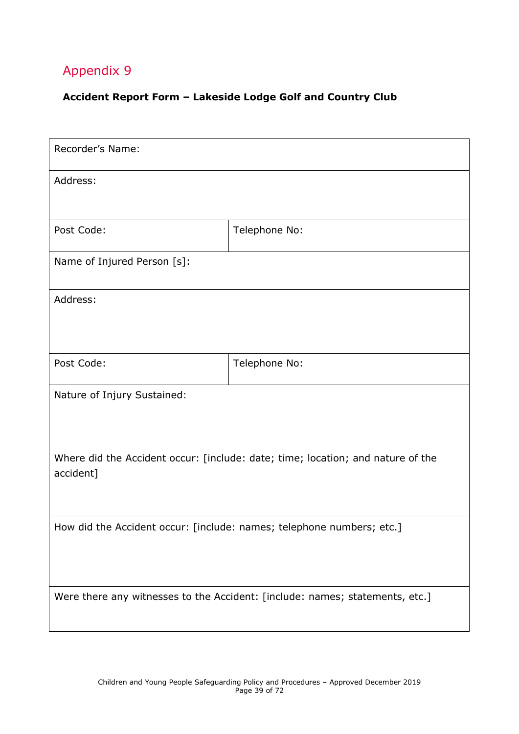## Appendix 9

**Accident Report Form – Lakeside Lodge Golf and Country Club**

| Recorder's Name: | |
|---|---|
| Address: | |
| Post Code: | Telephone No: |
| Name of Injured Person [s]: | |
| Address: | |
| Post Code: | Telephone No: |
| Nature of Injury Sustained: | |
| Where did the Accident occur: [include: date; time; location; and nature of the accident] | |
| How did the Accident occur: [include: names; telephone numbers; etc.] | |
| Were there any witnesses to the Accident: [include: names; statements, etc.] | |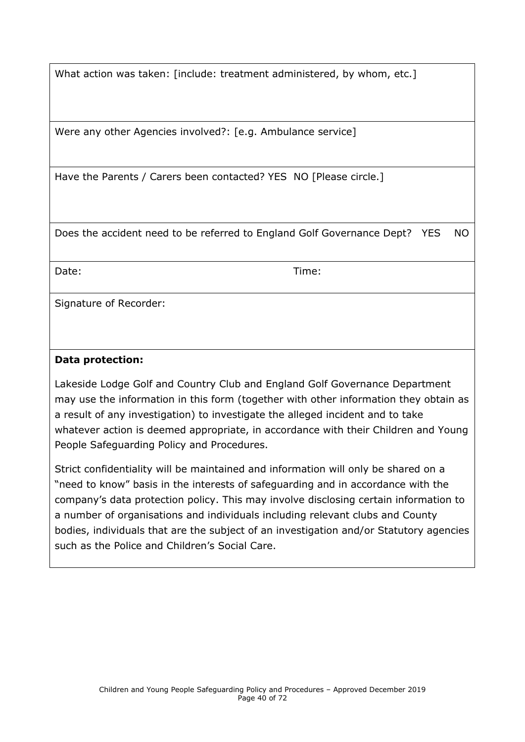| What action was taken: [include: treatment administered, by whom, etc.] | |
|---|---|
| Were any other Agencies involved?: [e.g. Ambulance service] | |
| Have the Parents / Carers been contacted? YES NO [Please circle.] | |
| Does the accident need to be referred to England Golf Governance Dept? YES NO | |
| Date: | Time: |
| Signature of Recorder: | |

**Data protection:**

Lakeside Lodge Golf and Country Club and England Golf Governance Department may use the information in this form (together with other information they obtain as a result of any investigation) to investigate the alleged incident and to take whatever action is deemed appropriate, in accordance with their Children and Young People Safeguarding Policy and Procedures.

Strict confidentiality will be maintained and information will only be shared on a "need to know" basis in the interests of safeguarding and in accordance with the company's data protection policy. This may involve disclosing certain information to a number of organisations and individuals including relevant clubs and County bodies, individuals that are the subject of an investigation and/or Statutory agencies such as the Police and Children's Social Care.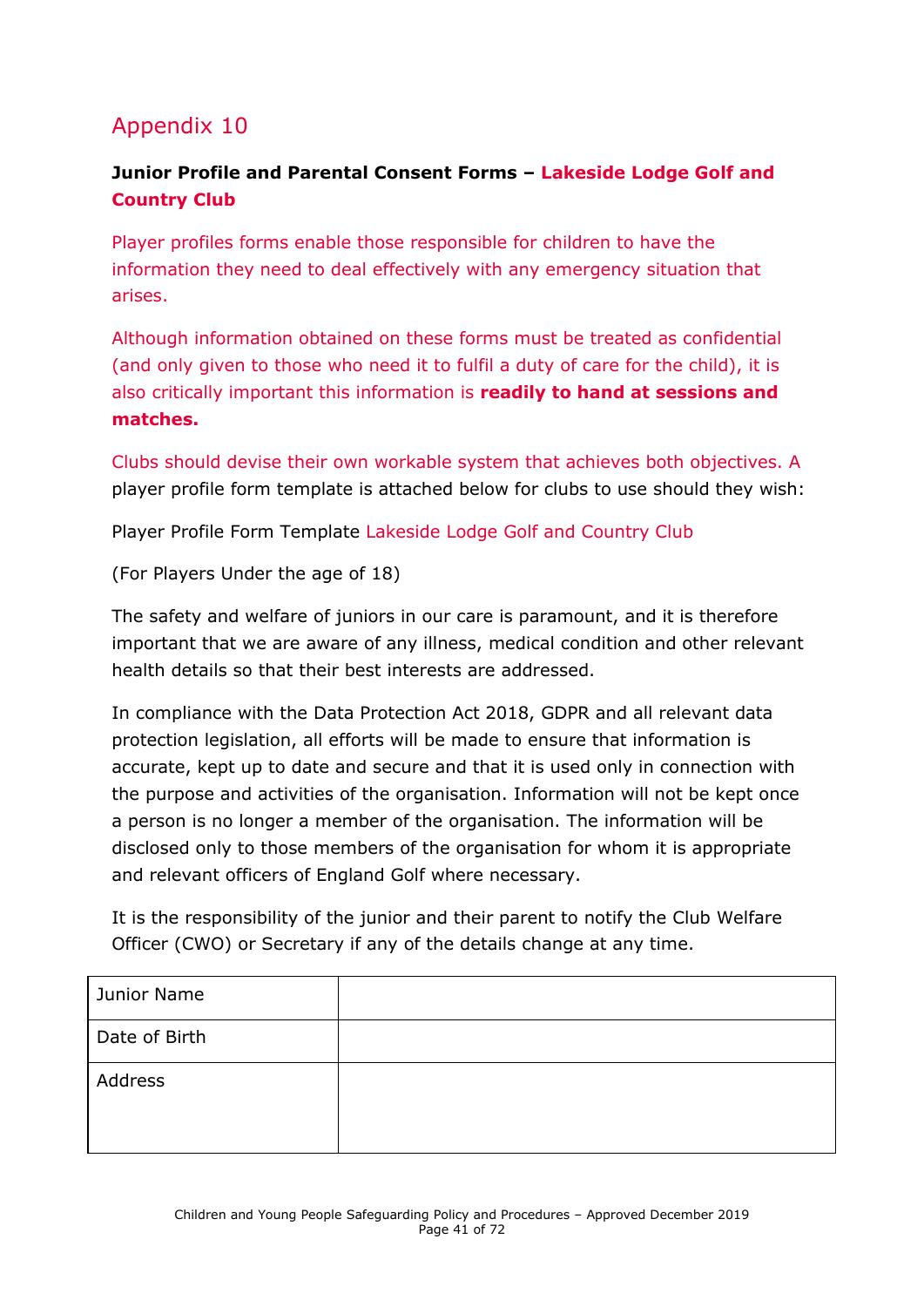# Appendix 10

**Junior Profile and Parental Consent Forms – Lakeside Lodge Golf and Country Club**

Player profiles forms enable those responsible for children to have the information they need to deal effectively with any emergency situation that arises.

Although information obtained on these forms must be treated as confidential (and only given to those who need it to fulfil a duty of care for the child), it is also critically important this information is **readily to hand at sessions and matches.**

Clubs should devise their own workable system that achieves both objectives. A player profile form template is attached below for clubs to use should they wish:

Player Profile Form Template Lakeside Lodge Golf and Country Club

(For Players Under the age of 18)

The safety and welfare of juniors in our care is paramount, and it is therefore important that we are aware of any illness, medical condition and other relevant health details so that their best interests are addressed.

In compliance with the Data Protection Act 2018, GDPR and all relevant data protection legislation, all efforts will be made to ensure that information is accurate, kept up to date and secure and that it is used only in connection with the purpose and activities of the organisation. Information will not be kept once a person is no longer a member of the organisation. The information will be disclosed only to those members of the organisation for whom it is appropriate and relevant officers of England Golf where necessary.

It is the responsibility of the junior and their parent to notify the Club Welfare Officer (CWO) or Secretary if any of the details change at any time.

| Junior Name | |
|---|---|
| Date of Birth | |
| Address | |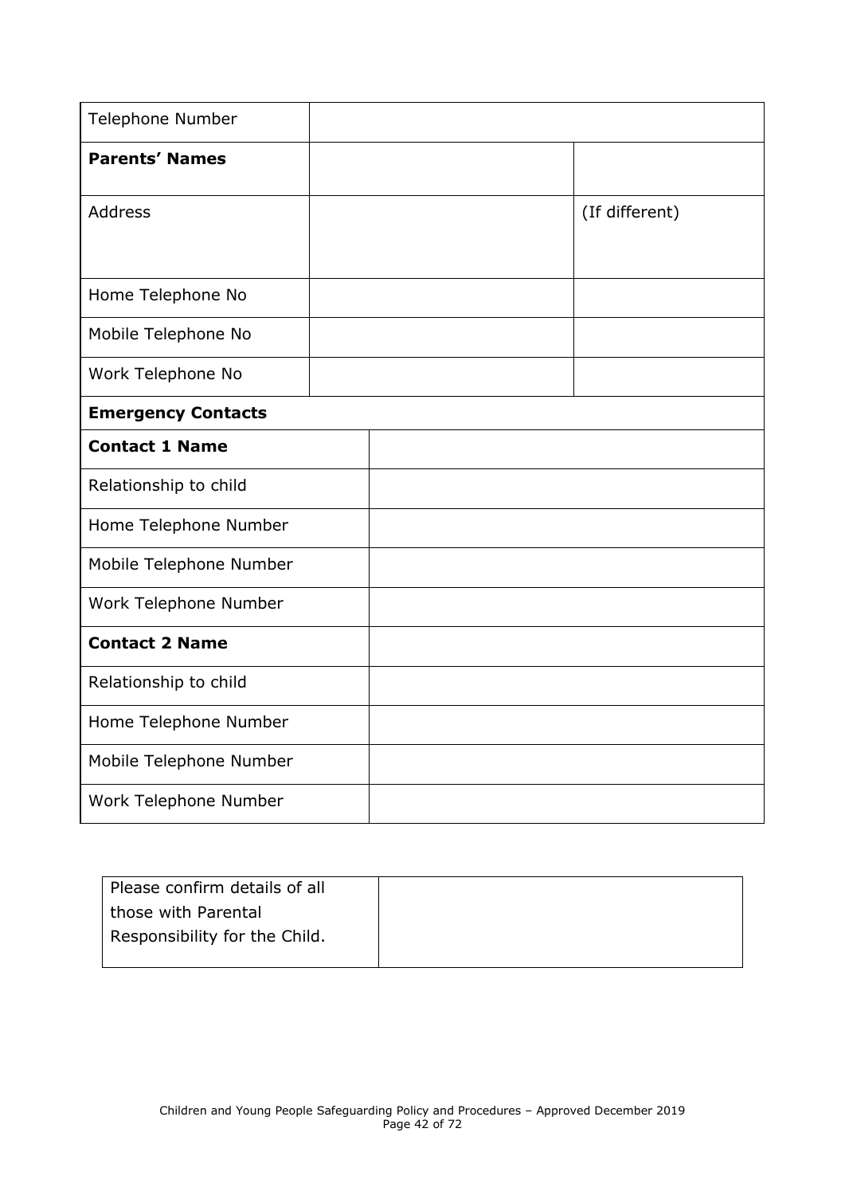| Telephone Number | | |
|---|---|---|
| **Parents' Names** | | |
| Address | | (If different) |
| Home Telephone No | | |
| Mobile Telephone No | | |
| Work Telephone No | | |
| **Emergency Contacts** | | |
| **Contact 1 Name** | | |
| Relationship to child | | |
| Home Telephone Number | | |
| Mobile Telephone Number | | |
| Work Telephone Number | | |
| **Contact 2 Name** | | |
| Relationship to child | | |
| Home Telephone Number | | |
| Mobile Telephone Number | | |
| Work Telephone Number | | |

| Please confirm details of all those with Parental Responsibility for the Child. | |
|---|---|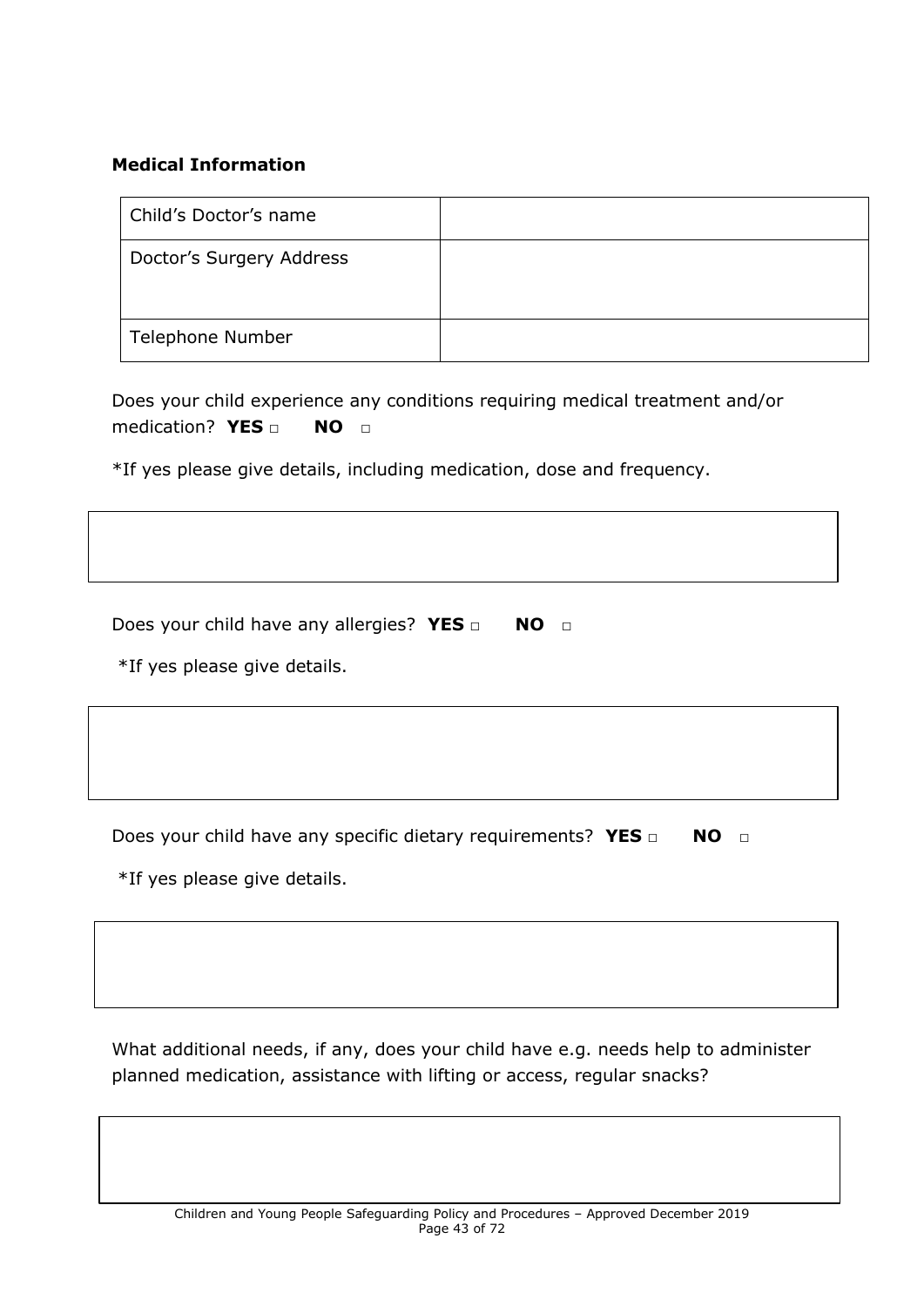**Medical Information**

| Child's Doctor's name | |
| --- | --- |
| Doctor's Surgery Address | |
| Telephone Number | |

Does your child experience any conditions requiring medical treatment and/or medication? **YES** □ **NO** □

*If yes please give details, including medication, dose and frequency.

| |
| --- |
| |

Does your child have any allergies? **YES** □ **NO** □

*If yes please give details.

| |
| --- |
| |

Does your child have any specific dietary requirements? **YES** □ **NO** □

*If yes please give details.

| |
| --- |
| |

What additional needs, if any, does your child have e.g. needs help to administer planned medication, assistance with lifting or access, regular snacks?

| |
| --- |
| |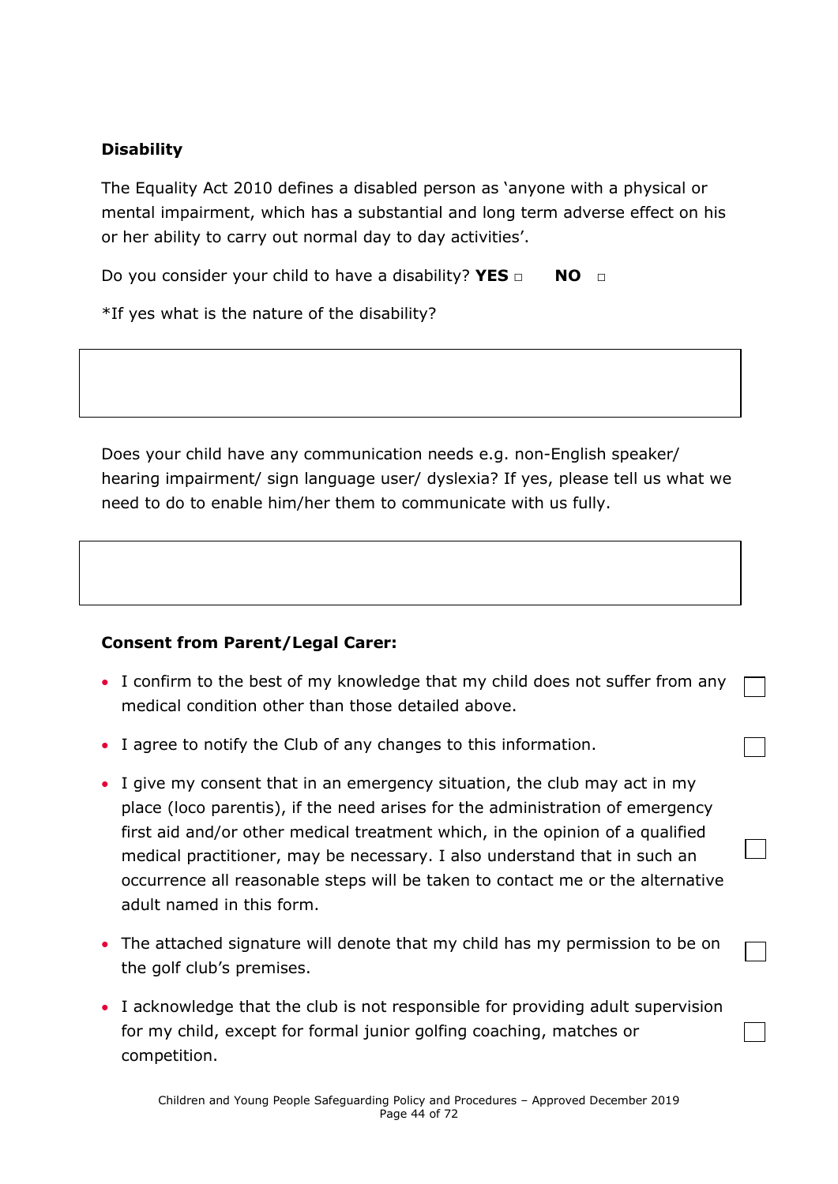**Disability**

The Equality Act 2010 defines a disabled person as 'anyone with a physical or mental impairment, which has a substantial and long term adverse effect on his or her ability to carry out normal day to day activities'.

Do you consider your child to have a disability? **YES** ☐ **NO** ☐

*If yes what is the nature of the disability?

| |
|---|
| |

Does your child have any communication needs e.g. non-English speaker/ hearing impairment/ sign language user/ dyslexia? If yes, please tell us what we need to do to enable him/her them to communicate with us fully.

| |
|---|
| |

**Consent from Parent/Legal Carer:**

- I confirm to the best of my knowledge that my child does not suffer from any medical condition other than those detailed above. ☐
- I agree to notify the Club of any changes to this information. ☐
- I give my consent that in an emergency situation, the club may act in my place (loco parentis), if the need arises for the administration of emergency first aid and/or other medical treatment which, in the opinion of a qualified medical practitioner, may be necessary. I also understand that in such an occurrence all reasonable steps will be taken to contact me or the alternative adult named in this form. ☐
- The attached signature will denote that my child has my permission to be on the golf club's premises. ☐
- I acknowledge that the club is not responsible for providing adult supervision for my child, except for formal junior golfing coaching, matches or competition. ☐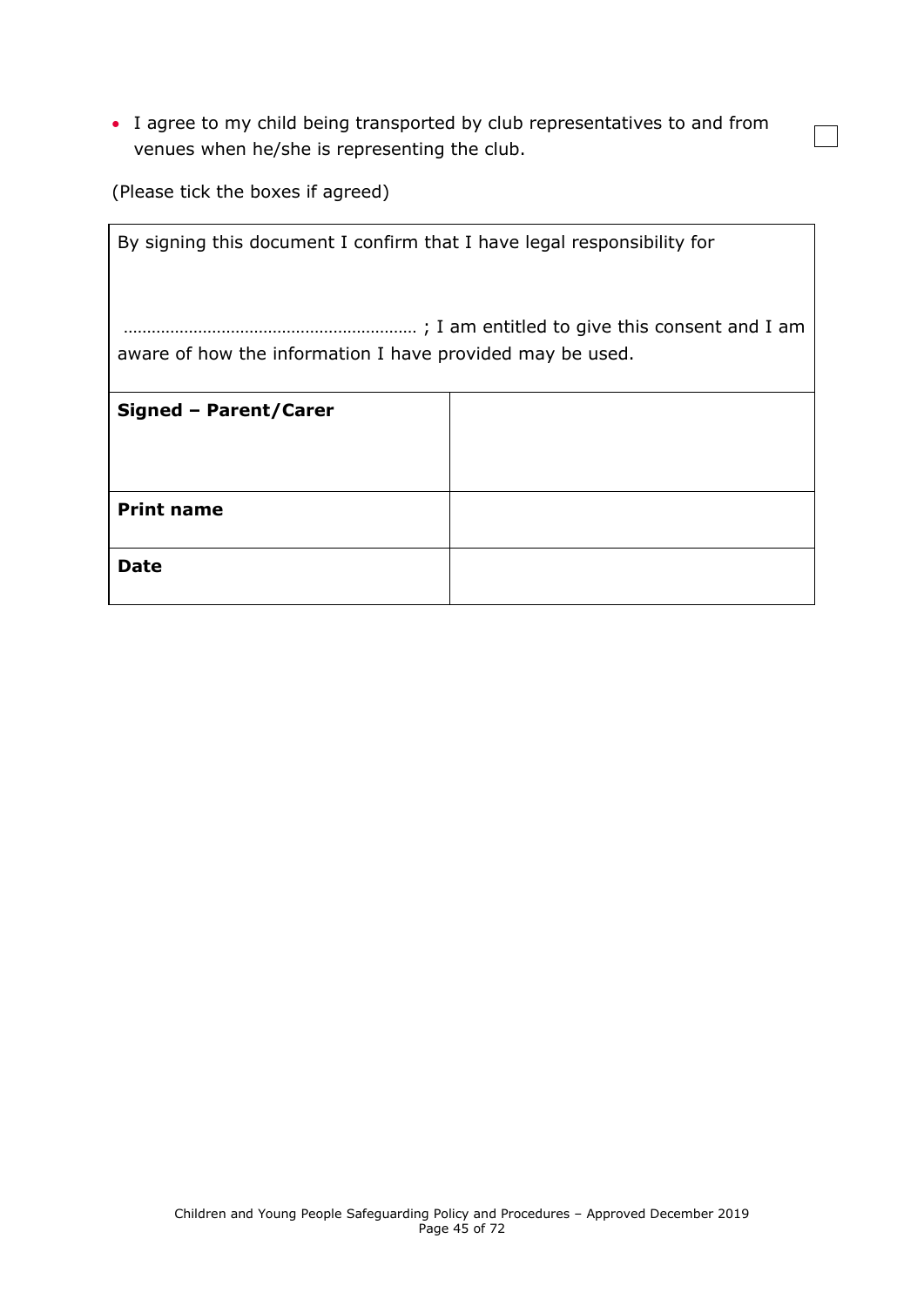- I agree to my child being transported by club representatives to and from venues when he/she is representing the club. ☐

(Please tick the boxes if agreed)

| By signing this document I confirm that I have legal responsibility for<br><br>……………………………………………………… ; I am entitled to give this consent and I am aware of how the information I have provided may be used. | |
|---|---|
| **Signed – Parent/Carer** | |
| **Print name** | |
| **Date** | |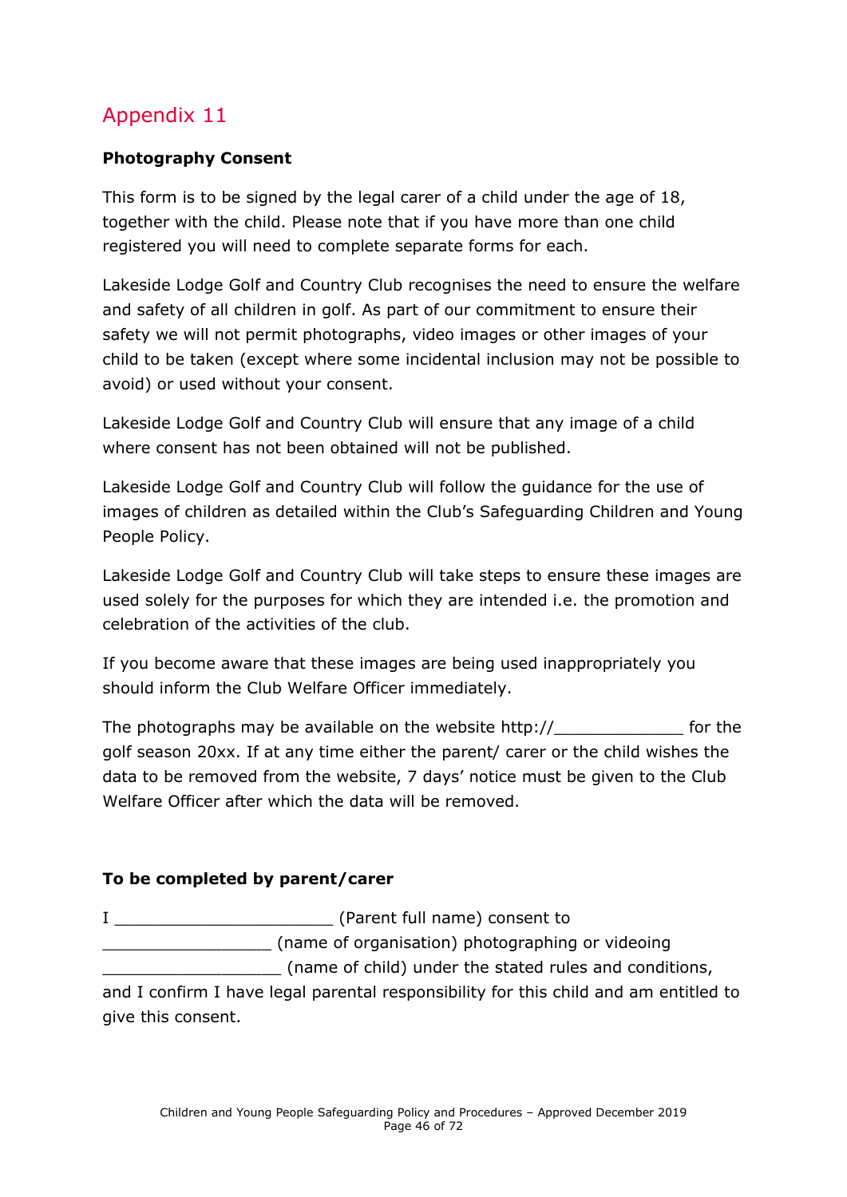## Appendix 11

**Photography Consent**

This form is to be signed by the legal carer of a child under the age of 18, together with the child. Please note that if you have more than one child registered you will need to complete separate forms for each.

Lakeside Lodge Golf and Country Club recognises the need to ensure the welfare and safety of all children in golf. As part of our commitment to ensure their safety we will not permit photographs, video images or other images of your child to be taken (except where some incidental inclusion may not be possible to avoid) or used without your consent.

Lakeside Lodge Golf and Country Club will ensure that any image of a child where consent has not been obtained will not be published.

Lakeside Lodge Golf and Country Club will follow the guidance for the use of images of children as detailed within the Club's Safeguarding Children and Young People Policy.

Lakeside Lodge Golf and Country Club will take steps to ensure these images are used solely for the purposes for which they are intended i.e. the promotion and celebration of the activities of the club.

If you become aware that these images are being used inappropriately you should inform the Club Welfare Officer immediately.

The photographs may be available on the website http://_____________ for the golf season 20xx. If at any time either the parent/ carer or the child wishes the data to be removed from the website, 7 days' notice must be given to the Club Welfare Officer after which the data will be removed.

**To be completed by parent/carer**

I ______________________ (Parent full name) consent to _________________ (name of organisation) photographing or videoing __________________ (name of child) under the stated rules and conditions, and I confirm I have legal parental responsibility for this child and am entitled to give this consent.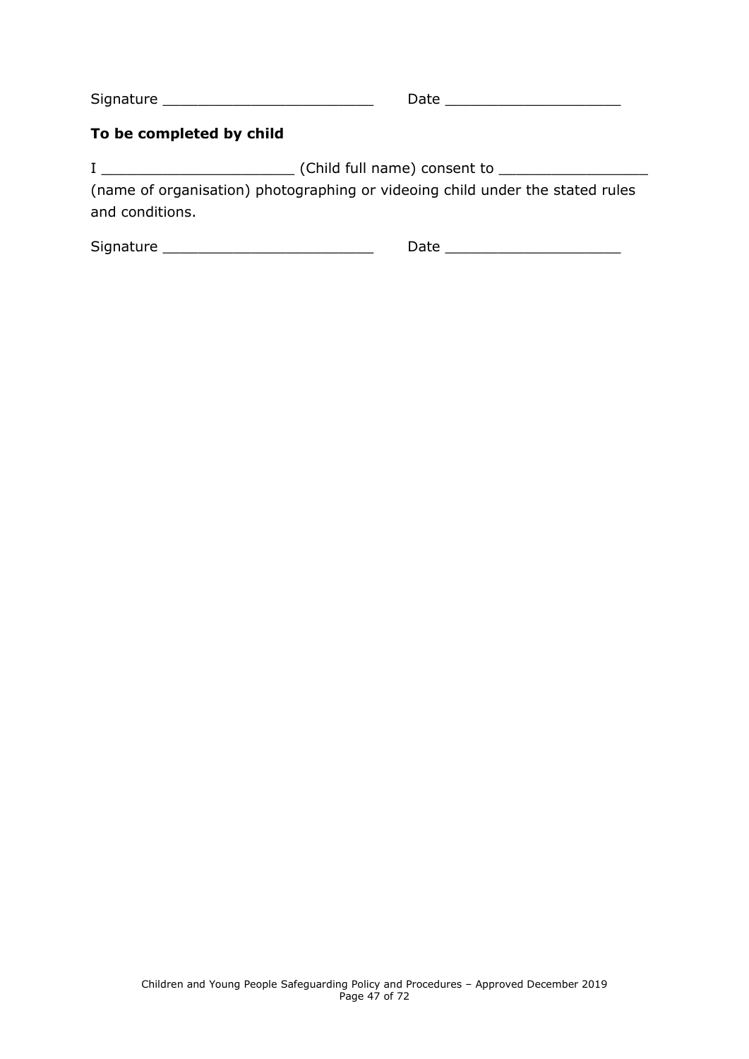Signature ________________________ Date ____________________

**To be completed by child**

I ______________________ (Child full name) consent to _________________ (name of organisation) photographing or videoing child under the stated rules and conditions.

Signature ________________________ Date ____________________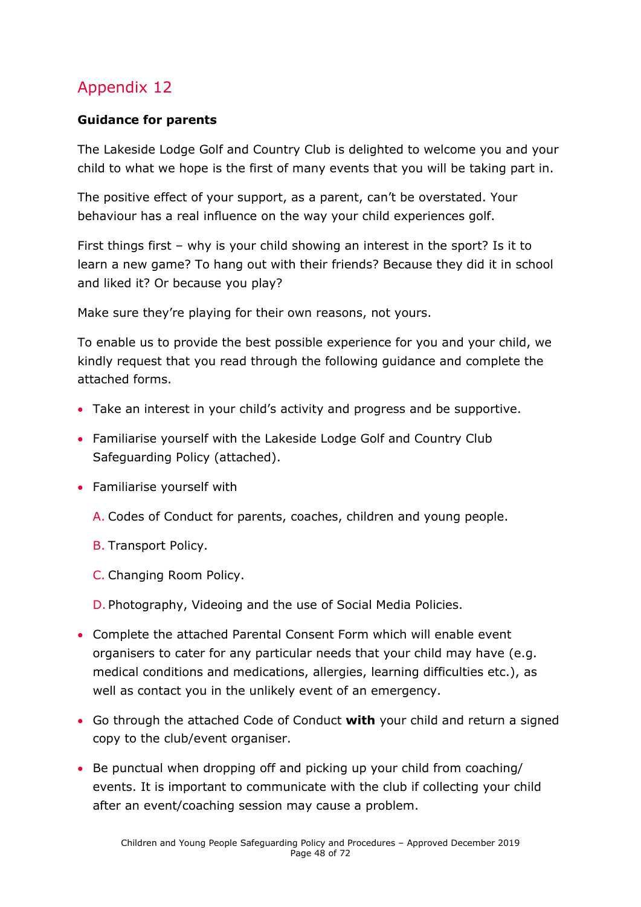## Appendix 12

**Guidance for parents**

The Lakeside Lodge Golf and Country Club is delighted to welcome you and your child to what we hope is the first of many events that you will be taking part in.

The positive effect of your support, as a parent, can't be overstated. Your behaviour has a real influence on the way your child experiences golf.

First things first – why is your child showing an interest in the sport? Is it to learn a new game? To hang out with their friends? Because they did it in school and liked it? Or because you play?

Make sure they're playing for their own reasons, not yours.

To enable us to provide the best possible experience for you and your child, we kindly request that you read through the following guidance and complete the attached forms.

- Take an interest in your child's activity and progress and be supportive.
- Familiarise yourself with the Lakeside Lodge Golf and Country Club Safeguarding Policy (attached).
- Familiarise yourself with

  A. Codes of Conduct for parents, coaches, children and young people.

  B. Transport Policy.

  C. Changing Room Policy.

  D. Photography, Videoing and the use of Social Media Policies.

- Complete the attached Parental Consent Form which will enable event organisers to cater for any particular needs that your child may have (e.g. medical conditions and medications, allergies, learning difficulties etc.), as well as contact you in the unlikely event of an emergency.
- Go through the attached Code of Conduct **with** your child and return a signed copy to the club/event organiser.
- Be punctual when dropping off and picking up your child from coaching/ events. It is important to communicate with the club if collecting your child after an event/coaching session may cause a problem.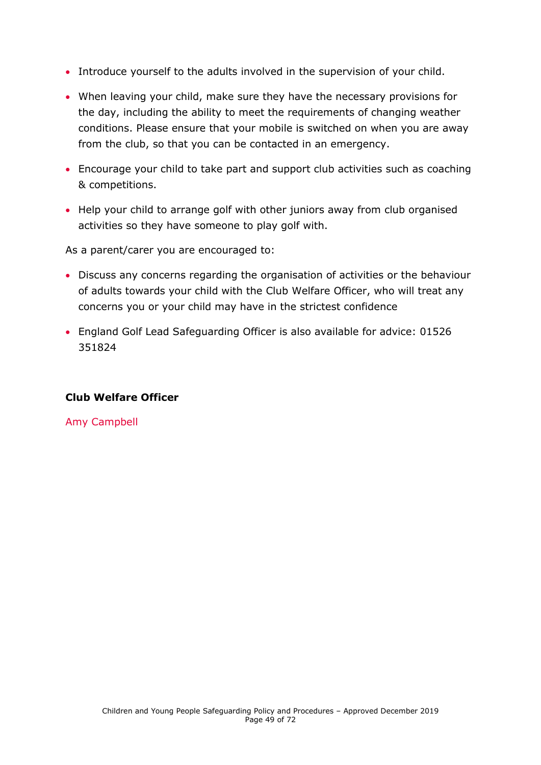- Introduce yourself to the adults involved in the supervision of your child.
- When leaving your child, make sure they have the necessary provisions for the day, including the ability to meet the requirements of changing weather conditions. Please ensure that your mobile is switched on when you are away from the club, so that you can be contacted in an emergency.
- Encourage your child to take part and support club activities such as coaching & competitions.
- Help your child to arrange golf with other juniors away from club organised activities so they have someone to play golf with.

As a parent/carer you are encouraged to:

- Discuss any concerns regarding the organisation of activities or the behaviour of adults towards your child with the Club Welfare Officer, who will treat any concerns you or your child may have in the strictest confidence
- England Golf Lead Safeguarding Officer is also available for advice: 01526 351824

**Club Welfare Officer**

Amy Campbell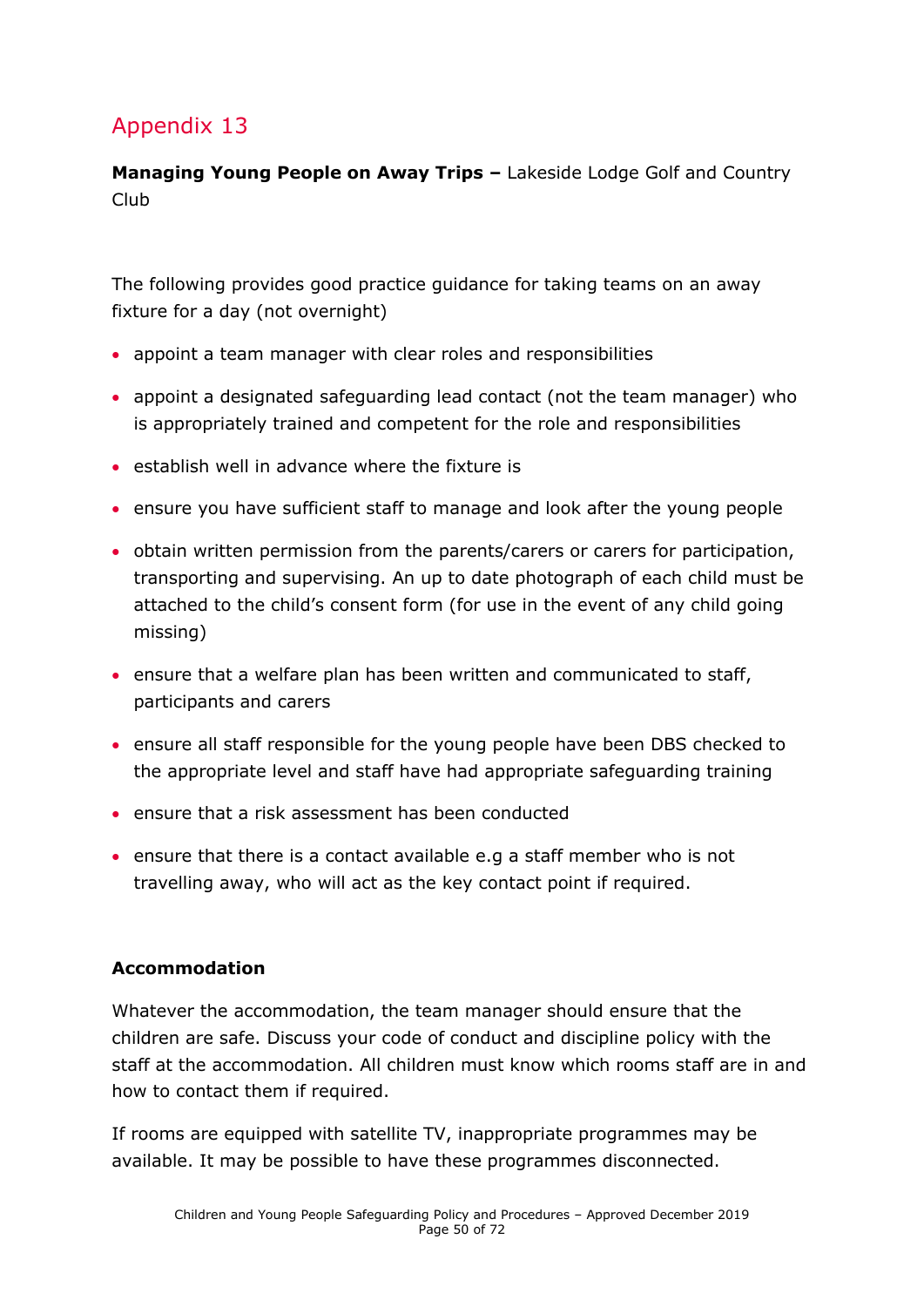## Appendix 13

**Managing Young People on Away Trips –** Lakeside Lodge Golf and Country Club

The following provides good practice guidance for taking teams on an away fixture for a day (not overnight)

- appoint a team manager with clear roles and responsibilities
- appoint a designated safeguarding lead contact (not the team manager) who is appropriately trained and competent for the role and responsibilities
- establish well in advance where the fixture is
- ensure you have sufficient staff to manage and look after the young people
- obtain written permission from the parents/carers or carers for participation, transporting and supervising. An up to date photograph of each child must be attached to the child's consent form (for use in the event of any child going missing)
- ensure that a welfare plan has been written and communicated to staff, participants and carers
- ensure all staff responsible for the young people have been DBS checked to the appropriate level and staff have had appropriate safeguarding training
- ensure that a risk assessment has been conducted
- ensure that there is a contact available e.g a staff member who is not travelling away, who will act as the key contact point if required.

**Accommodation**

Whatever the accommodation, the team manager should ensure that the children are safe. Discuss your code of conduct and discipline policy with the staff at the accommodation. All children must know which rooms staff are in and how to contact them if required.

If rooms are equipped with satellite TV, inappropriate programmes may be available. It may be possible to have these programmes disconnected.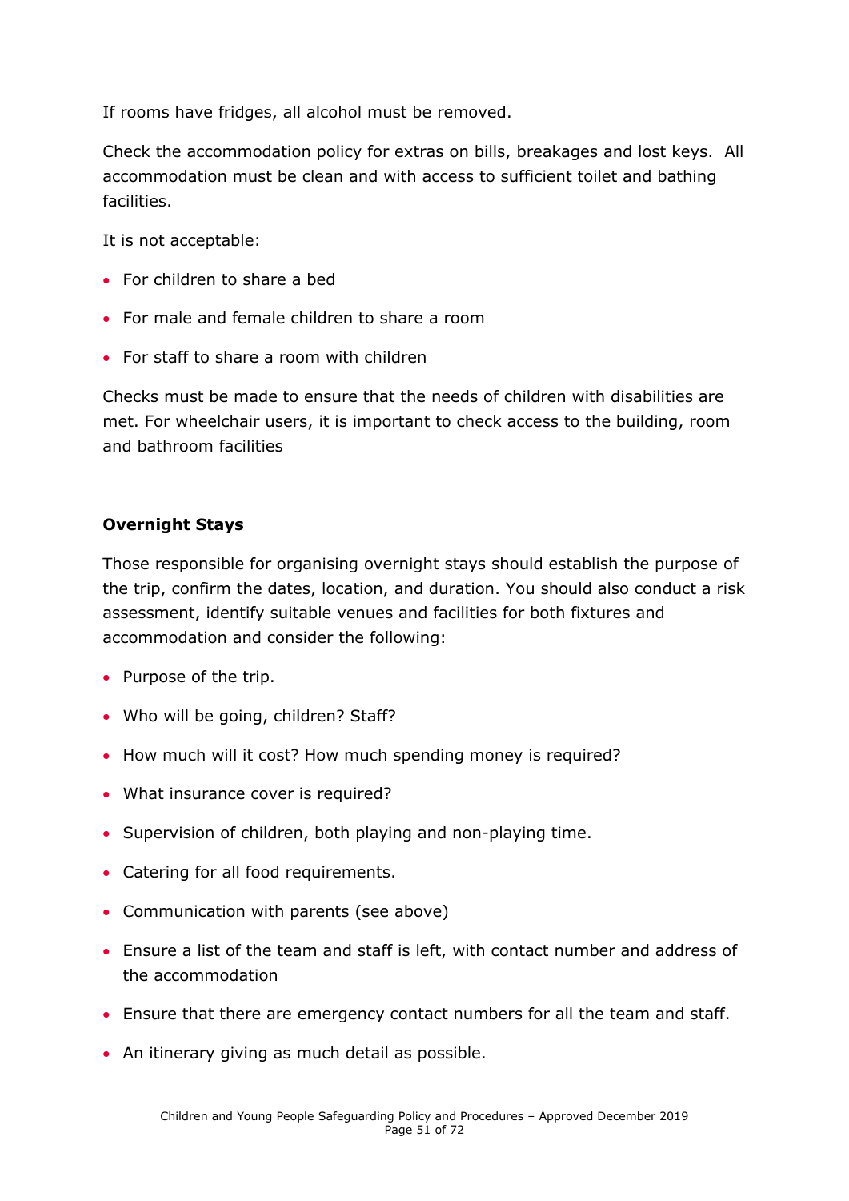If rooms have fridges, all alcohol must be removed.

Check the accommodation policy for extras on bills, breakages and lost keys. All accommodation must be clean and with access to sufficient toilet and bathing facilities.

It is not acceptable:

- For children to share a bed
- For male and female children to share a room
- For staff to share a room with children

Checks must be made to ensure that the needs of children with disabilities are met. For wheelchair users, it is important to check access to the building, room and bathroom facilities

**Overnight Stays**

Those responsible for organising overnight stays should establish the purpose of the trip, confirm the dates, location, and duration. You should also conduct a risk assessment, identify suitable venues and facilities for both fixtures and accommodation and consider the following:

- Purpose of the trip.
- Who will be going, children? Staff?
- How much will it cost? How much spending money is required?
- What insurance cover is required?
- Supervision of children, both playing and non-playing time.
- Catering for all food requirements.
- Communication with parents (see above)
- Ensure a list of the team and staff is left, with contact number and address of the accommodation
- Ensure that there are emergency contact numbers for all the team and staff.
- An itinerary giving as much detail as possible.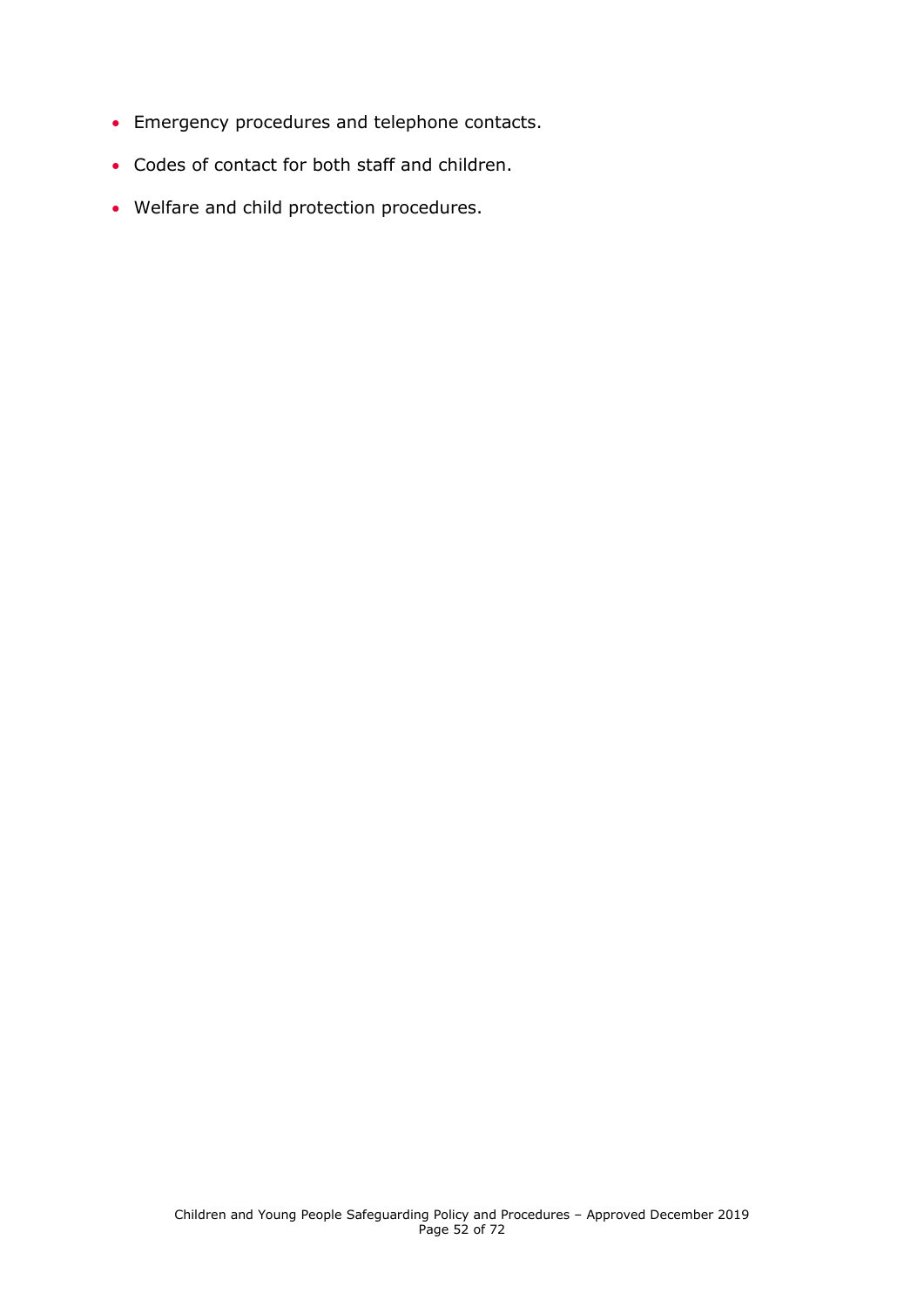- Emergency procedures and telephone contacts.
- Codes of contact for both staff and children.
- Welfare and child protection procedures.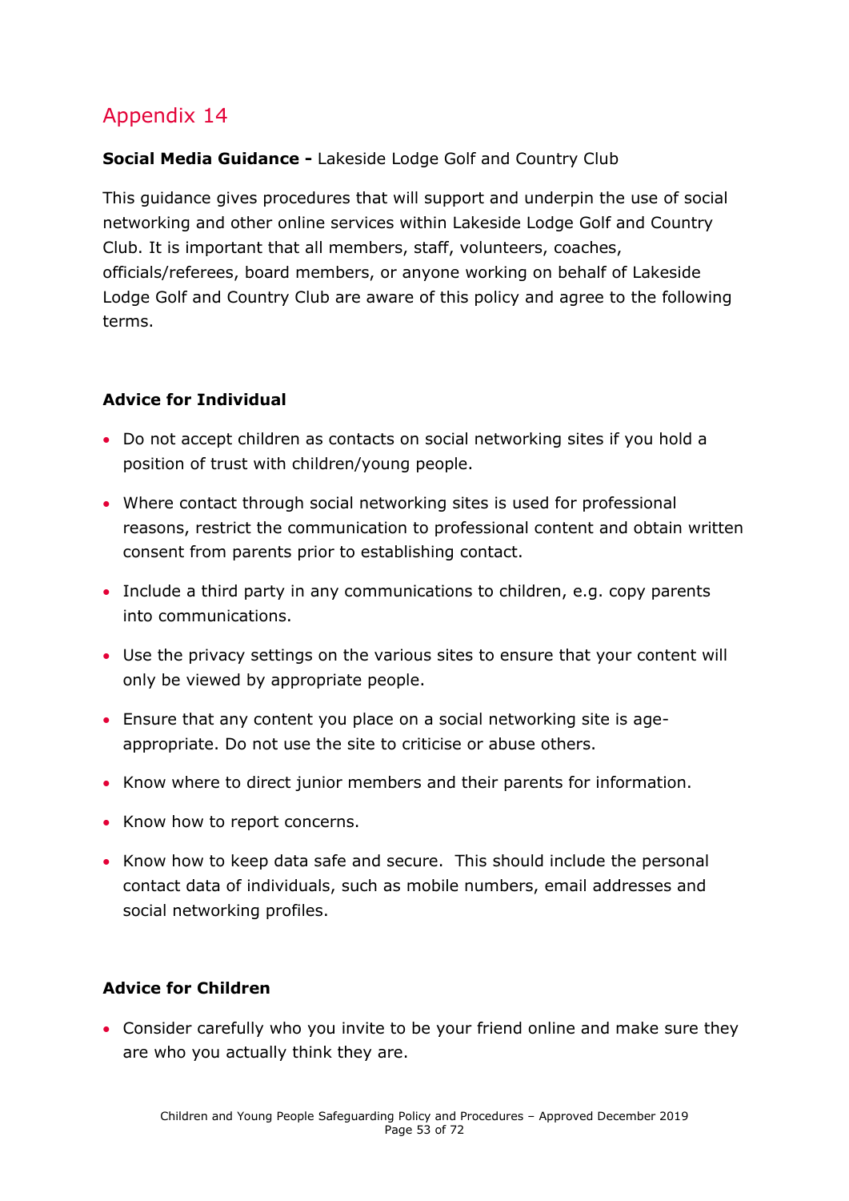## Appendix 14

**Social Media Guidance -** Lakeside Lodge Golf and Country Club

This guidance gives procedures that will support and underpin the use of social networking and other online services within Lakeside Lodge Golf and Country Club. It is important that all members, staff, volunteers, coaches, officials/referees, board members, or anyone working on behalf of Lakeside Lodge Golf and Country Club are aware of this policy and agree to the following terms.

**Advice for Individual**

- Do not accept children as contacts on social networking sites if you hold a position of trust with children/young people.
- Where contact through social networking sites is used for professional reasons, restrict the communication to professional content and obtain written consent from parents prior to establishing contact.
- Include a third party in any communications to children, e.g. copy parents into communications.
- Use the privacy settings on the various sites to ensure that your content will only be viewed by appropriate people.
- Ensure that any content you place on a social networking site is age-appropriate. Do not use the site to criticise or abuse others.
- Know where to direct junior members and their parents for information.
- Know how to report concerns.
- Know how to keep data safe and secure. This should include the personal contact data of individuals, such as mobile numbers, email addresses and social networking profiles.

**Advice for Children**

- Consider carefully who you invite to be your friend online and make sure they are who you actually think they are.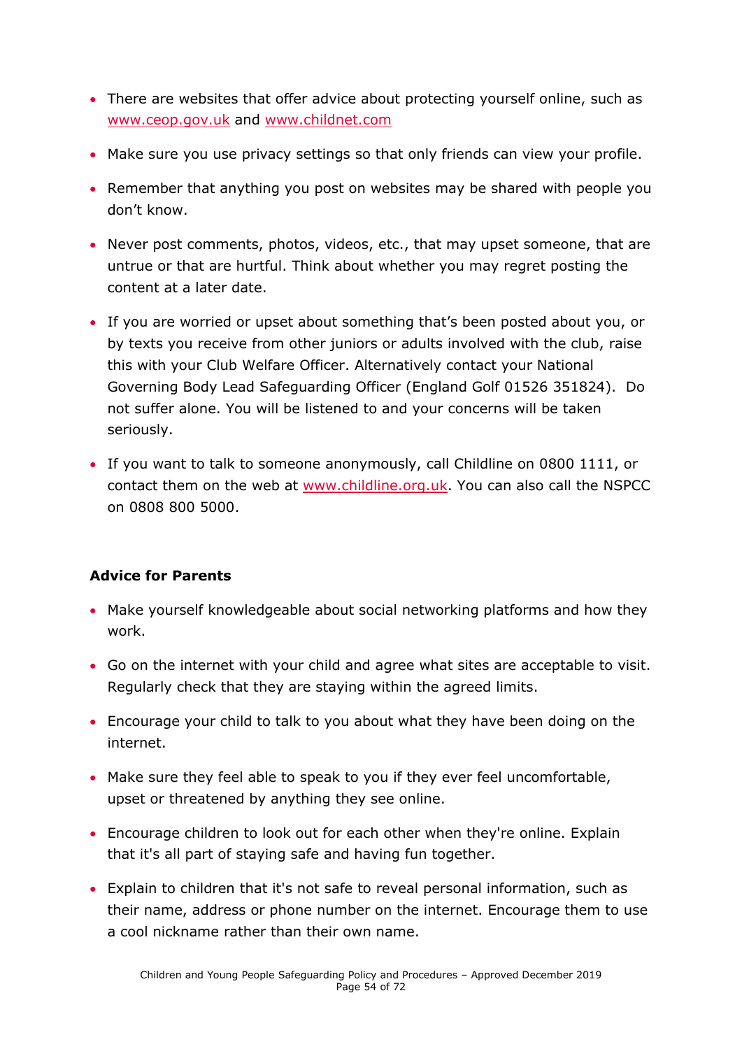- There are websites that offer advice about protecting yourself online, such as [www.ceop.gov.uk](http://www.ceop.gov.uk) and [www.childnet.com](http://www.childnet.com)
- Make sure you use privacy settings so that only friends can view your profile.
- Remember that anything you post on websites may be shared with people you don't know.
- Never post comments, photos, videos, etc., that may upset someone, that are untrue or that are hurtful. Think about whether you may regret posting the content at a later date.
- If you are worried or upset about something that's been posted about you, or by texts you receive from other juniors or adults involved with the club, raise this with your Club Welfare Officer. Alternatively contact your National Governing Body Lead Safeguarding Officer (England Golf 01526 351824). Do not suffer alone. You will be listened to and your concerns will be taken seriously.
- If you want to talk to someone anonymously, call Childline on 0800 1111, or contact them on the web at [www.childline.org.uk](http://www.childline.org.uk). You can also call the NSPCC on 0808 800 5000.

**Advice for Parents**

- Make yourself knowledgeable about social networking platforms and how they work.
- Go on the internet with your child and agree what sites are acceptable to visit. Regularly check that they are staying within the agreed limits.
- Encourage your child to talk to you about what they have been doing on the internet.
- Make sure they feel able to speak to you if they ever feel uncomfortable, upset or threatened by anything they see online.
- Encourage children to look out for each other when they're online. Explain that it's all part of staying safe and having fun together.
- Explain to children that it's not safe to reveal personal information, such as their name, address or phone number on the internet. Encourage them to use a cool nickname rather than their own name.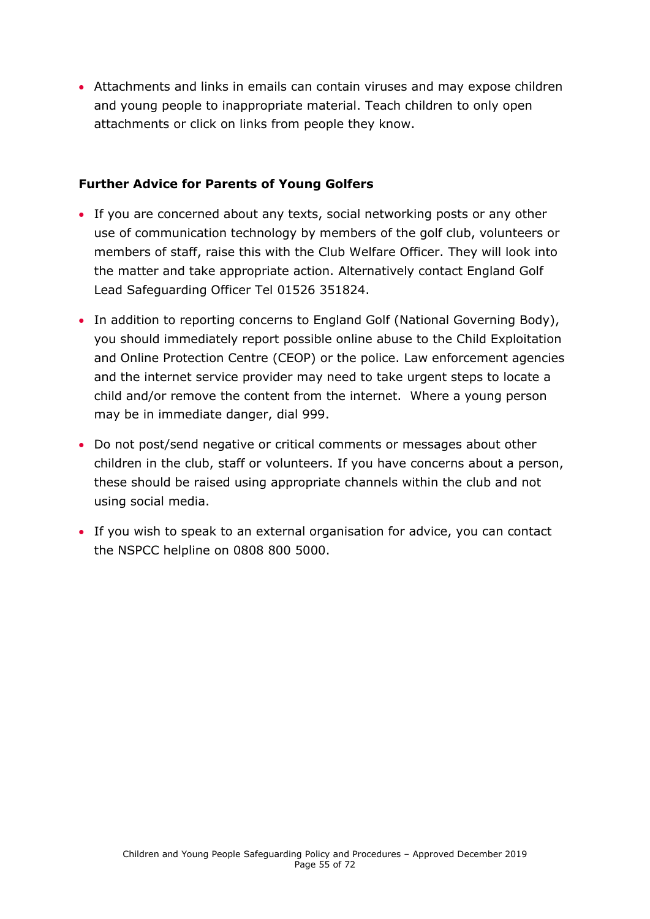- Attachments and links in emails can contain viruses and may expose children and young people to inappropriate material. Teach children to only open attachments or click on links from people they know.

**Further Advice for Parents of Young Golfers**

- If you are concerned about any texts, social networking posts or any other use of communication technology by members of the golf club, volunteers or members of staff, raise this with the Club Welfare Officer. They will look into the matter and take appropriate action. Alternatively contact England Golf Lead Safeguarding Officer Tel 01526 351824.
- In addition to reporting concerns to England Golf (National Governing Body), you should immediately report possible online abuse to the Child Exploitation and Online Protection Centre (CEOP) or the police. Law enforcement agencies and the internet service provider may need to take urgent steps to locate a child and/or remove the content from the internet. Where a young person may be in immediate danger, dial 999.
- Do not post/send negative or critical comments or messages about other children in the club, staff or volunteers. If you have concerns about a person, these should be raised using appropriate channels within the club and not using social media.
- If you wish to speak to an external organisation for advice, you can contact the NSPCC helpline on 0808 800 5000.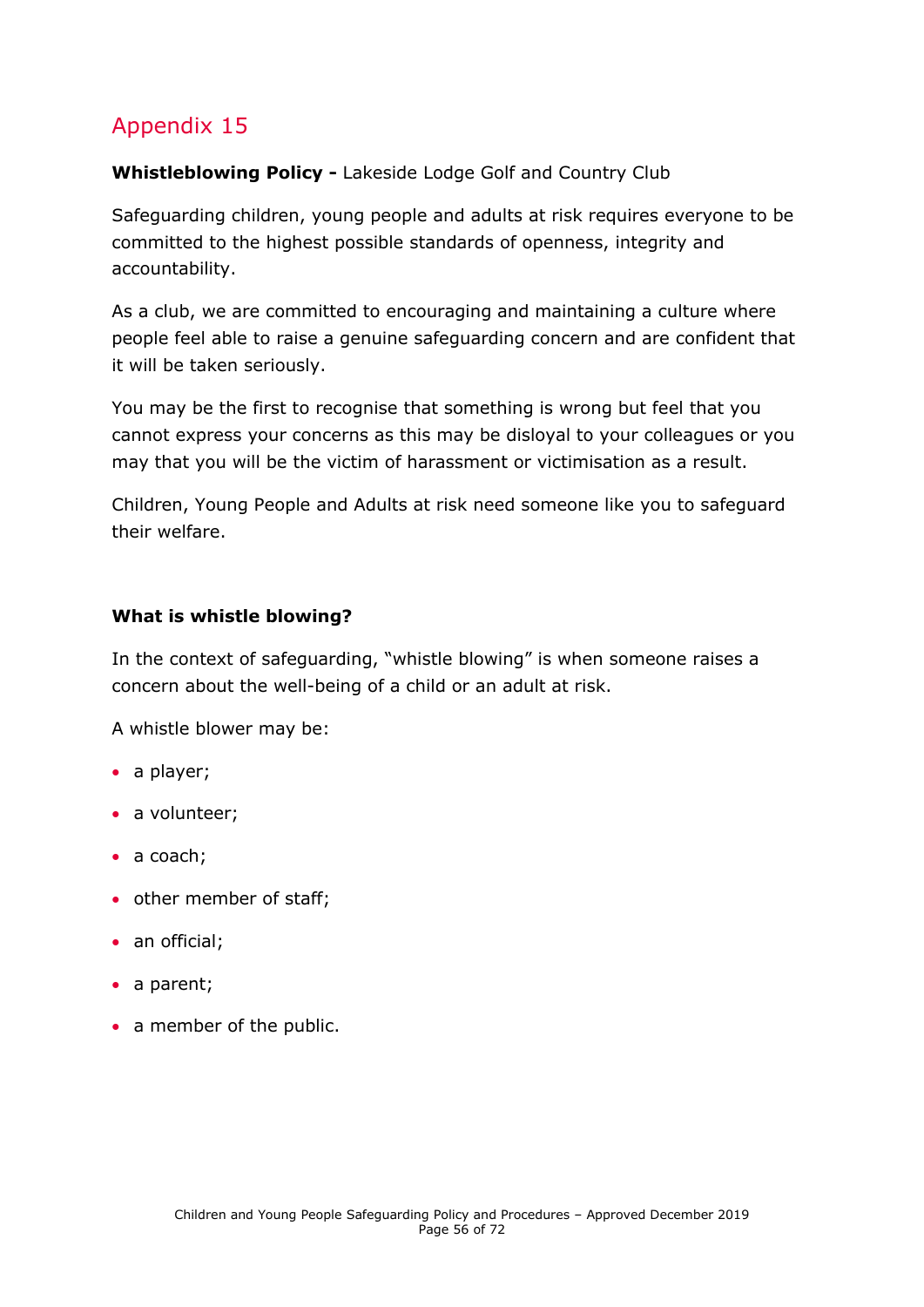## Appendix 15

**Whistleblowing Policy -** Lakeside Lodge Golf and Country Club

Safeguarding children, young people and adults at risk requires everyone to be committed to the highest possible standards of openness, integrity and accountability.

As a club, we are committed to encouraging and maintaining a culture where people feel able to raise a genuine safeguarding concern and are confident that it will be taken seriously.

You may be the first to recognise that something is wrong but feel that you cannot express your concerns as this may be disloyal to your colleagues or you may that you will be the victim of harassment or victimisation as a result.

Children, Young People and Adults at risk need someone like you to safeguard their welfare.

### What is whistle blowing?

In the context of safeguarding, "whistle blowing" is when someone raises a concern about the well-being of a child or an adult at risk.

A whistle blower may be:

- a player;
- a volunteer;
- a coach;
- other member of staff;
- an official;
- a parent;
- a member of the public.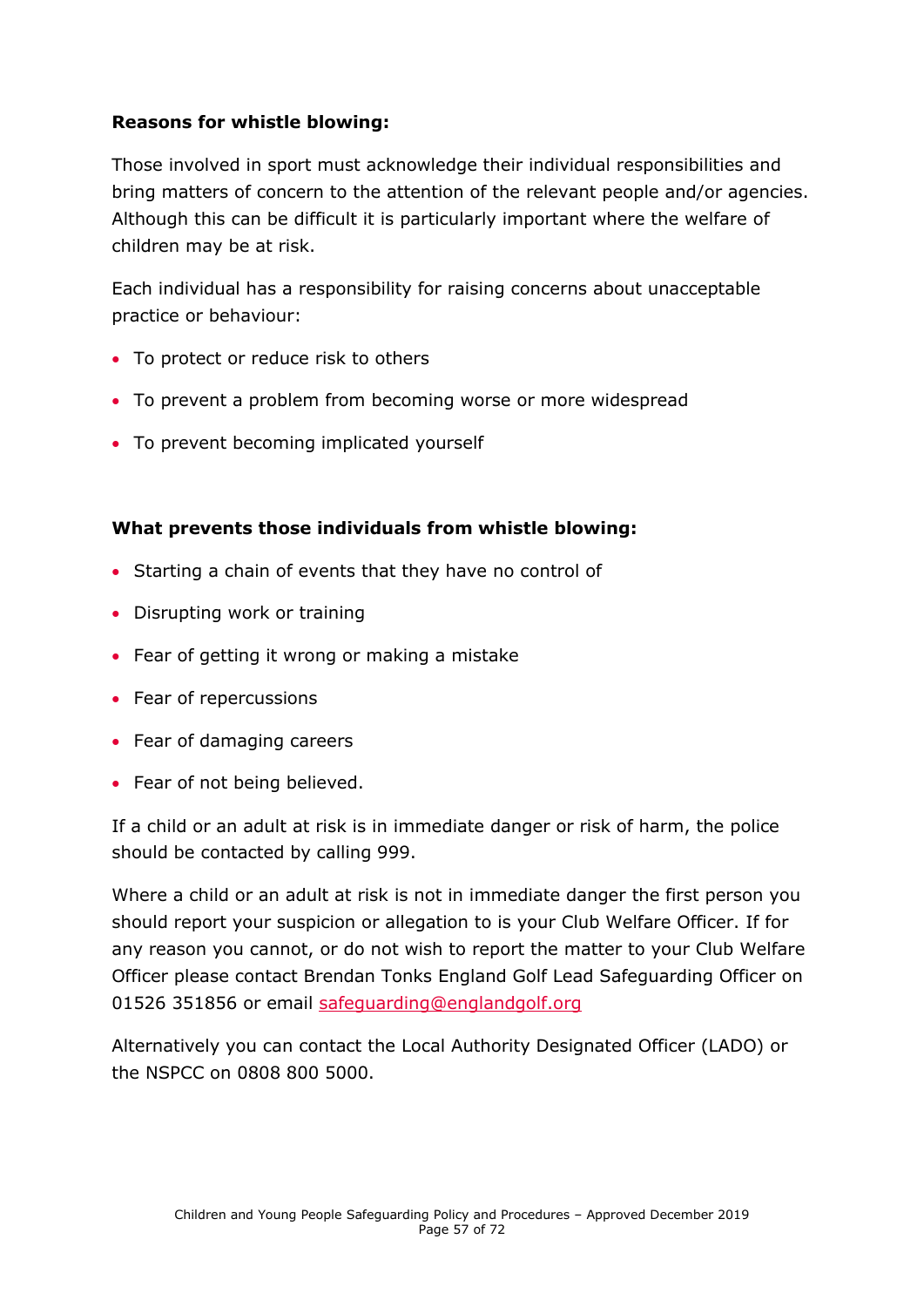**Reasons for whistle blowing:**

Those involved in sport must acknowledge their individual responsibilities and bring matters of concern to the attention of the relevant people and/or agencies. Although this can be difficult it is particularly important where the welfare of children may be at risk.

Each individual has a responsibility for raising concerns about unacceptable practice or behaviour:

- To protect or reduce risk to others
- To prevent a problem from becoming worse or more widespread
- To prevent becoming implicated yourself

**What prevents those individuals from whistle blowing:**

- Starting a chain of events that they have no control of
- Disrupting work or training
- Fear of getting it wrong or making a mistake
- Fear of repercussions
- Fear of damaging careers
- Fear of not being believed.

If a child or an adult at risk is in immediate danger or risk of harm, the police should be contacted by calling 999.

Where a child or an adult at risk is not in immediate danger the first person you should report your suspicion or allegation to is your Club Welfare Officer. If for any reason you cannot, or do not wish to report the matter to your Club Welfare Officer please contact Brendan Tonks England Golf Lead Safeguarding Officer on 01526 351856 or email safeguarding@englandgolf.org

Alternatively you can contact the Local Authority Designated Officer (LADO) or the NSPCC on 0808 800 5000.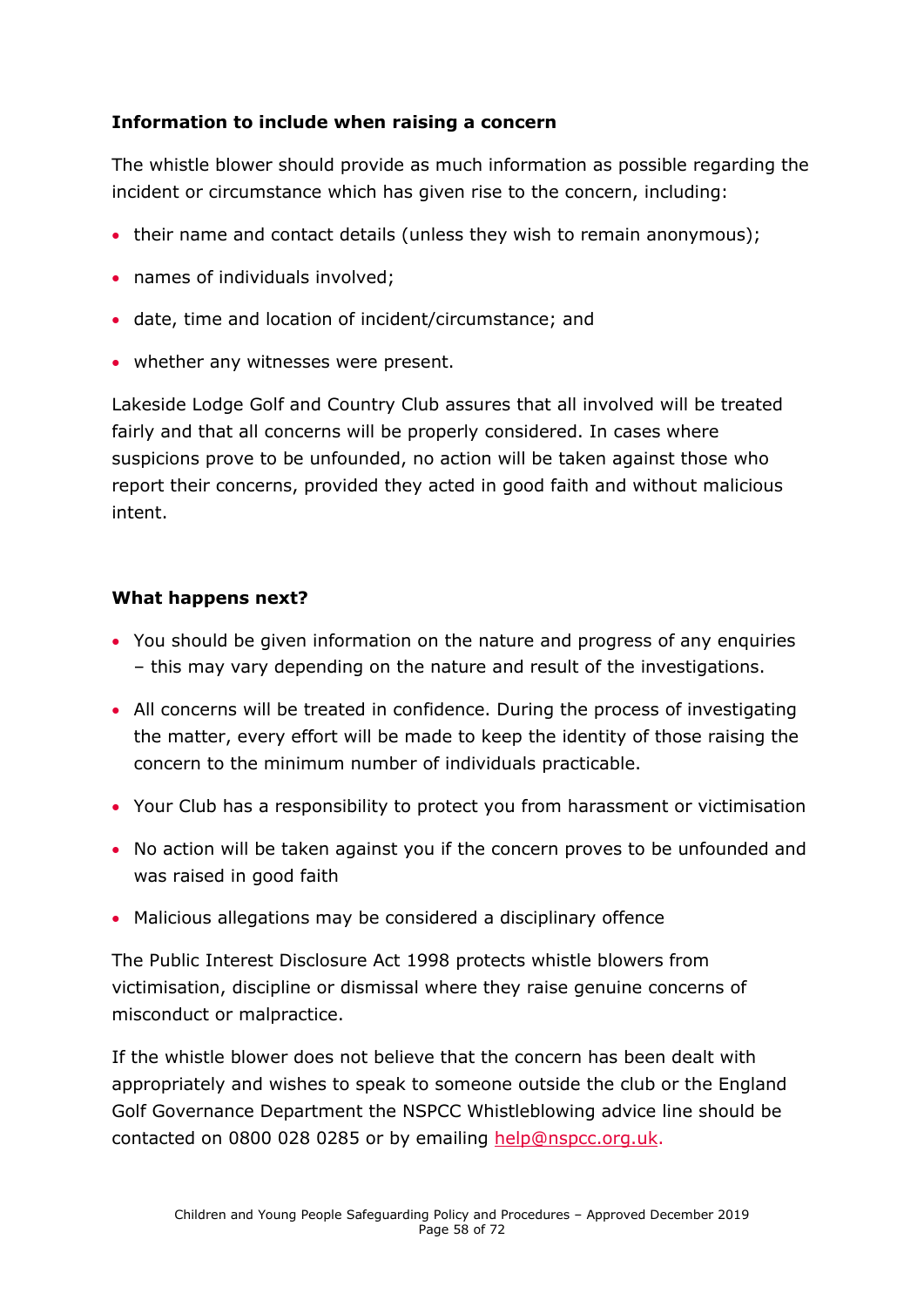**Information to include when raising a concern**

The whistle blower should provide as much information as possible regarding the incident or circumstance which has given rise to the concern, including:

- their name and contact details (unless they wish to remain anonymous);
- names of individuals involved;
- date, time and location of incident/circumstance; and
- whether any witnesses were present.

Lakeside Lodge Golf and Country Club assures that all involved will be treated fairly and that all concerns will be properly considered. In cases where suspicions prove to be unfounded, no action will be taken against those who report their concerns, provided they acted in good faith and without malicious intent.

**What happens next?**

- You should be given information on the nature and progress of any enquiries – this may vary depending on the nature and result of the investigations.
- All concerns will be treated in confidence. During the process of investigating the matter, every effort will be made to keep the identity of those raising the concern to the minimum number of individuals practicable.
- Your Club has a responsibility to protect you from harassment or victimisation
- No action will be taken against you if the concern proves to be unfounded and was raised in good faith
- Malicious allegations may be considered a disciplinary offence

The Public Interest Disclosure Act 1998 protects whistle blowers from victimisation, discipline or dismissal where they raise genuine concerns of misconduct or malpractice.

If the whistle blower does not believe that the concern has been dealt with appropriately and wishes to speak to someone outside the club or the England Golf Governance Department the NSPCC Whistleblowing advice line should be contacted on 0800 028 0285 or by emailing help@nspcc.org.uk.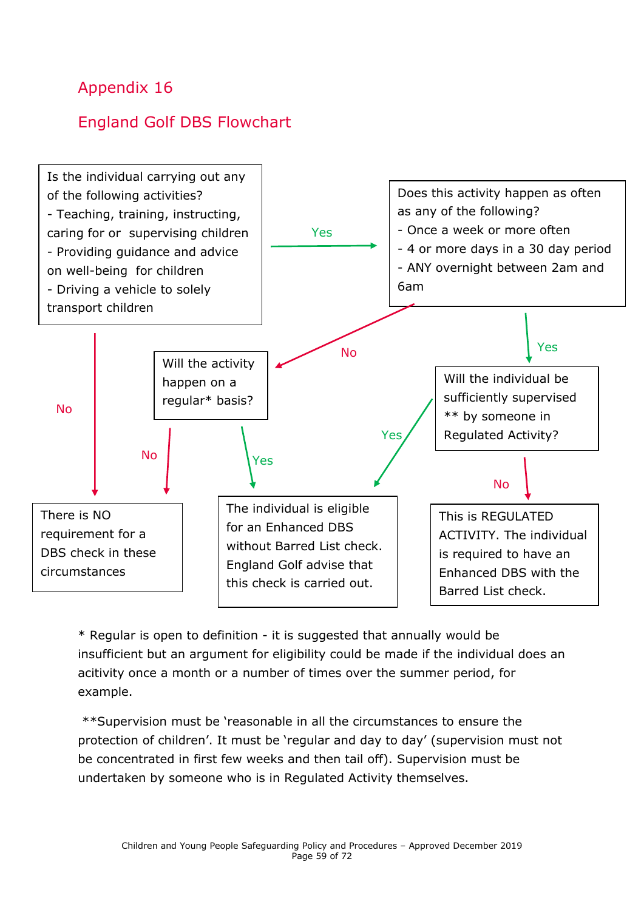# Appendix 16

## England Golf DBS Flowchart

**Is the individual carrying out any of the following activities?**
- Teaching, training, instructing, caring for or supervising children
- Providing guidance and advice on well-being for children
- Driving a vehicle to solely transport children

- **No** → There is NO requirement for a DBS check in these circumstances
- **Yes** → **Does this activity happen as often as any of the following?**
  - Once a week or more often
  - 4 or more days in a 30 day period
  - ANY overnight between 2am and 6am

**Does this activity happen as often as any of the following?**

- **No** → **Will the activity happen on a regular* basis?**
  - **No** → There is NO requirement for a DBS check in these circumstances
  - **Yes** → The individual is eligible for an Enhanced DBS without Barred List check. England Golf advise that this check is carried out.
- **Yes** → **Will the individual be sufficiently supervised ** by someone in Regulated Activity?**
  - **Yes** → The individual is eligible for an Enhanced DBS without Barred List check. England Golf advise that this check is carried out.
  - **No** → This is REGULATED ACTIVITY. The individual is required to have an Enhanced DBS with the Barred List check.

* Regular is open to definition - it is suggested that annually would be insufficient but an argument for eligibility could be made if the individual does an acitivity once a month or a number of times over the summer period, for example.

**Supervision must be 'reasonable in all the circumstances to ensure the protection of children'. It must be 'regular and day to day' (supervision must not be concentrated in first few weeks and then tail off). Supervision must be undertaken by someone who is in Regulated Activity themselves.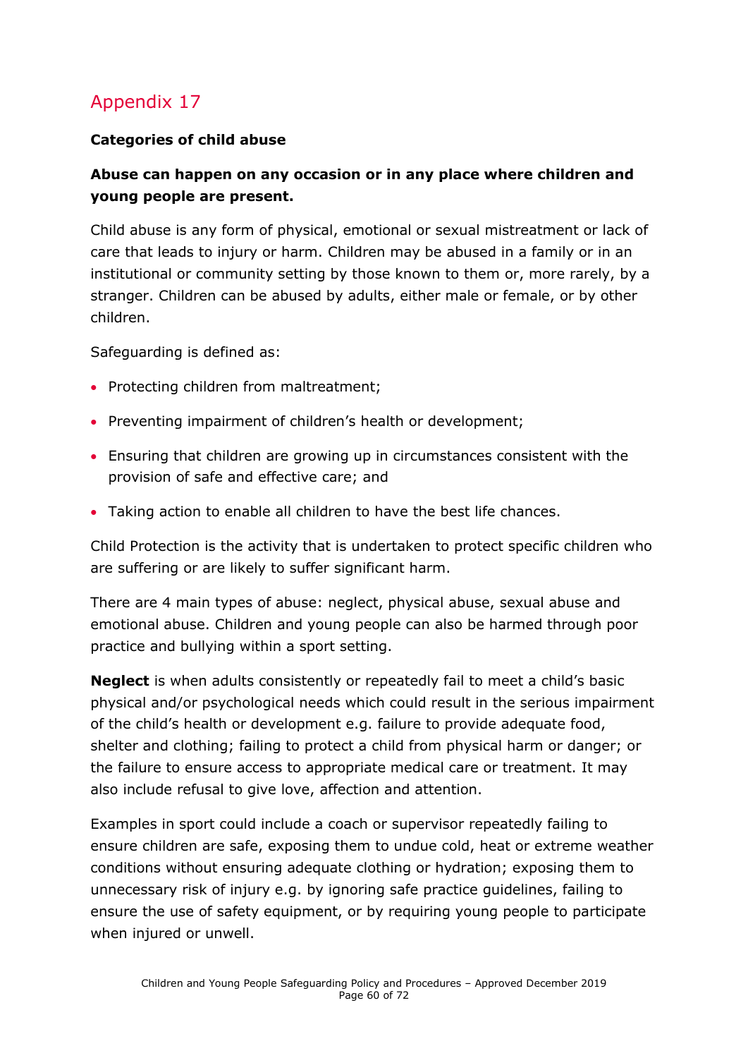# Appendix 17

**Categories of child abuse**

**Abuse can happen on any occasion or in any place where children and young people are present.**

Child abuse is any form of physical, emotional or sexual mistreatment or lack of care that leads to injury or harm. Children may be abused in a family or in an institutional or community setting by those known to them or, more rarely, by a stranger. Children can be abused by adults, either male or female, or by other children.

Safeguarding is defined as:

- Protecting children from maltreatment;
- Preventing impairment of children's health or development;
- Ensuring that children are growing up in circumstances consistent with the provision of safe and effective care; and
- Taking action to enable all children to have the best life chances.

Child Protection is the activity that is undertaken to protect specific children who are suffering or are likely to suffer significant harm.

There are 4 main types of abuse: neglect, physical abuse, sexual abuse and emotional abuse. Children and young people can also be harmed through poor practice and bullying within a sport setting.

**Neglect** is when adults consistently or repeatedly fail to meet a child's basic physical and/or psychological needs which could result in the serious impairment of the child's health or development e.g. failure to provide adequate food, shelter and clothing; failing to protect a child from physical harm or danger; or the failure to ensure access to appropriate medical care or treatment. It may also include refusal to give love, affection and attention.

Examples in sport could include a coach or supervisor repeatedly failing to ensure children are safe, exposing them to undue cold, heat or extreme weather conditions without ensuring adequate clothing or hydration; exposing them to unnecessary risk of injury e.g. by ignoring safe practice guidelines, failing to ensure the use of safety equipment, or by requiring young people to participate when injured or unwell.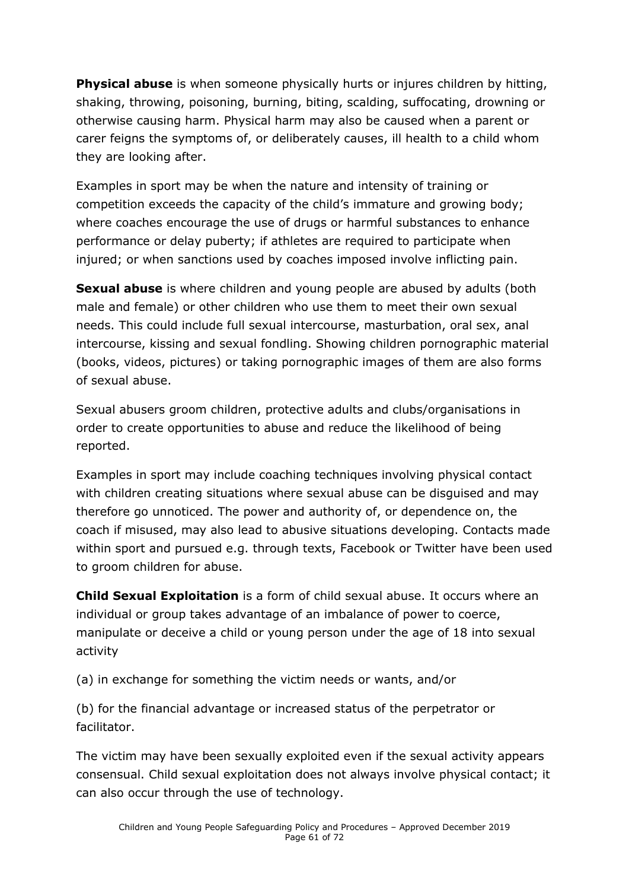**Physical abuse** is when someone physically hurts or injures children by hitting, shaking, throwing, poisoning, burning, biting, scalding, suffocating, drowning or otherwise causing harm. Physical harm may also be caused when a parent or carer feigns the symptoms of, or deliberately causes, ill health to a child whom they are looking after.

Examples in sport may be when the nature and intensity of training or competition exceeds the capacity of the child's immature and growing body; where coaches encourage the use of drugs or harmful substances to enhance performance or delay puberty; if athletes are required to participate when injured; or when sanctions used by coaches imposed involve inflicting pain.

**Sexual abuse** is where children and young people are abused by adults (both male and female) or other children who use them to meet their own sexual needs. This could include full sexual intercourse, masturbation, oral sex, anal intercourse, kissing and sexual fondling. Showing children pornographic material (books, videos, pictures) or taking pornographic images of them are also forms of sexual abuse.

Sexual abusers groom children, protective adults and clubs/organisations in order to create opportunities to abuse and reduce the likelihood of being reported.

Examples in sport may include coaching techniques involving physical contact with children creating situations where sexual abuse can be disguised and may therefore go unnoticed. The power and authority of, or dependence on, the coach if misused, may also lead to abusive situations developing. Contacts made within sport and pursued e.g. through texts, Facebook or Twitter have been used to groom children for abuse.

**Child Sexual Exploitation** is a form of child sexual abuse. It occurs where an individual or group takes advantage of an imbalance of power to coerce, manipulate or deceive a child or young person under the age of 18 into sexual activity

(a) in exchange for something the victim needs or wants, and/or

(b) for the financial advantage or increased status of the perpetrator or facilitator.

The victim may have been sexually exploited even if the sexual activity appears consensual. Child sexual exploitation does not always involve physical contact; it can also occur through the use of technology.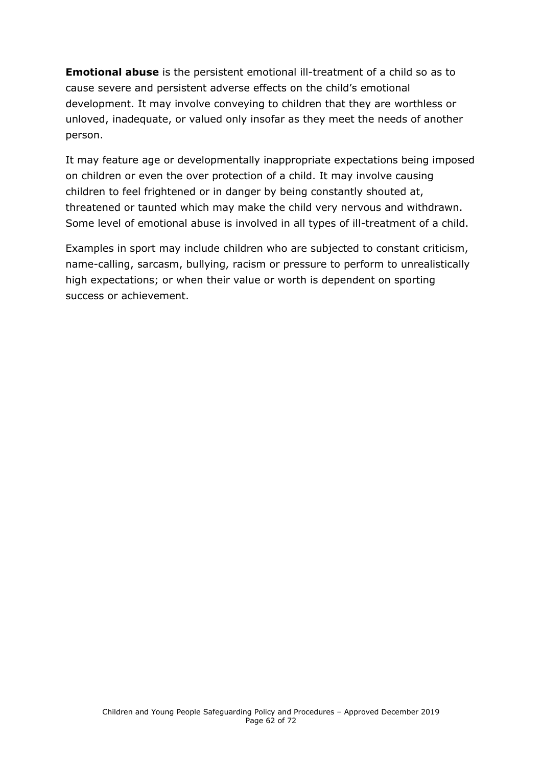**Emotional abuse** is the persistent emotional ill-treatment of a child so as to cause severe and persistent adverse effects on the child's emotional development. It may involve conveying to children that they are worthless or unloved, inadequate, or valued only insofar as they meet the needs of another person.

It may feature age or developmentally inappropriate expectations being imposed on children or even the over protection of a child. It may involve causing children to feel frightened or in danger by being constantly shouted at, threatened or taunted which may make the child very nervous and withdrawn. Some level of emotional abuse is involved in all types of ill-treatment of a child.

Examples in sport may include children who are subjected to constant criticism, name-calling, sarcasm, bullying, racism or pressure to perform to unrealistically high expectations; or when their value or worth is dependent on sporting success or achievement.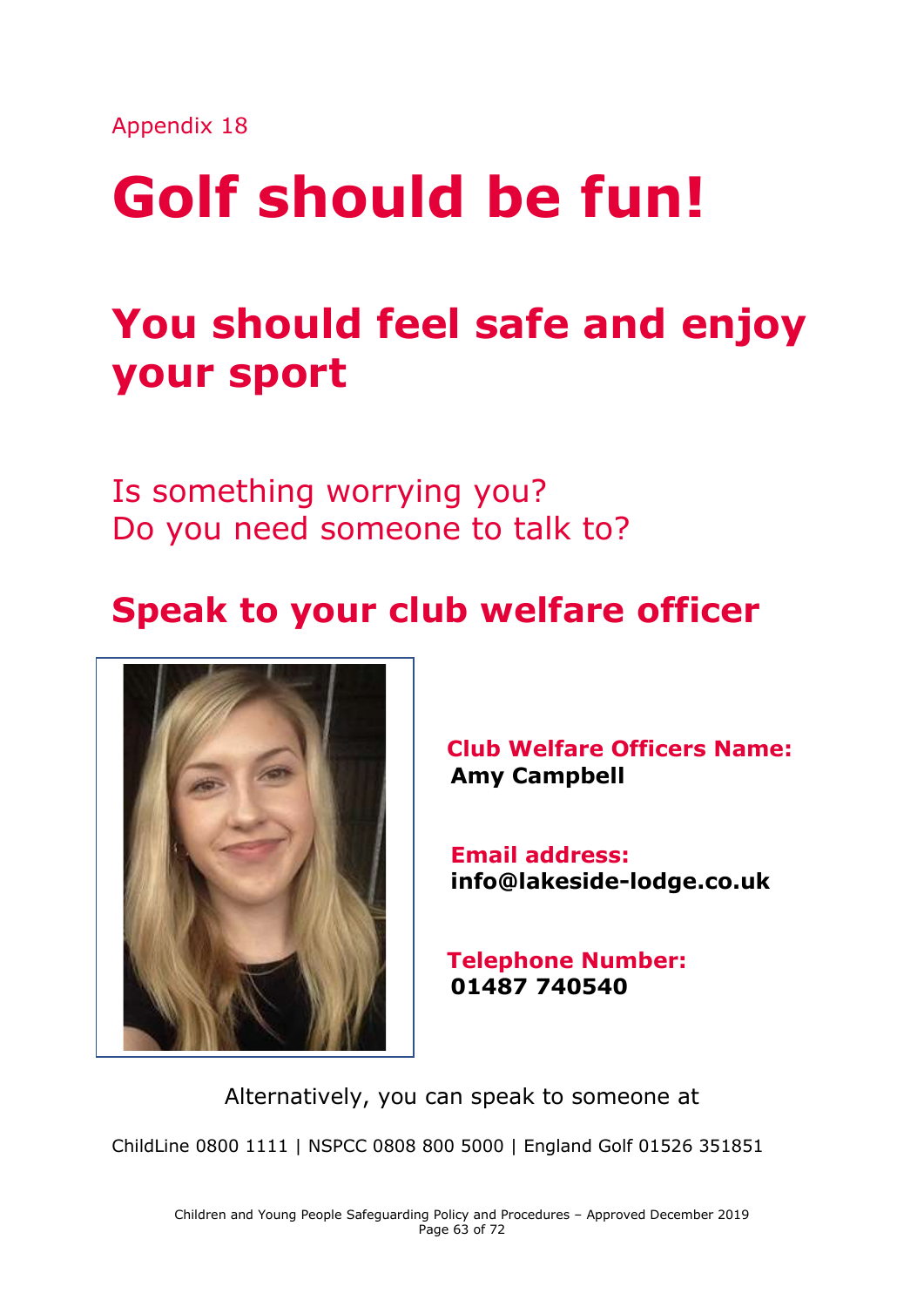Appendix 18

# Golf should be fun!

## You should feel safe and enjoy your sport

Is something worrying you?
Do you need someone to talk to?

## Speak to your club welfare officer

**Club Welfare Officers Name:**
**Amy Campbell**

**Email address:**
**info@lakeside-lodge.co.uk**

**Telephone Number:**
**01487 740540**

Alternatively, you can speak to someone at

ChildLine 0800 1111 | NSPCC 0808 800 5000 | England Golf 01526 351851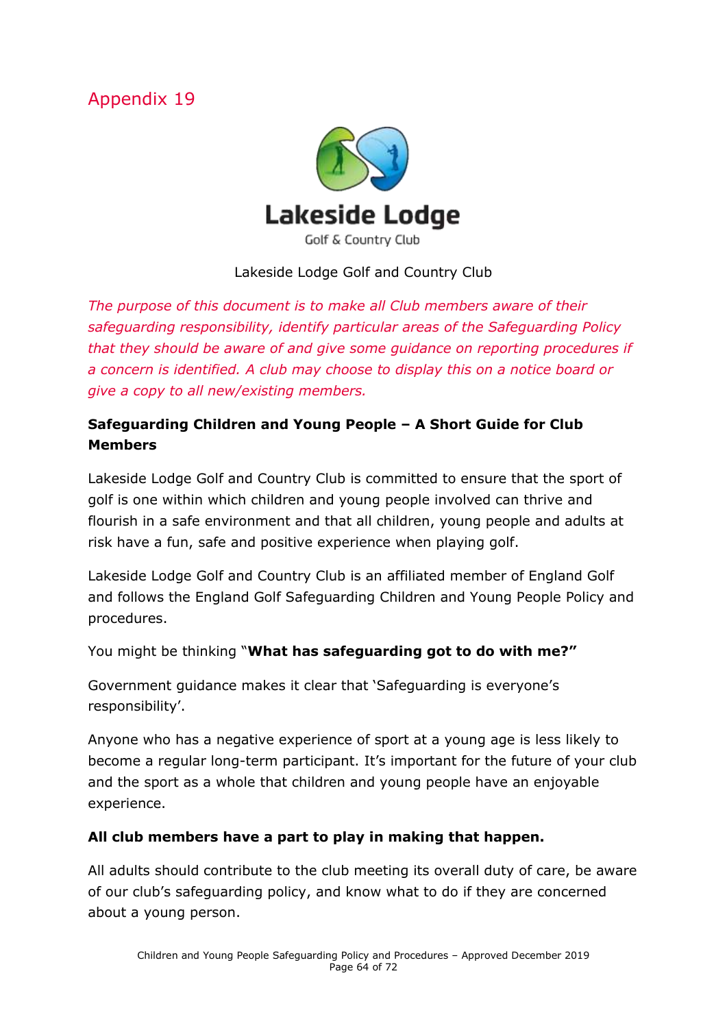# Appendix 19

Lakeside Lodge Golf & Country Club

Lakeside Lodge Golf and Country Club

*The purpose of this document is to make all Club members aware of their safeguarding responsibility, identify particular areas of the Safeguarding Policy that they should be aware of and give some guidance on reporting procedures if a concern is identified. A club may choose to display this on a notice board or give a copy to all new/existing members.*

**Safeguarding Children and Young People – A Short Guide for Club Members**

Lakeside Lodge Golf and Country Club is committed to ensure that the sport of golf is one within which children and young people involved can thrive and flourish in a safe environment and that all children, young people and adults at risk have a fun, safe and positive experience when playing golf.

Lakeside Lodge Golf and Country Club is an affiliated member of England Golf and follows the England Golf Safeguarding Children and Young People Policy and procedures.

You might be thinking "**What has safeguarding got to do with me?"**

Government guidance makes it clear that 'Safeguarding is everyone's responsibility'.

Anyone who has a negative experience of sport at a young age is less likely to become a regular long-term participant. It's important for the future of your club and the sport as a whole that children and young people have an enjoyable experience.

**All club members have a part to play in making that happen.**

All adults should contribute to the club meeting its overall duty of care, be aware of our club's safeguarding policy, and know what to do if they are concerned about a young person.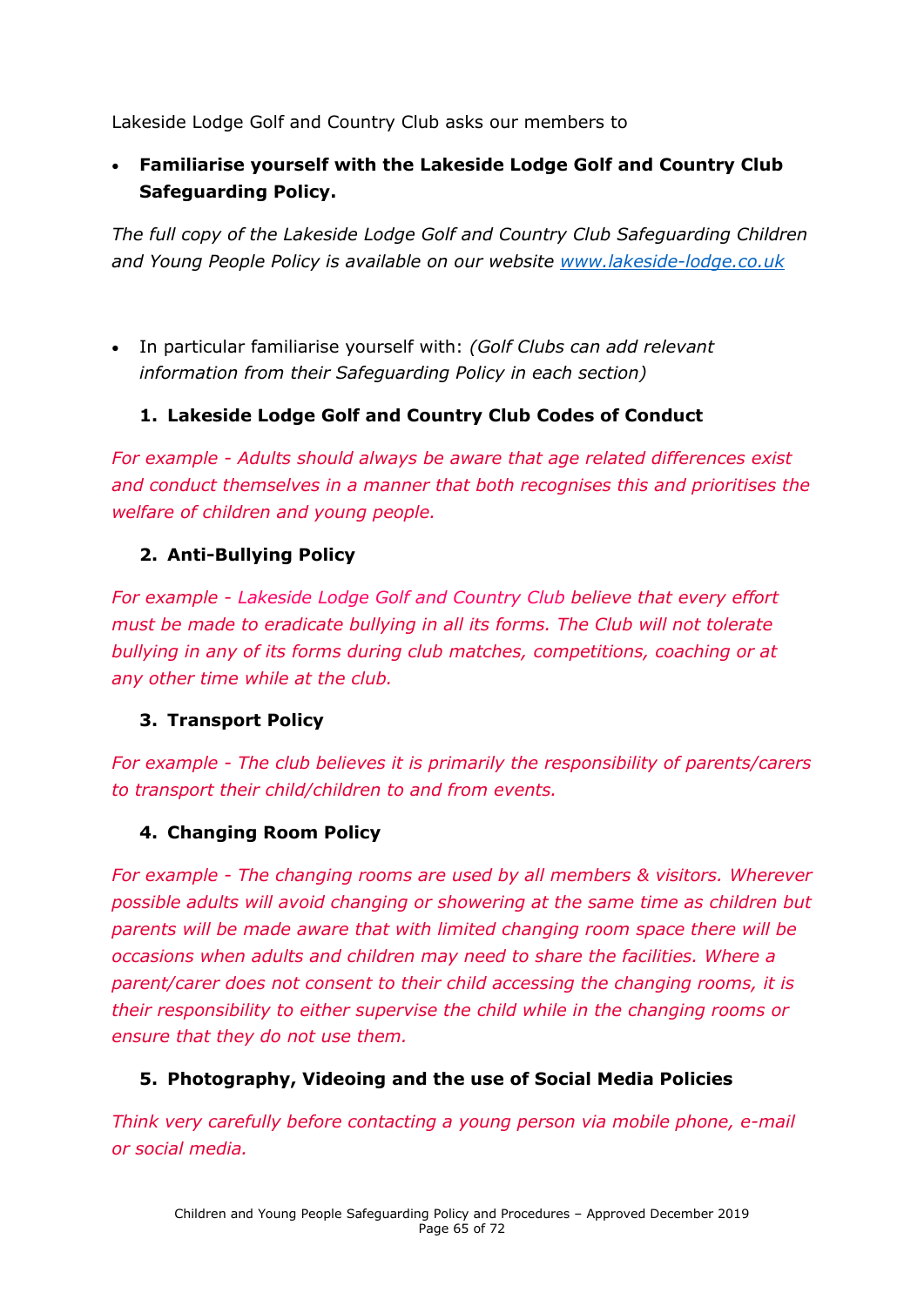Lakeside Lodge Golf and Country Club asks our members to

- **Familiarise yourself with the Lakeside Lodge Golf and Country Club Safeguarding Policy.**

*The full copy of the Lakeside Lodge Golf and Country Club Safeguarding Children and Young People Policy is available on our website [www.lakeside-lodge.co.uk](www.lakeside-lodge.co.uk)*

- In particular familiarise yourself with: *(Golf Clubs can add relevant information from their Safeguarding Policy in each section)*

1. **Lakeside Lodge Golf and Country Club Codes of Conduct**

*For example - Adults should always be aware that age related differences exist and conduct themselves in a manner that both recognises this and prioritises the welfare of children and young people.*

2. **Anti-Bullying Policy**

*For example - Lakeside Lodge Golf and Country Club believe that every effort must be made to eradicate bullying in all its forms. The Club will not tolerate bullying in any of its forms during club matches, competitions, coaching or at any other time while at the club.*

3. **Transport Policy**

*For example - The club believes it is primarily the responsibility of parents/carers to transport their child/children to and from events.*

4. **Changing Room Policy**

*For example - The changing rooms are used by all members & visitors. Wherever possible adults will avoid changing or showering at the same time as children but parents will be made aware that with limited changing room space there will be occasions when adults and children may need to share the facilities. Where a parent/carer does not consent to their child accessing the changing rooms, it is their responsibility to either supervise the child while in the changing rooms or ensure that they do not use them.*

5. **Photography, Videoing and the use of Social Media Policies**

*Think very carefully before contacting a young person via mobile phone, e-mail or social media.*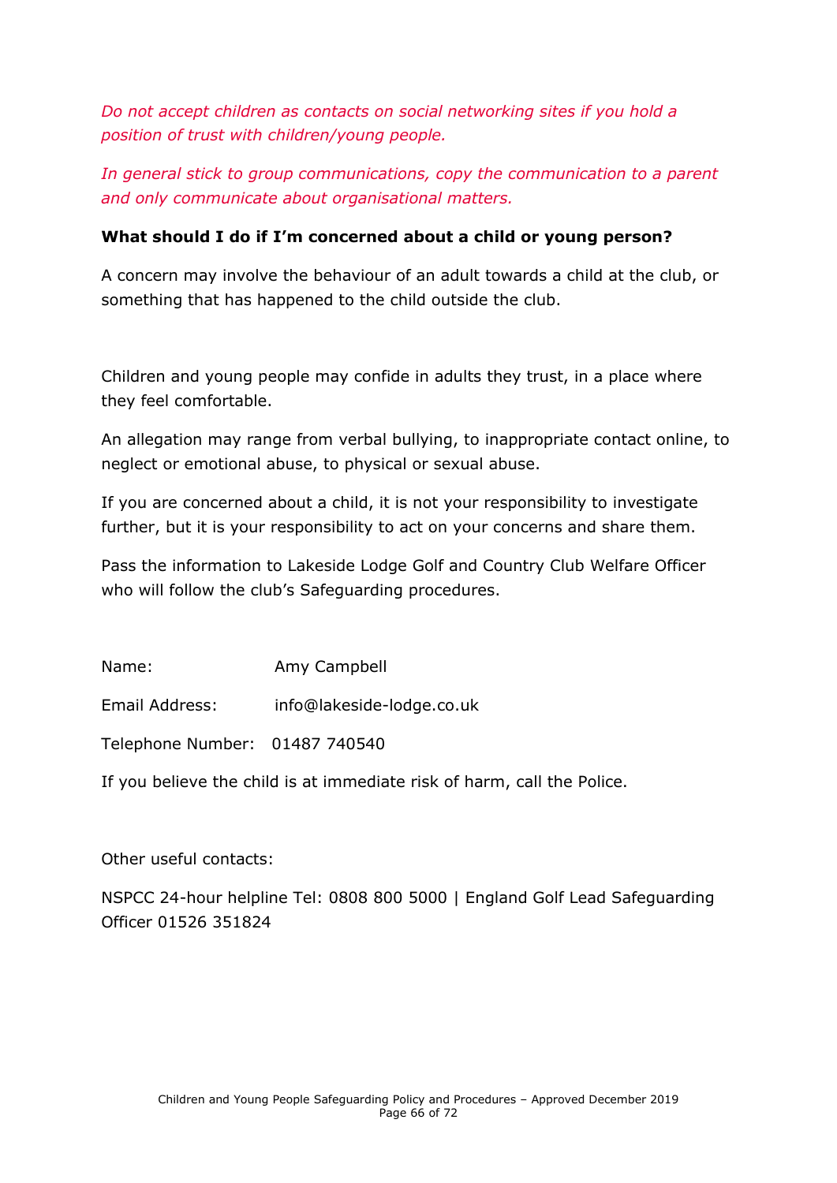*Do not accept children as contacts on social networking sites if you hold a position of trust with children/young people.*

*In general stick to group communications, copy the communication to a parent and only communicate about organisational matters.*

**What should I do if I'm concerned about a child or young person?**

A concern may involve the behaviour of an adult towards a child at the club, or something that has happened to the child outside the club.

Children and young people may confide in adults they trust, in a place where they feel comfortable.

An allegation may range from verbal bullying, to inappropriate contact online, to neglect or emotional abuse, to physical or sexual abuse.

If you are concerned about a child, it is not your responsibility to investigate further, but it is your responsibility to act on your concerns and share them.

Pass the information to Lakeside Lodge Golf and Country Club Welfare Officer who will follow the club's Safeguarding procedures.

Name: Amy Campbell

Email Address: info@lakeside-lodge.co.uk

Telephone Number: 01487 740540

If you believe the child is at immediate risk of harm, call the Police.

Other useful contacts:

NSPCC 24-hour helpline Tel: 0808 800 5000 | England Golf Lead Safeguarding Officer 01526 351824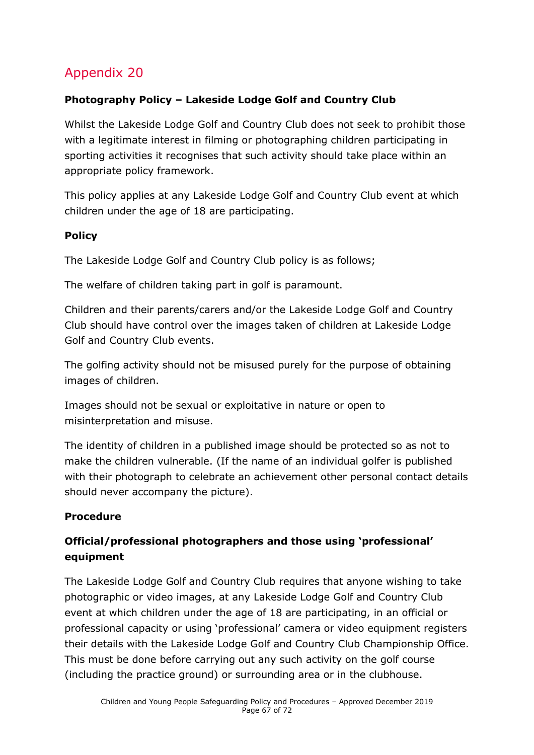## Appendix 20

**Photography Policy – Lakeside Lodge Golf and Country Club**

Whilst the Lakeside Lodge Golf and Country Club does not seek to prohibit those with a legitimate interest in filming or photographing children participating in sporting activities it recognises that such activity should take place within an appropriate policy framework.

This policy applies at any Lakeside Lodge Golf and Country Club event at which children under the age of 18 are participating.

**Policy**

The Lakeside Lodge Golf and Country Club policy is as follows;

The welfare of children taking part in golf is paramount.

Children and their parents/carers and/or the Lakeside Lodge Golf and Country Club should have control over the images taken of children at Lakeside Lodge Golf and Country Club events.

The golfing activity should not be misused purely for the purpose of obtaining images of children.

Images should not be sexual or exploitative in nature or open to misinterpretation and misuse.

The identity of children in a published image should be protected so as not to make the children vulnerable. (If the name of an individual golfer is published with their photograph to celebrate an achievement other personal contact details should never accompany the picture).

**Procedure**

**Official/professional photographers and those using 'professional' equipment**

The Lakeside Lodge Golf and Country Club requires that anyone wishing to take photographic or video images, at any Lakeside Lodge Golf and Country Club event at which children under the age of 18 are participating, in an official or professional capacity or using 'professional' camera or video equipment registers their details with the Lakeside Lodge Golf and Country Club Championship Office. This must be done before carrying out any such activity on the golf course (including the practice ground) or surrounding area or in the clubhouse.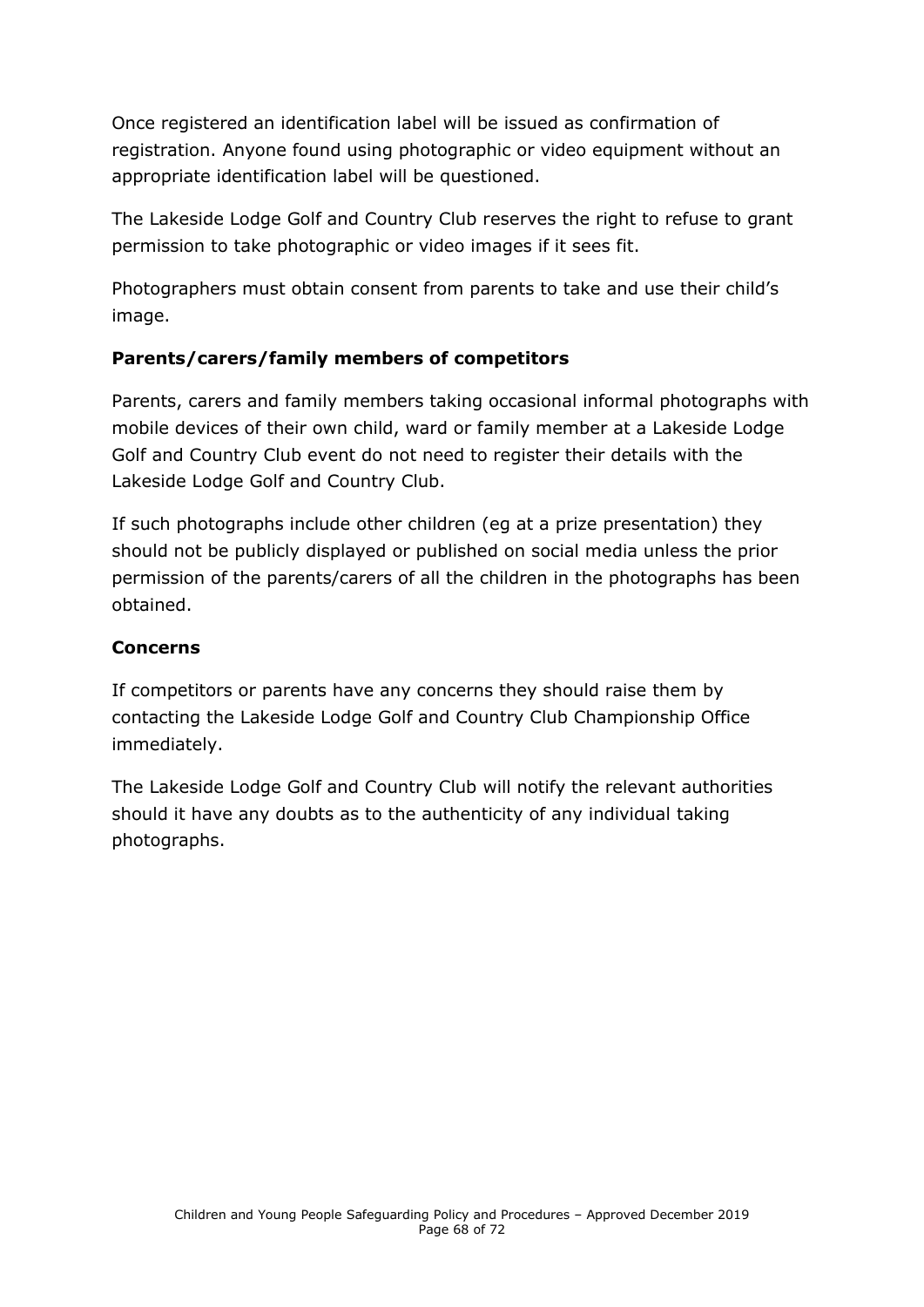Once registered an identification label will be issued as confirmation of registration. Anyone found using photographic or video equipment without an appropriate identification label will be questioned.

The Lakeside Lodge Golf and Country Club reserves the right to refuse to grant permission to take photographic or video images if it sees fit.

Photographers must obtain consent from parents to take and use their child's image.

**Parents/carers/family members of competitors**

Parents, carers and family members taking occasional informal photographs with mobile devices of their own child, ward or family member at a Lakeside Lodge Golf and Country Club event do not need to register their details with the Lakeside Lodge Golf and Country Club.

If such photographs include other children (eg at a prize presentation) they should not be publicly displayed or published on social media unless the prior permission of the parents/carers of all the children in the photographs has been obtained.

**Concerns**

If competitors or parents have any concerns they should raise them by contacting the Lakeside Lodge Golf and Country Club Championship Office immediately.

The Lakeside Lodge Golf and Country Club will notify the relevant authorities should it have any doubts as to the authenticity of any individual taking photographs.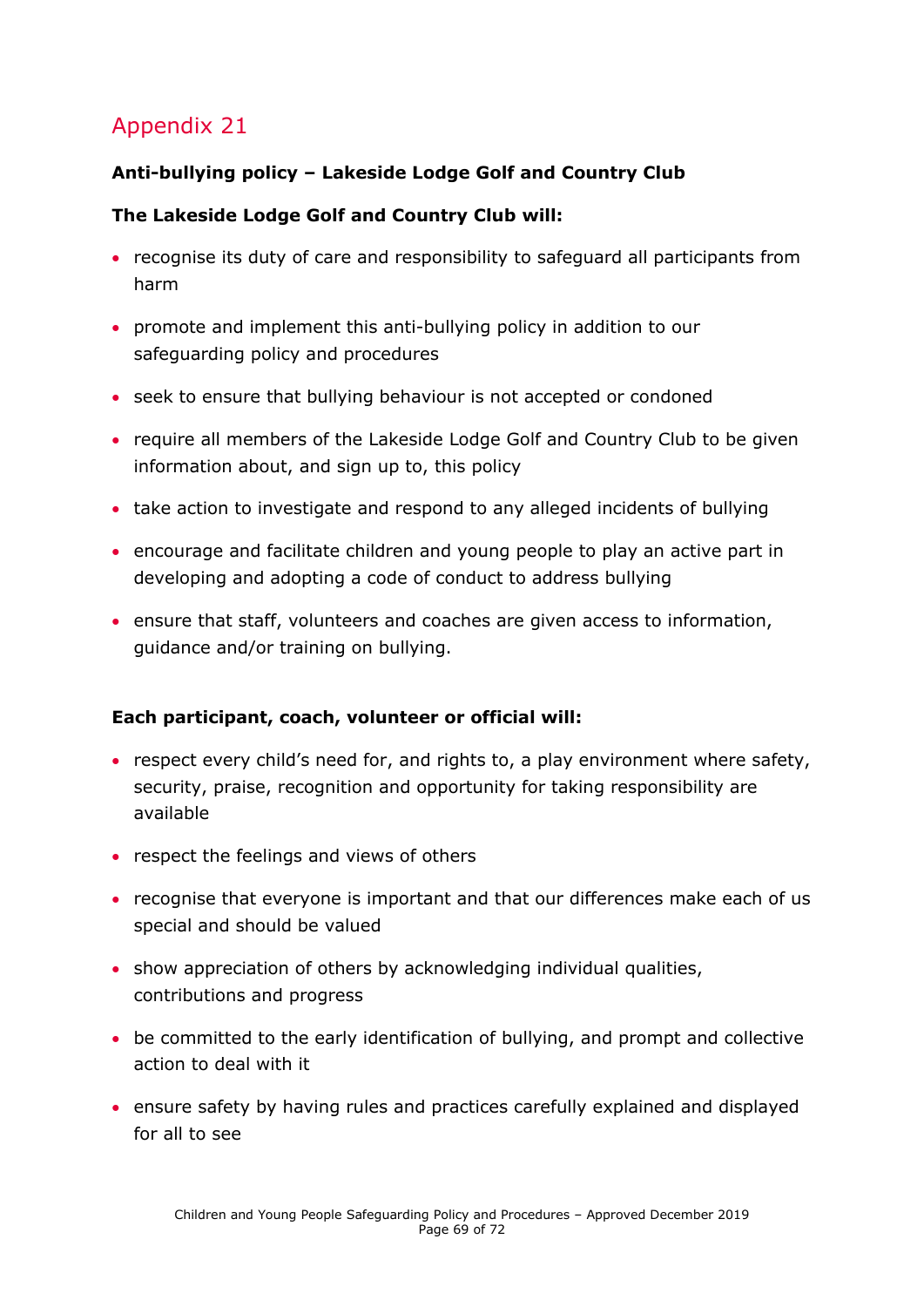## Appendix 21

**Anti-bullying policy – Lakeside Lodge Golf and Country Club**

**The Lakeside Lodge Golf and Country Club will:**

- recognise its duty of care and responsibility to safeguard all participants from harm
- promote and implement this anti-bullying policy in addition to our safeguarding policy and procedures
- seek to ensure that bullying behaviour is not accepted or condoned
- require all members of the Lakeside Lodge Golf and Country Club to be given information about, and sign up to, this policy
- take action to investigate and respond to any alleged incidents of bullying
- encourage and facilitate children and young people to play an active part in developing and adopting a code of conduct to address bullying
- ensure that staff, volunteers and coaches are given access to information, guidance and/or training on bullying.

**Each participant, coach, volunteer or official will:**

- respect every child's need for, and rights to, a play environment where safety, security, praise, recognition and opportunity for taking responsibility are available
- respect the feelings and views of others
- recognise that everyone is important and that our differences make each of us special and should be valued
- show appreciation of others by acknowledging individual qualities, contributions and progress
- be committed to the early identification of bullying, and prompt and collective action to deal with it
- ensure safety by having rules and practices carefully explained and displayed for all to see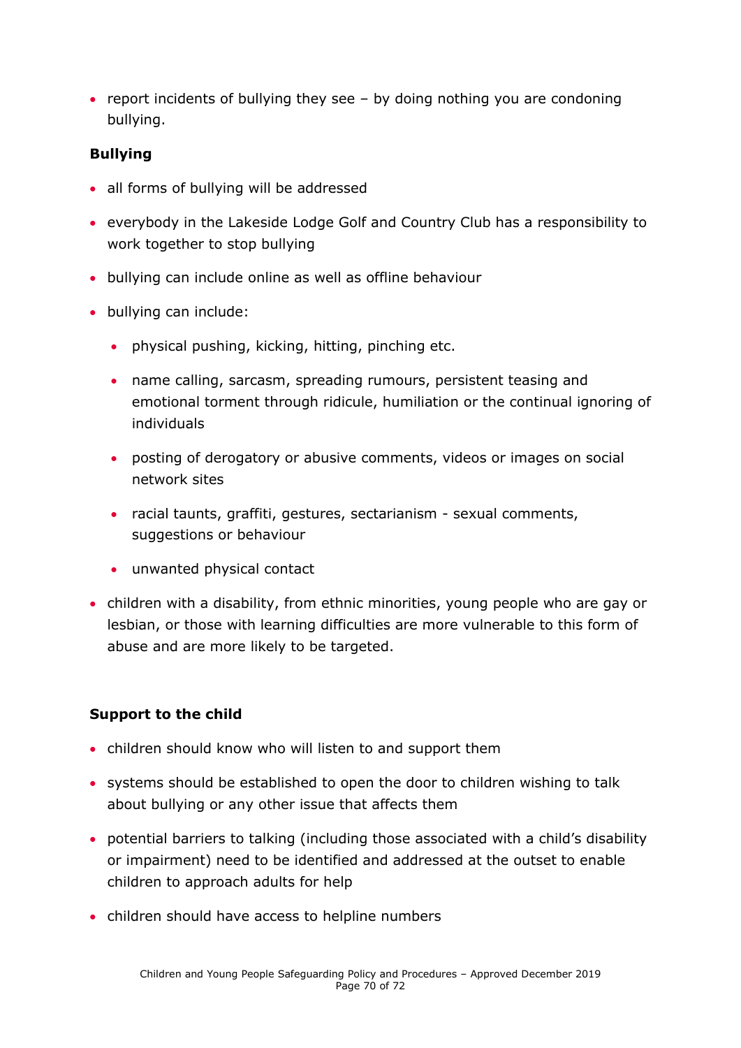- report incidents of bullying they see – by doing nothing you are condoning bullying.

**Bullying**

- all forms of bullying will be addressed
- everybody in the Lakeside Lodge Golf and Country Club has a responsibility to work together to stop bullying
- bullying can include online as well as offline behaviour
- bullying can include:
    - physical pushing, kicking, hitting, pinching etc.
    - name calling, sarcasm, spreading rumours, persistent teasing and emotional torment through ridicule, humiliation or the continual ignoring of individuals
    - posting of derogatory or abusive comments, videos or images on social network sites
    - racial taunts, graffiti, gestures, sectarianism - sexual comments, suggestions or behaviour
    - unwanted physical contact
- children with a disability, from ethnic minorities, young people who are gay or lesbian, or those with learning difficulties are more vulnerable to this form of abuse and are more likely to be targeted.

**Support to the child**

- children should know who will listen to and support them
- systems should be established to open the door to children wishing to talk about bullying or any other issue that affects them
- potential barriers to talking (including those associated with a child's disability or impairment) need to be identified and addressed at the outset to enable children to approach adults for help
- children should have access to helpline numbers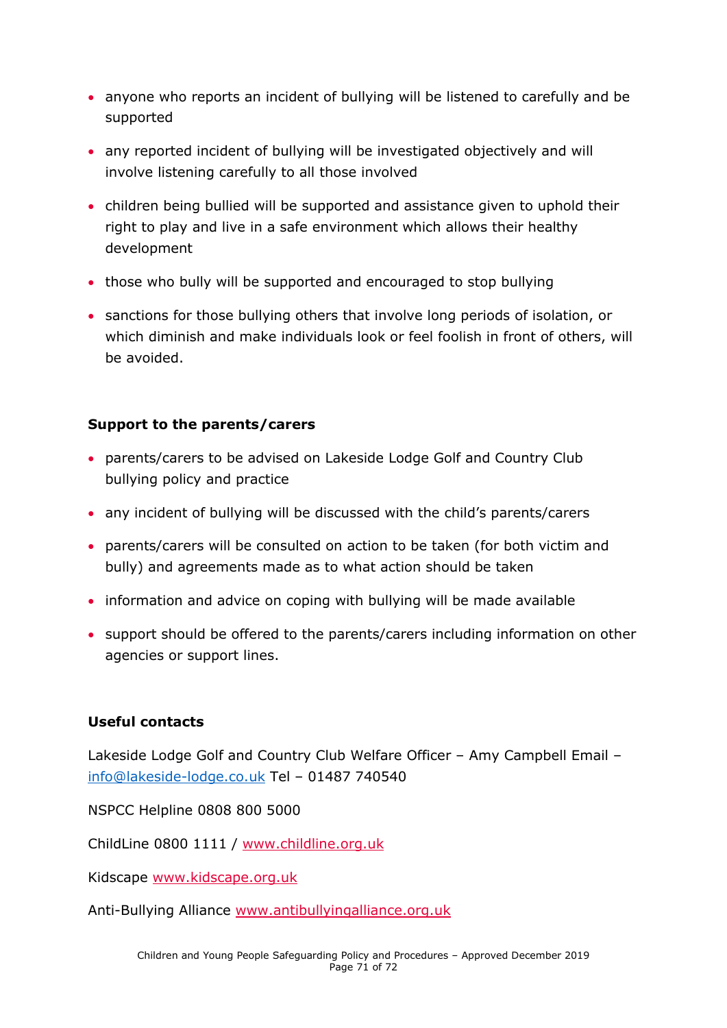- anyone who reports an incident of bullying will be listened to carefully and be supported
- any reported incident of bullying will be investigated objectively and will involve listening carefully to all those involved
- children being bullied will be supported and assistance given to uphold their right to play and live in a safe environment which allows their healthy development
- those who bully will be supported and encouraged to stop bullying
- sanctions for those bullying others that involve long periods of isolation, or which diminish and make individuals look or feel foolish in front of others, will be avoided.

**Support to the parents/carers**

- parents/carers to be advised on Lakeside Lodge Golf and Country Club bullying policy and practice
- any incident of bullying will be discussed with the child's parents/carers
- parents/carers will be consulted on action to be taken (for both victim and bully) and agreements made as to what action should be taken
- information and advice on coping with bullying will be made available
- support should be offered to the parents/carers including information on other agencies or support lines.

**Useful contacts**

Lakeside Lodge Golf and Country Club Welfare Officer – Amy Campbell Email – info@lakeside-lodge.co.uk Tel – 01487 740540

NSPCC Helpline 0808 800 5000

ChildLine 0800 1111 / www.childline.org.uk

Kidscape www.kidscape.org.uk

Anti-Bullying Alliance www.antibullyingalliance.org.uk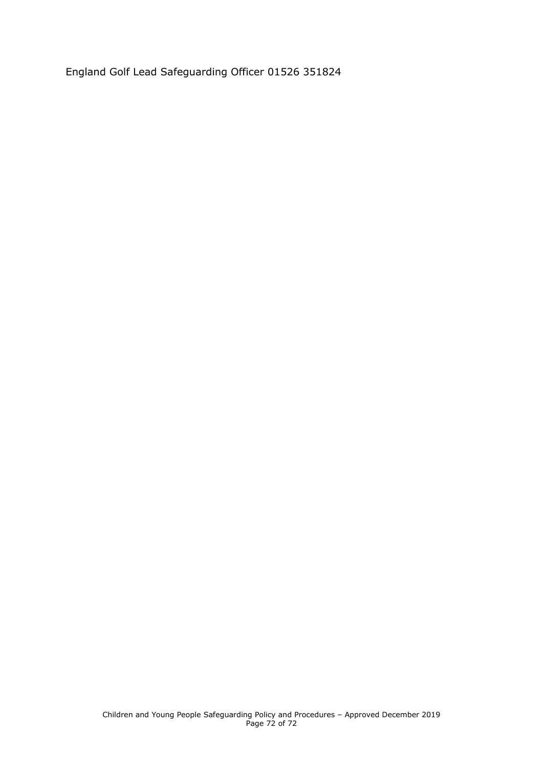England Golf Lead Safeguarding Officer 01526 351824